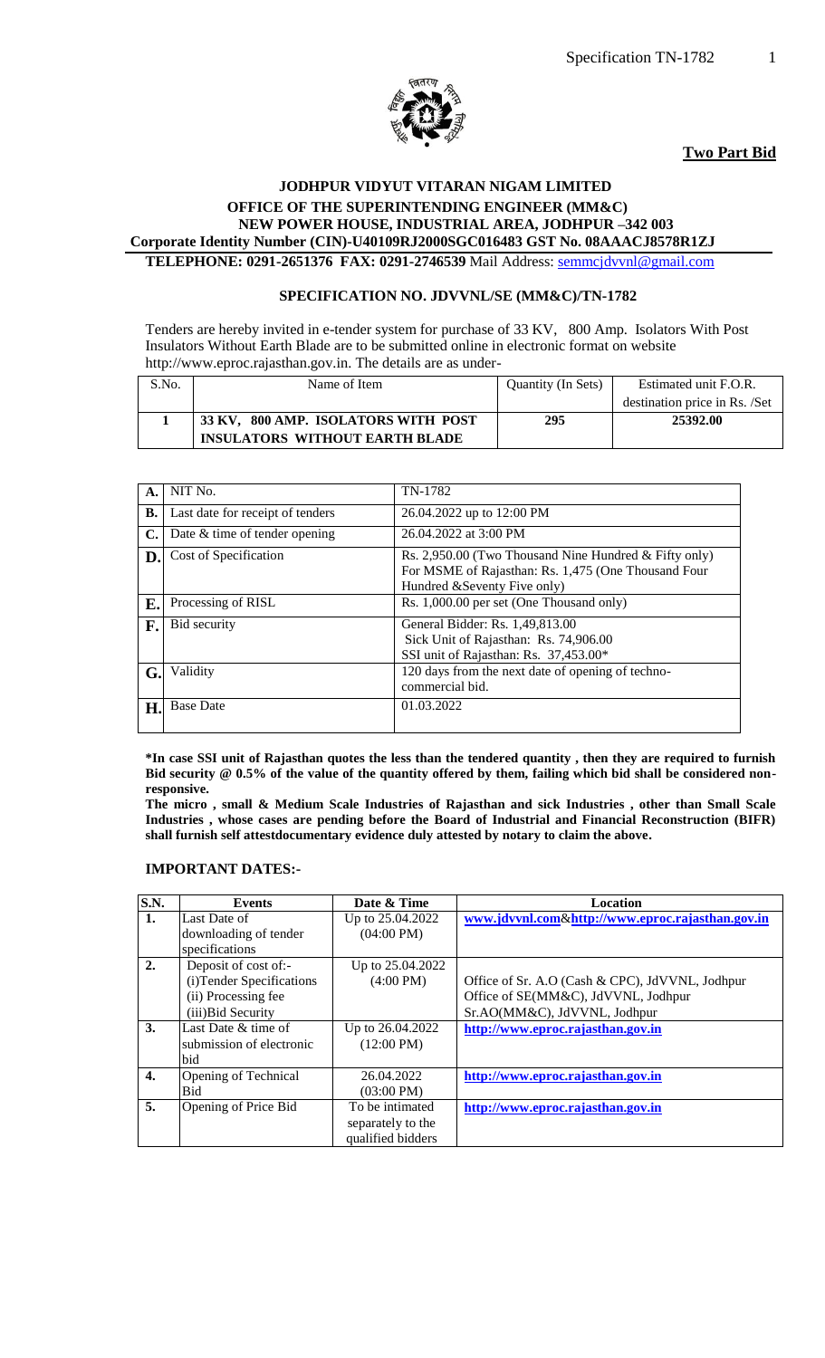**Two Part Bid**

**JODHPUR VIDYUT VITARAN NIGAM LIMITED**
**OFFICE OF THE SUPERINTENDING ENGINEER (MM&C)**
**NEW POWER HOUSE, INDUSTRIAL AREA, JODHPUR –342 003**
**Corporate Identity Number (CIN)-U40109RJ2000SGC016483 GST No. 08AAACJ8578R1ZJ**
**TELEPHONE: 0291-2651376 FAX: 0291-2746539** Mail Address: semmcjdvvnl@gmail.com

## SPECIFICATION NO. JDVVNL/SE (MM&C)/TN-1782

Tenders are hereby invited in e-tender system for purchase of 33 KV, 800 Amp. Isolators With Post Insulators Without Earth Blade are to be submitted online in electronic format on website http://www.eproc.rajasthan.gov.in. The details are as under-

| S.No. | Name of Item | Quantity (In Sets) | Estimated unit F.O.R. destination price in Rs. /Set |
|---|---|---|---|
| **1** | **33 KV, 800 AMP. ISOLATORS WITH POST INSULATORS WITHOUT EARTH BLADE** | **295** | **25392.00** |

| | | |
|---|---|---|
| **A.** | NIT No. | TN-1782 |
| **B.** | Last date for receipt of tenders | 26.04.2022 up to 12:00 PM |
| **C.** | Date & time of tender opening | 26.04.2022 at 3:00 PM |
| **D.** | Cost of Specification | Rs. 2,950.00 (Two Thousand Nine Hundred & Fifty only) For MSME of Rajasthan: Rs. 1,475 (One Thousand Four Hundred &Seventy Five only) |
| **E.** | Processing of RISL | Rs. 1,000.00 per set (One Thousand only) |
| **F.** | Bid security | General Bidder: Rs. 1,49,813.00<br>Sick Unit of Rajasthan: Rs. 74,906.00<br>SSI unit of Rajasthan: Rs. 37,453.00* |
| **G.** | Validity | 120 days from the next date of opening of techno-commercial bid. |
| **H.** | Base Date | 01.03.2022 |

**\*In case SSI unit of Rajasthan quotes the less than the tendered quantity , then they are required to furnish Bid security @ 0.5% of the value of the quantity offered by them, failing which bid shall be considered non-responsive.**

**The micro , small & Medium Scale Industries of Rajasthan and sick Industries , other than Small Scale Industries , whose cases are pending before the Board of Industrial and Financial Reconstruction (BIFR) shall furnish self attestdocumentary evidence duly attested by notary to claim the above.**

### IMPORTANT DATES:-

| S.N. | Events | Date & Time | Location |
|---|---|---|---|
| **1.** | Last Date of downloading of tender specifications | Up to 25.04.2022 (04:00 PM) | www.jdvvnl.com&http://www.eproc.rajasthan.gov.in |
| **2.** | Deposit of cost of:-<br>(i)Tender Specifications<br>(ii) Processing fee<br>(iii)Bid Security | Up to 25.04.2022 (4:00 PM) | Office of Sr. A.O (Cash & CPC), JdVVNL, Jodhpur<br>Office of SE(MM&C), JdVVNL, Jodhpur<br>Sr.AO(MM&C), JdVVNL, Jodhpur |
| **3.** | Last Date & time of submission of electronic bid | Up to 26.04.2022 (12:00 PM) | http://www.eproc.rajasthan.gov.in |
| **4.** | Opening of Technical Bid | 26.04.2022 (03:00 PM) | http://www.eproc.rajasthan.gov.in |
| **5.** | Opening of Price Bid | To be intimated separately to the qualified bidders | http://www.eproc.rajasthan.gov.in |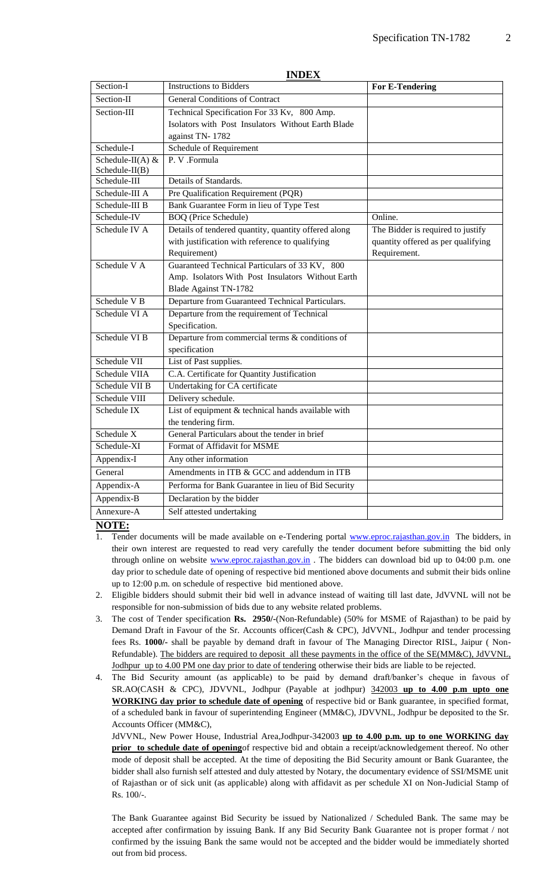# INDEX

| | | |
|---|---|---|
| Section-I | Instructions to Bidders | **For E-Tendering** |
| Section-II | General Conditions of Contract | |
| Section-III | Technical Specification For 33 Kv, 800 Amp. Isolators with Post Insulators Without Earth Blade against TN- 1782 | |
| Schedule-I | Schedule of Requirement | |
| Schedule-II(A) & Schedule-II(B) | P. V .Formula | |
| Schedule-III | Details of Standards. | |
| Schedule-III A | Pre Qualification Requirement (PQR) | |
| Schedule-III B | Bank Guarantee Form in lieu of Type Test | |
| Schedule-IV | BOQ (Price Schedule) | Online. |
| Schedule IV A | Details of tendered quantity, quantity offered along with justification with reference to qualifying Requirement) | The Bidder is required to justify quantity offered as per qualifying Requirement. |
| Schedule V A | Guaranteed Technical Particulars of 33 KV, 800 Amp. Isolators With Post Insulators Without Earth Blade Against TN-1782 | |
| Schedule V B | Departure from Guaranteed Technical Particulars. | |
| Schedule VI A | Departure from the requirement of Technical Specification. | |
| Schedule VI B | Departure from commercial terms & conditions of specification | |
| Schedule VII | List of Past supplies. | |
| Schedule VIIA | C.A. Certificate for Quantity Justification | |
| Schedule VII B | Undertaking for CA certificate | |
| Schedule VIII | Delivery schedule. | |
| Schedule IX | List of equipment & technical hands available with the tendering firm. | |
| Schedule X | General Particulars about the tender in brief | |
| Schedule-XI | Format of Affidavit for MSME | |
| Appendix-I | Any other information | |
| General | Amendments in ITB & GCC and addendum in ITB | |
| Appendix-A | Performa for Bank Guarantee in lieu of Bid Security | |
| Appendix-B | Declaration by the bidder | |
| Annexure-A | Self attested undertaking | |

**NOTE:**

1. Tender documents will be made available on e-Tendering portal www.eproc.rajasthan.gov.in The bidders, in their own interest are requested to read very carefully the tender document before submitting the bid only through online on website www.eproc.rajasthan.gov.in . The bidders can download bid up to 04:00 p.m. one day prior to schedule date of opening of respective bid mentioned above documents and submit their bids online up to 12:00 p.m. on schedule of respective bid mentioned above.
2. Eligible bidders should submit their bid well in advance instead of waiting till last date, JdVVNL will not be responsible for non-submission of bids due to any website related problems.
3. The cost of Tender specification **Rs. 2950/-**(Non-Refundable) (50% for MSME of Rajasthan) to be paid by Demand Draft in Favour of the Sr. Accounts officer(Cash & CPC), JdVVNL, Jodhpur and tender processing fees Rs. **1000/-** shall be payable by demand draft in favour of The Managing Director RISL, Jaipur ( Non-Refundable). The bidders are required to deposit all these payments in the office of the SE(MM&C), JdVVNL, Jodhpur up to 4.00 PM one day prior to date of tendering otherwise their bids are liable to be rejected.
4. The Bid Security amount (as applicable) to be paid by demand draft/banker's cheque in favous of SR.AO(CASH & CPC), JDVVNL, Jodhpur (Payable at jodhpur) 342003 **up to 4.00 p.m upto one WORKING day prior to schedule date of opening** of respective bid or Bank guarantee, in specified format, of a scheduled bank in favour of superintending Engineer (MM&C), JDVVNL, Jodhpur be deposited to the Sr. Accounts Officer (MM&C),

   JdVVNL, New Power House, Industrial Area,Jodhpur-342003 **up to 4.00 p.m. up to one WORKING day prior to schedule date of opening**of respective bid and obtain a receipt/acknowledgement thereof. No other mode of deposit shall be accepted. At the time of depositing the Bid Security amount or Bank Guarantee, the bidder shall also furnish self attested and duly attested by Notary, the documentary evidence of SSI/MSME unit of Rajasthan or of sick unit (as applicable) along with affidavit as per schedule XI on Non-Judicial Stamp of Rs. 100/-.

   The Bank Guarantee against Bid Security be issued by Nationalized / Scheduled Bank. The same may be accepted after confirmation by issuing Bank. If any Bid Security Bank Guarantee not is proper format / not confirmed by the issuing Bank the same would not be accepted and the bidder would be immediately shorted out from bid process.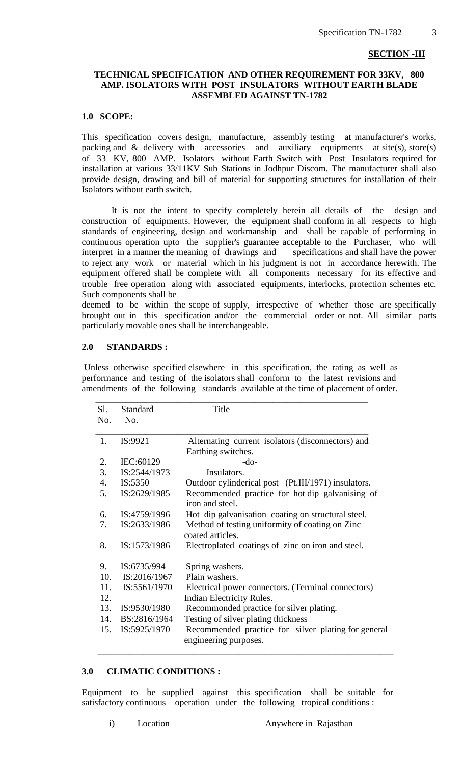**SECTION -III**

**TECHNICAL SPECIFICATION AND OTHER REQUIREMENT FOR 33KV, 800 AMP. ISOLATORS WITH POST INSULATORS WITHOUT EARTH BLADE ASSEMBLED AGAINST TN-1782**

**1.0 SCOPE:**

This specification covers design, manufacture, assembly testing at manufacturer's works, packing and & delivery with accessories and auxiliary equipments at site(s), store(s) of 33 KV, 800 AMP. Isolators without Earth Switch with Post Insulators required for installation at various 33/11KV Sub Stations in Jodhpur Discom. The manufacturer shall also provide design, drawing and bill of material for supporting structures for installation of their Isolators without earth switch.

It is not the intent to specify completely herein all details of the design and construction of equipments. However, the equipment shall conform in all respects to high standards of engineering, design and workmanship and shall be capable of performing in continuous operation upto the supplier's guarantee acceptable to the Purchaser, who will interpret in a manner the meaning of drawings and specifications and shall have the power to reject any work or material which in his judgment is not in accordance herewith. The equipment offered shall be complete with all components necessary for its effective and trouble free operation along with associated equipments, interlocks, protection schemes etc. Such components shall be

deemed to be within the scope of supply, irrespective of whether those are specifically brought out in this specification and/or the commercial order or not. All similar parts particularly movable ones shall be interchangeable.

**2.0 STANDARDS :**

Unless otherwise specified elsewhere in this specification, the rating as well as performance and testing of the isolators shall conform to the latest revisions and amendments of the following standards available at the time of placement of order.

| Sl. No. | Standard No. | Title |
|---|---|---|
| 1. | IS:9921 | Alternating current isolators (disconnectors) and Earthing switches. |
| 2. | IEC:60129 | -do- |
| 3. | IS:2544/1973 | Insulators. |
| 4. | IS:5350 | Outdoor cylinderical post (Pt.III/1971) insulators. |
| 5. | IS:2629/1985 | Recommended practice for hot dip galvanising of iron and steel. |
| 6. | IS:4759/1996 | Hot dip galvanisation coating on structural steel. |
| 7. | IS:2633/1986 | Method of testing uniformity of coating on Zinc coated articles. |
| 8. | IS:1573/1986 | Electroplated coatings of zinc on iron and steel. |
| 9. | IS:6735/994 | Spring washers. |
| 10. | IS:2016/1967 | Plain washers. |
| 11. | IS:5561/1970 | Electrical power connectors. (Terminal connectors) |
| 12. | | Indian Electricity Rules. |
| 13. | IS:9530/1980 | Recommonded practice for silver plating. |
| 14. | BS:2816/1964 | Testing of silver plating thickness |
| 15. | IS:5925/1970 | Recommended practice for silver plating for general engineering purposes. |

**3.0 CLIMATIC CONDITIONS :**

Equipment to be supplied against this specification shall be suitable for satisfactory continuous operation under the following tropical conditions :

i) Location Anywhere in Rajasthan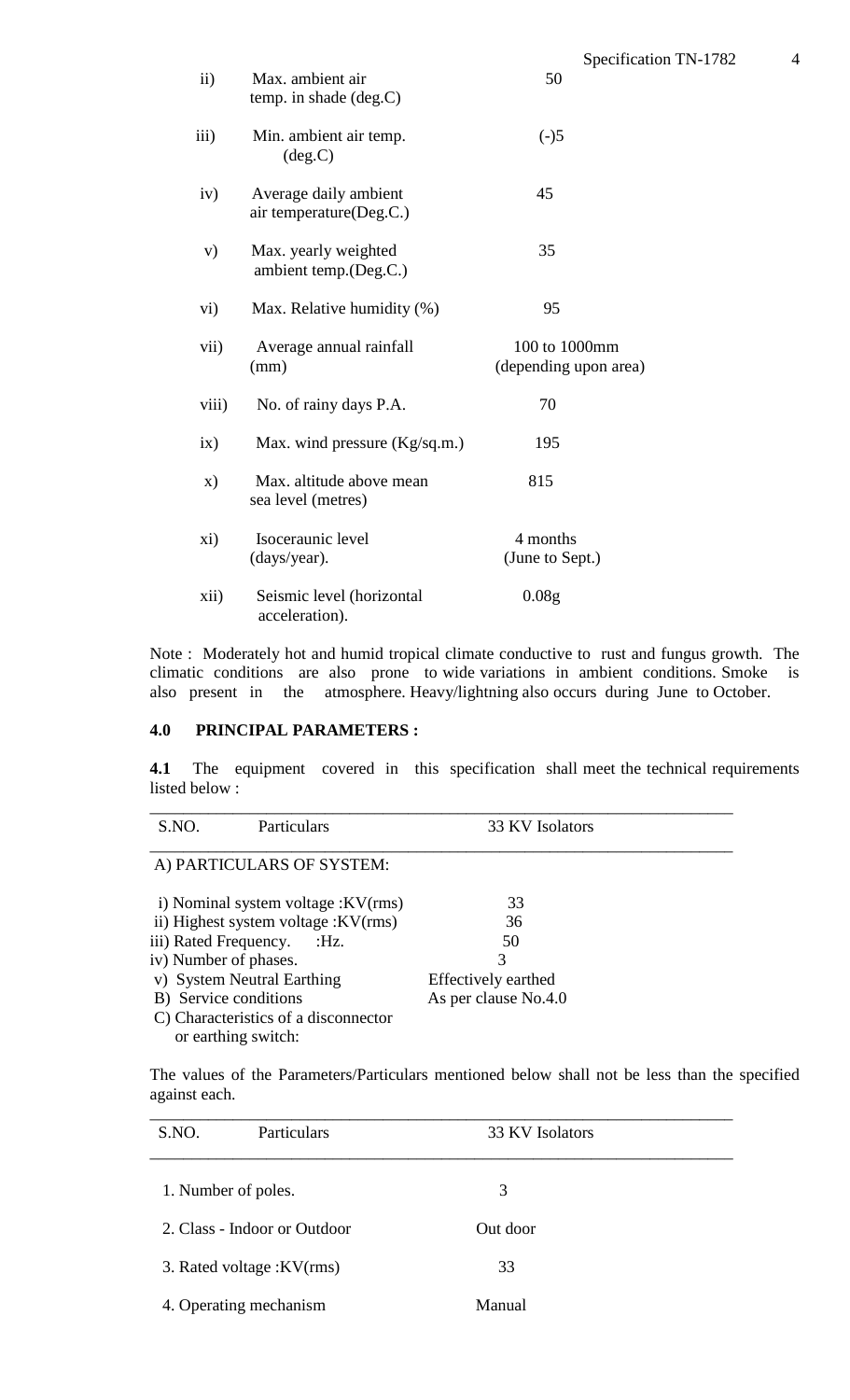| | | |
|---|---|---|
| ii) | Max. ambient air temp. in shade (deg.C) | 50 |
| iii) | Min. ambient air temp. (deg.C) | (-)5 |
| iv) | Average daily ambient air temperature(Deg.C.) | 45 |
| v) | Max. yearly weighted ambient temp.(Deg.C.) | 35 |
| vi) | Max. Relative humidity (%) | 95 |
| vii) | Average annual rainfall (mm) | 100 to 1000mm (depending upon area) |
| viii) | No. of rainy days P.A. | 70 |
| ix) | Max. wind pressure (Kg/sq.m.) | 195 |
| x) | Max. altitude above mean sea level (metres) | 815 |
| xi) | Isoceraunic level (days/year). | 4 months (June to Sept.) |
| xii) | Seismic level (horizontal acceleration). | 0.08g |

Note : Moderately hot and humid tropical climate conductive to rust and fungus growth. The climatic conditions are also prone to wide variations in ambient conditions. Smoke is also present in the atmosphere. Heavy/lightning also occurs during June to October.

## 4.0 PRINCIPAL PARAMETERS :

**4.1** The equipment covered in this specification shall meet the technical requirements listed below :

| S.NO. Particulars | 33 KV Isolators |
|---|---|
| A) PARTICULARS OF SYSTEM: | |
| i) Nominal system voltage :KV(rms) | 33 |
| ii) Highest system voltage :KV(rms) | 36 |
| iii) Rated Frequency. :Hz. | 50 |
| iv) Number of phases. | 3 |
| v) System Neutral Earthing | Effectively earthed |
| B) Service conditions | As per clause No.4.0 |
| C) Characteristics of a disconnector or earthing switch: | |

The values of the Parameters/Particulars mentioned below shall not be less than the specified against each.

| S.NO. Particulars | 33 KV Isolators |
|---|---|
| 1. Number of poles. | 3 |
| 2. Class - Indoor or Outdoor | Out door |
| 3. Rated voltage :KV(rms) | 33 |
| 4. Operating mechanism | Manual |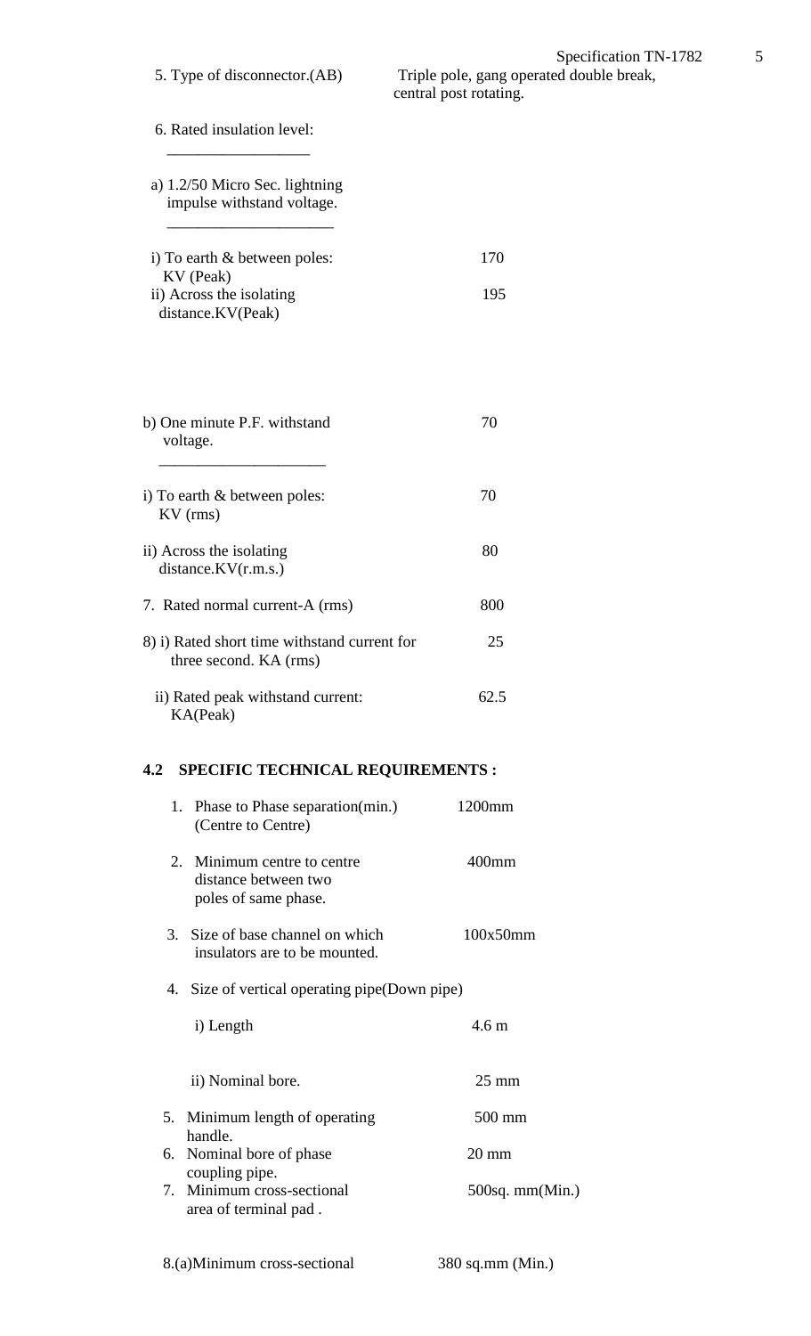5. Type of disconnector.(AB) — Triple pole, gang operated double break, central post rotating.

6. Rated insulation level:

a) 1.2/50 Micro Sec. lightning impulse withstand voltage.

| | |
|---|---|
| i) To earth & between poles: KV (Peak) | 170 |
| ii) Across the isolating distance.KV(Peak) | 195 |

| | |
|---|---|
| b) One minute P.F. withstand voltage. | 70 |
| i) To earth & between poles: KV (rms) | 70 |
| ii) Across the isolating distance.KV(r.m.s.) | 80 |
| 7. Rated normal current-A (rms) | 800 |
| 8) i) Rated short time withstand current for three second. KA (rms) | 25 |
| ii) Rated peak withstand current: KA(Peak) | 62.5 |

**4.2 SPECIFIC TECHNICAL REQUIREMENTS :**

| | |
|---|---|
| 1. Phase to Phase separation(min.) (Centre to Centre) | 1200mm |
| 2. Minimum centre to centre distance between two poles of same phase. | 400mm |
| 3. Size of base channel on which insulators are to be mounted. | 100x50mm |
| 4. Size of vertical operating pipe(Down pipe) | |
| i) Length | 4.6 m |
| ii) Nominal bore. | 25 mm |
| 5. Minimum length of operating handle. | 500 mm |
| 6. Nominal bore of phase coupling pipe. | 20 mm |
| 7. Minimum cross-sectional area of terminal pad . | 500sq. mm(Min.) |
| 8.(a)Minimum cross-sectional | 380 sq.mm (Min.) |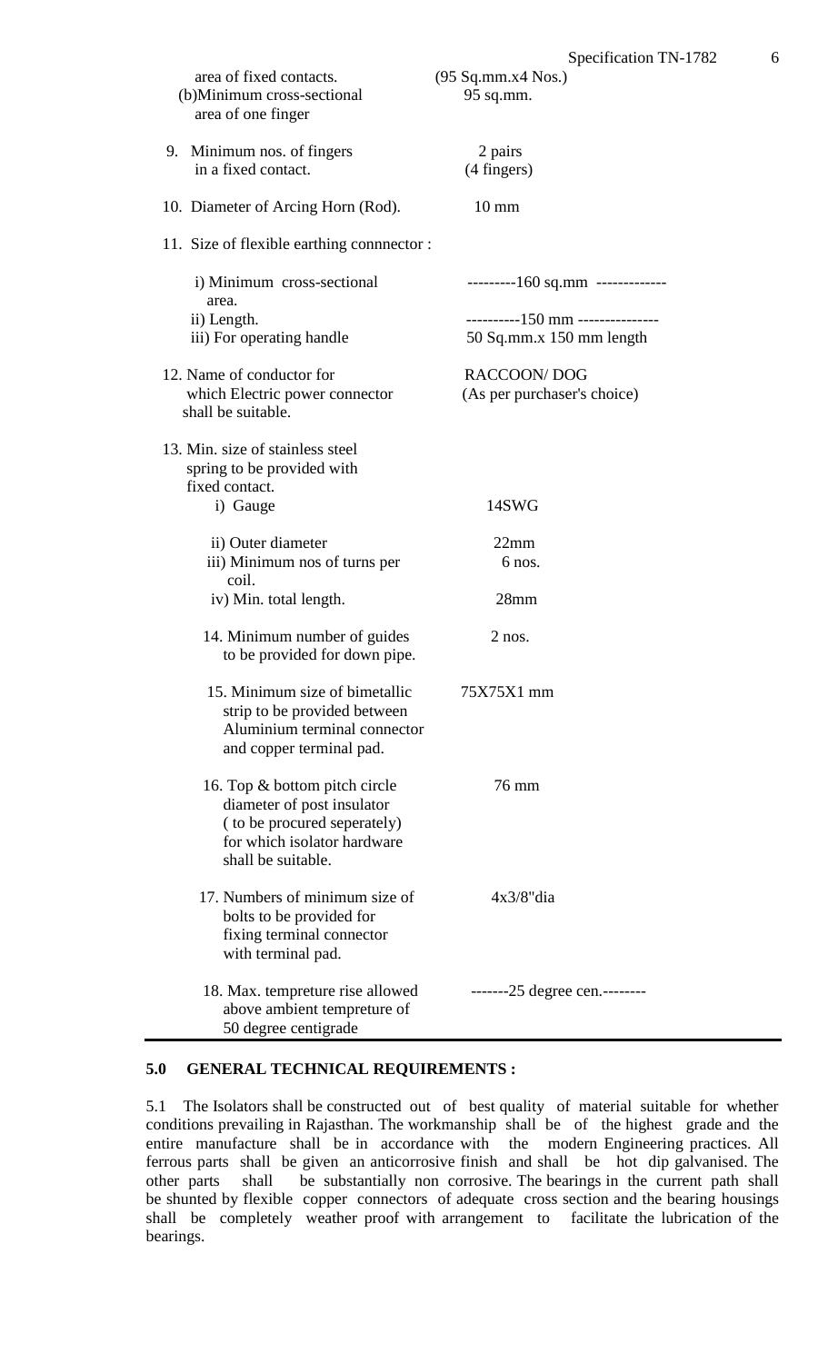| | |
|---|---|
| area of fixed contacts. | (95 Sq.mm.x4 Nos.) |
| (b)Minimum cross-sectional area of one finger | 95 sq.mm. |
| 9. Minimum nos. of fingers in a fixed contact. | 2 pairs (4 fingers) |
| 10. Diameter of Arcing Horn (Rod). | 10 mm |
| 11. Size of flexible earthing connnector : | |
| i) Minimum cross-sectional area. | ---------160 sq.mm ------------- |
| ii) Length. | ----------150 mm --------------- |
| iii) For operating handle | 50 Sq.mm.x 150 mm length |
| 12. Name of conductor for which Electric power connector shall be suitable. | RACCOON/ DOG (As per purchaser's choice) |
| 13. Min. size of stainless steel spring to be provided with fixed contact. | |
| i) Gauge | 14SWG |
| ii) Outer diameter | 22mm |
| iii) Minimum nos of turns per coil. | 6 nos. |
| iv) Min. total length. | 28mm |
| 14. Minimum number of guides to be provided for down pipe. | 2 nos. |
| 15. Minimum size of bimetallic strip to be provided between Aluminium terminal connector and copper terminal pad. | 75X75X1 mm |
| 16. Top & bottom pitch circle diameter of post insulator ( to be procured seperately) for which isolator hardware shall be suitable. | 76 mm |
| 17. Numbers of minimum size of bolts to be provided for fixing terminal connector with terminal pad. | 4x3/8"dia |
| 18. Max. tempreture rise allowed above ambient tempreture of 50 degree centigrade | -------25 degree cen.-------- |

**5.0 GENERAL TECHNICAL REQUIREMENTS :**

5.1 The Isolators shall be constructed out of best quality of material suitable for whether conditions prevailing in Rajasthan. The workmanship shall be of the highest grade and the entire manufacture shall be in accordance with the modern Engineering practices. All ferrous parts shall be given an anticorrosive finish and shall be hot dip galvanised. The other parts shall be substantially non corrosive. The bearings in the current path shall be shunted by flexible copper connectors of adequate cross section and the bearing housings shall be completely weather proof with arrangement to facilitate the lubrication of the bearings.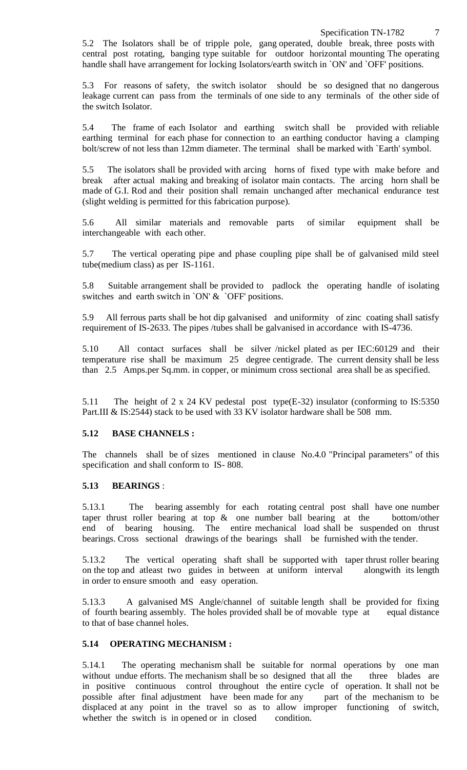5.2 The Isolators shall be of tripple pole, gang operated, double break, three posts with central post rotating, banging type suitable for outdoor horizontal mounting The operating handle shall have arrangement for locking Isolators/earth switch in `ON' and `OFF' positions.

5.3 For reasons of safety, the switch isolator should be so designed that no dangerous leakage current can pass from the terminals of one side to any terminals of the other side of the switch Isolator.

5.4 The frame of each Isolator and earthing switch shall be provided with reliable earthing terminal for each phase for connection to an earthing conductor having a clamping bolt/screw of not less than 12mm diameter. The terminal shall be marked with `Earth' symbol.

5.5 The isolators shall be provided with arcing horns of fixed type with make before and break after actual making and breaking of isolator main contacts. The arcing horn shall be made of G.I. Rod and their position shall remain unchanged after mechanical endurance test (slight welding is permitted for this fabrication purpose).

5.6 All similar materials and removable parts of similar equipment shall be interchangeable with each other.

5.7 The vertical operating pipe and phase coupling pipe shall be of galvanised mild steel tube(medium class) as per IS-1161.

5.8 Suitable arrangement shall be provided to padlock the operating handle of isolating switches and earth switch in `ON' & `OFF' positions.

5.9 All ferrous parts shall be hot dip galvanised and uniformity of zinc coating shall satisfy requirement of IS-2633. The pipes /tubes shall be galvanised in accordance with IS-4736.

5.10 All contact surfaces shall be silver /nickel plated as per IEC:60129 and their temperature rise shall be maximum 25 degree centigrade. The current density shall be less than 2.5 Amps.per Sq.mm. in copper, or minimum cross sectional area shall be as specified.

5.11 The height of 2 x 24 KV pedestal post type(E-32) insulator (conforming to IS:5350 Part.III & IS:2544) stack to be used with 33 KV isolator hardware shall be 508 mm.

### 5.12 BASE CHANNELS :

The channels shall be of sizes mentioned in clause No.4.0 "Principal parameters" of this specification and shall conform to IS- 808.

### 5.13 BEARINGS :

5.13.1 The bearing assembly for each rotating central post shall have one number taper thrust roller bearing at top & one number ball bearing at the bottom/other end of bearing housing. The entire mechanical load shall be suspended on thrust bearings. Cross sectional drawings of the bearings shall be furnished with the tender.

5.13.2 The vertical operating shaft shall be supported with taper thrust roller bearing on the top and atleast two guides in between at uniform interval alongwith its length in order to ensure smooth and easy operation.

5.13.3 A galvanised MS Angle/channel of suitable length shall be provided for fixing of fourth bearing assembly. The holes provided shall be of movable type at equal distance to that of base channel holes.

### 5.14 OPERATING MECHANISM :

5.14.1 The operating mechanism shall be suitable for normal operations by one man without undue efforts. The mechanism shall be so designed that all the three blades are in positive continuous control throughout the entire cycle of operation. It shall not be possible after final adjustment have been made for any part of the mechanism to be displaced at any point in the travel so as to allow improper functioning of switch, whether the switch is in opened or in closed condition.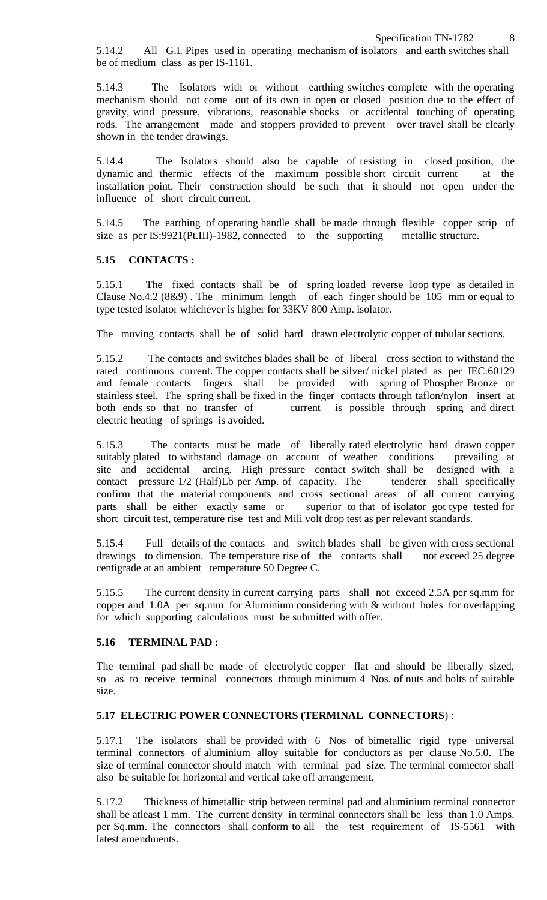5.14.2 All G.I. Pipes used in operating mechanism of isolators and earth switches shall be of medium class as per IS-1161.

5.14.3 The Isolators with or without earthing switches complete with the operating mechanism should not come out of its own in open or closed position due to the effect of gravity, wind pressure, vibrations, reasonable shocks or accidental touching of operating rods. The arrangement made and stoppers provided to prevent over travel shall be clearly shown in the tender drawings.

5.14.4 The Isolators should also be capable of resisting in closed position, the dynamic and thermic effects of the maximum possible short circuit current at the installation point. Their construction should be such that it should not open under the influence of short circuit current.

5.14.5 The earthing of operating handle shall be made through flexible copper strip of size as per IS:9921(Pt.III)-1982, connected to the supporting metallic structure.

**5.15 CONTACTS :**

5.15.1 The fixed contacts shall be of spring loaded reverse loop type as detailed in Clause No.4.2 (8&9) . The minimum length of each finger should be 105 mm or equal to type tested isolator whichever is higher for 33KV 800 Amp. isolator.

The moving contacts shall be of solid hard drawn electrolytic copper of tubular sections.

5.15.2 The contacts and switches blades shall be of liberal cross section to withstand the rated continuous current. The copper contacts shall be silver/ nickel plated as per IEC:60129 and female contacts fingers shall be provided with spring of Phospher Bronze or stainless steel. The spring shall be fixed in the finger contacts through taflon/nylon insert at both ends so that no transfer of current is possible through spring and direct electric heating of springs is avoided.

5.15.3 The contacts must be made of liberally rated electrolytic hard drawn copper suitably plated to withstand damage on account of weather conditions prevailing at site and accidental arcing. High pressure contact switch shall be designed with a contact pressure 1/2 (Half)Lb per Amp. of capacity. The tenderer shall specifically confirm that the material components and cross sectional areas of all current carrying parts shall be either exactly same or superior to that of isolator got type tested for short circuit test, temperature rise test and Mili volt drop test as per relevant standards.

5.15.4 Full details of the contacts and switch blades shall be given with cross sectional drawings to dimension. The temperature rise of the contacts shall not exceed 25 degree centigrade at an ambient temperature 50 Degree C.

5.15.5 The current density in current carrying parts shall not exceed 2.5A per sq.mm for copper and 1.0A per sq.mm for Aluminium considering with & without holes for overlapping for which supporting calculations must be submitted with offer.

**5.16 TERMINAL PAD :**

The terminal pad shall be made of electrolytic copper flat and should be liberally sized, so as to receive terminal connectors through minimum 4 Nos. of nuts and bolts of suitable size.

**5.17 ELECTRIC POWER CONNECTORS (TERMINAL CONNECTORS)** :

5.17.1 The isolators shall be provided with 6 Nos of bimetallic rigid type universal terminal connectors of aluminium alloy suitable for conductors as per clause No.5.0. The size of terminal connector should match with terminal pad size. The terminal connector shall also be suitable for horizontal and vertical take off arrangement.

5.17.2 Thickness of bimetallic strip between terminal pad and aluminium terminal connector shall be atleast 1 mm. The current density in terminal connectors shall be less than 1.0 Amps. per Sq.mm. The connectors shall conform to all the test requirement of IS-5561 with latest amendments.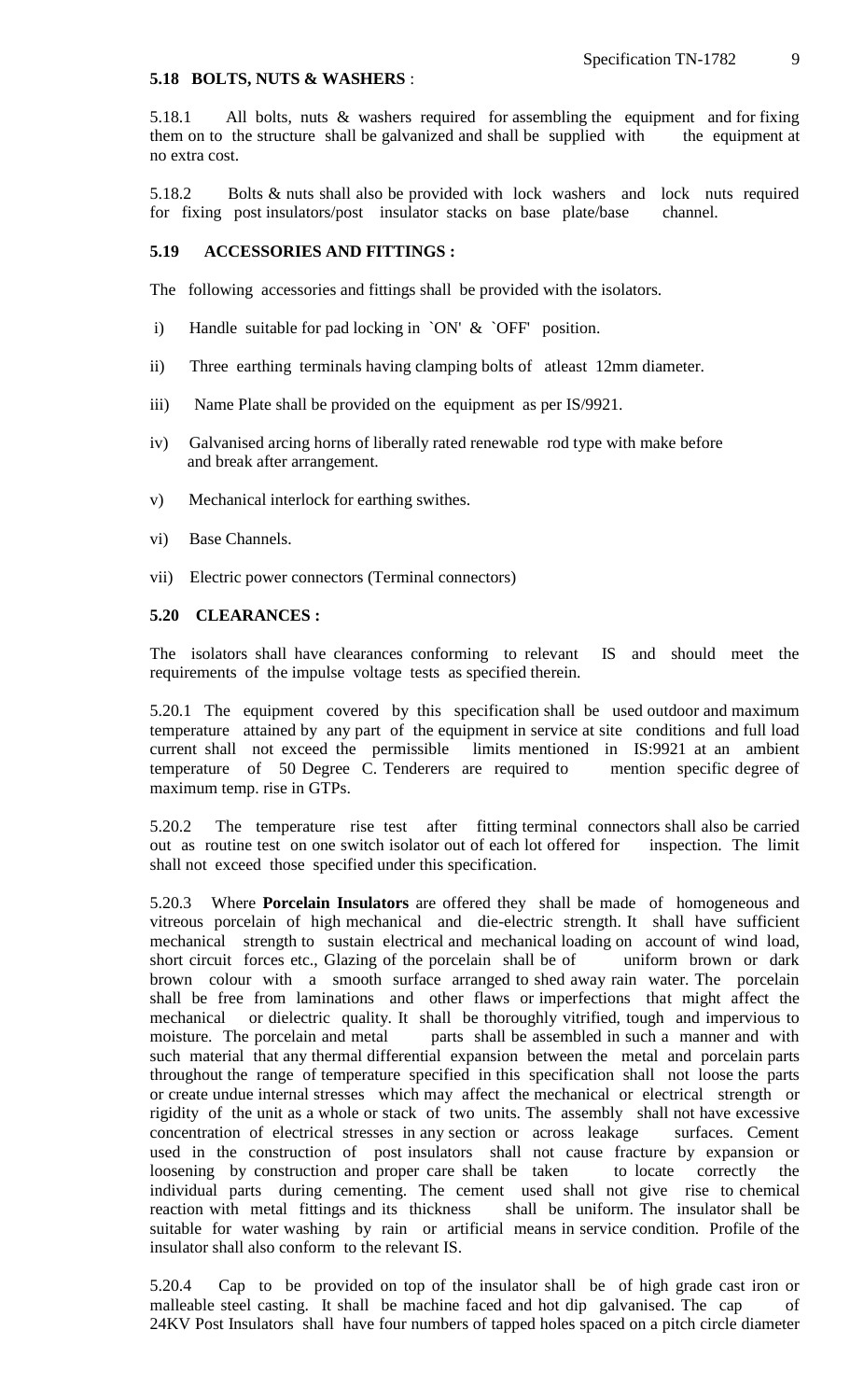**5.18 BOLTS, NUTS & WASHERS** :

5.18.1 All bolts, nuts & washers required for assembling the equipment and for fixing them on to the structure shall be galvanized and shall be supplied with the equipment at no extra cost.

5.18.2 Bolts & nuts shall also be provided with lock washers and lock nuts required for fixing post insulators/post insulator stacks on base plate/base channel.

**5.19 ACCESSORIES AND FITTINGS :**

The following accessories and fittings shall be provided with the isolators.

i) Handle suitable for pad locking in `ON' & `OFF' position.

ii) Three earthing terminals having clamping bolts of atleast 12mm diameter.

iii) Name Plate shall be provided on the equipment as per IS/9921.

iv) Galvanised arcing horns of liberally rated renewable rod type with make before and break after arrangement.

v) Mechanical interlock for earthing swithes.

vi) Base Channels.

vii) Electric power connectors (Terminal connectors)

**5.20 CLEARANCES :**

The isolators shall have clearances conforming to relevant IS and should meet the requirements of the impulse voltage tests as specified therein.

5.20.1 The equipment covered by this specification shall be used outdoor and maximum temperature attained by any part of the equipment in service at site conditions and full load current shall not exceed the permissible limits mentioned in IS:9921 at an ambient temperature of 50 Degree C. Tenderers are required to mention specific degree of maximum temp. rise in GTPs.

5.20.2 The temperature rise test after fitting terminal connectors shall also be carried out as routine test on one switch isolator out of each lot offered for inspection. The limit shall not exceed those specified under this specification.

5.20.3 Where **Porcelain Insulators** are offered they shall be made of homogeneous and vitreous porcelain of high mechanical and die-electric strength. It shall have sufficient mechanical strength to sustain electrical and mechanical loading on account of wind load, short circuit forces etc., Glazing of the porcelain shall be of uniform brown or dark brown colour with a smooth surface arranged to shed away rain water. The porcelain shall be free from laminations and other flaws or imperfections that might affect the mechanical or dielectric quality. It shall be thoroughly vitrified, tough and impervious to moisture. The porcelain and metal parts shall be assembled in such a manner and with such material that any thermal differential expansion between the metal and porcelain parts throughout the range of temperature specified in this specification shall not loose the parts or create undue internal stresses which may affect the mechanical or electrical strength or rigidity of the unit as a whole or stack of two units. The assembly shall not have excessive concentration of electrical stresses in any section or across leakage surfaces. Cement used in the construction of post insulators shall not cause fracture by expansion or loosening by construction and proper care shall be taken to locate correctly the individual parts during cementing. The cement used shall not give rise to chemical reaction with metal fittings and its thickness shall be uniform. The insulator shall be suitable for water washing by rain or artificial means in service condition. Profile of the insulator shall also conform to the relevant IS.

5.20.4 Cap to be provided on top of the insulator shall be of high grade cast iron or malleable steel casting. It shall be machine faced and hot dip galvanised. The cap of 24KV Post Insulators shall have four numbers of tapped holes spaced on a pitch circle diameter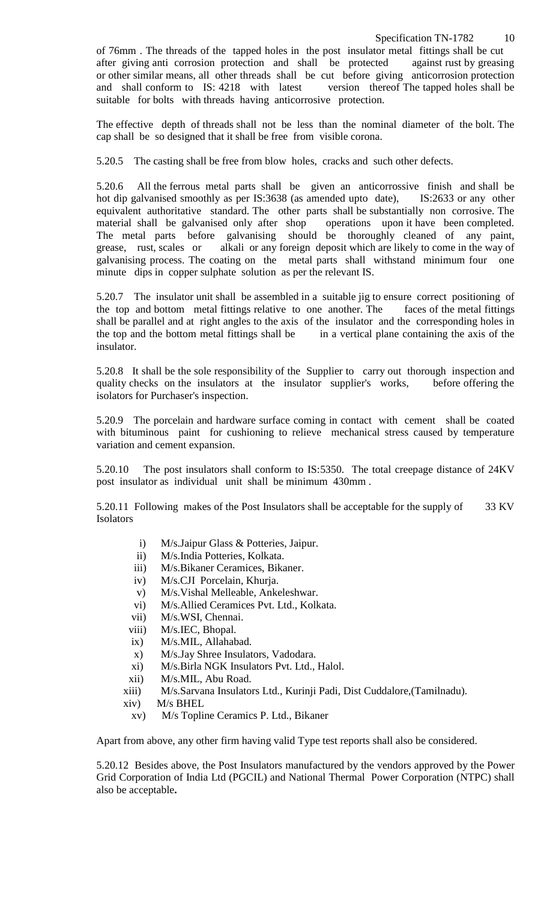of 76mm . The threads of the tapped holes in the post insulator metal fittings shall be cut after giving anti corrosion protection and shall be protected against rust by greasing or other similar means, all other threads shall be cut before giving anticorrosion protection and shall conform to IS: 4218 with latest version thereof The tapped holes shall be suitable for bolts with threads having anticorrosive protection.

The effective depth of threads shall not be less than the nominal diameter of the bolt. The cap shall be so designed that it shall be free from visible corona.

5.20.5 The casting shall be free from blow holes, cracks and such other defects.

5.20.6 All the ferrous metal parts shall be given an anticorrossive finish and shall be hot dip galvanised smoothly as per IS:3638 (as amended upto date), IS:2633 or any other equivalent authoritative standard. The other parts shall be substantially non corrosive. The material shall be galvanised only after shop operations upon it have been completed. The metal parts before galvanising should be thoroughly cleaned of any paint, grease, rust, scales or alkali or any foreign deposit which are likely to come in the way of galvanising process. The coating on the metal parts shall withstand minimum four one minute dips in copper sulphate solution as per the relevant IS.

5.20.7 The insulator unit shall be assembled in a suitable jig to ensure correct positioning of the top and bottom metal fittings relative to one another. The faces of the metal fittings shall be parallel and at right angles to the axis of the insulator and the corresponding holes in the top and the bottom metal fittings shall be in a vertical plane containing the axis of the insulator.

5.20.8 It shall be the sole responsibility of the Supplier to carry out thorough inspection and quality checks on the insulators at the insulator supplier's works, before offering the isolators for Purchaser's inspection.

5.20.9 The porcelain and hardware surface coming in contact with cement shall be coated with bituminous paint for cushioning to relieve mechanical stress caused by temperature variation and cement expansion.

5.20.10 The post insulators shall conform to IS:5350. The total creepage distance of 24KV post insulator as individual unit shall be minimum 430mm .

5.20.11 Following makes of the Post Insulators shall be acceptable for the supply of 33 KV Isolators

i) M/s.Jaipur Glass & Potteries, Jaipur.
ii) M/s.India Potteries, Kolkata.
iii) M/s.Bikaner Ceramices, Bikaner.
iv) M/s.CJI Porcelain, Khurja.
v) M/s.Vishal Melleable, Ankeleshwar.
vi) M/s.Allied Ceramices Pvt. Ltd., Kolkata.
vii) M/s.WSI, Chennai.
viii) M/s.IEC, Bhopal.
ix) M/s.MIL, Allahabad.
x) M/s.Jay Shree Insulators, Vadodara.
xi) M/s.Birla NGK Insulators Pvt. Ltd., Halol.
xii) M/s.MIL, Abu Road.
xiii) M/s.Sarvana Insulators Ltd., Kurinji Padi, Dist Cuddalore,(Tamilnadu).
xiv) M/s BHEL
xv) M/s Topline Ceramics P. Ltd., Bikaner

Apart from above, any other firm having valid Type test reports shall also be considered.

5.20.12 Besides above, the Post Insulators manufactured by the vendors approved by the Power Grid Corporation of India Ltd (PGCIL) and National Thermal Power Corporation (NTPC) shall also be acceptable**.**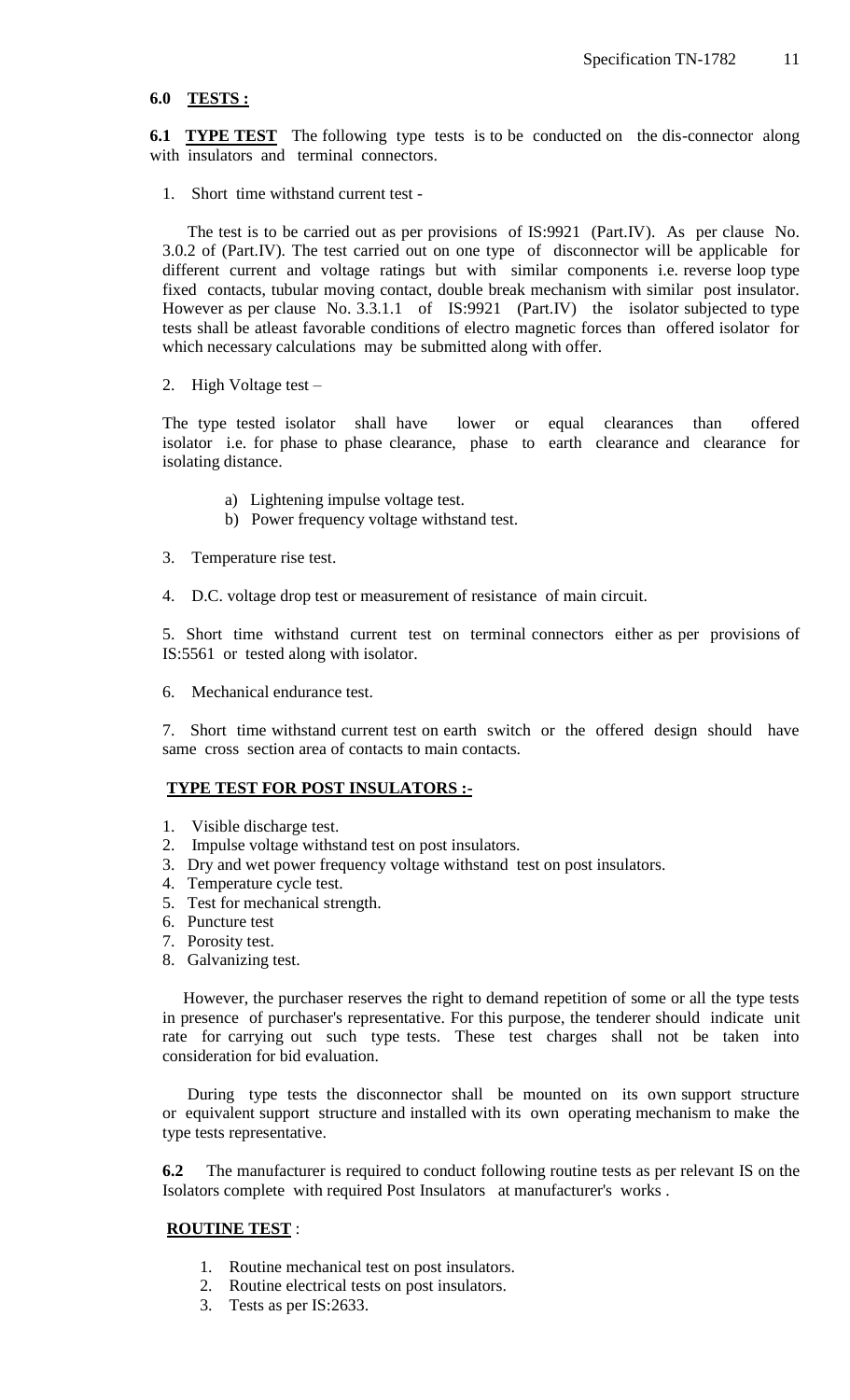**6.0 TESTS :**

**6.1 TYPE TEST** The following type tests is to be conducted on the dis-connector along with insulators and terminal connectors.

1. Short time withstand current test -

   The test is to be carried out as per provisions of IS:9921 (Part.IV). As per clause No. 3.0.2 of (Part.IV). The test carried out on one type of disconnector will be applicable for different current and voltage ratings but with similar components i.e. reverse loop type fixed contacts, tubular moving contact, double break mechanism with similar post insulator. However as per clause No. 3.3.1.1 of IS:9921 (Part.IV) the isolator subjected to type tests shall be atleast favorable conditions of electro magnetic forces than offered isolator for which necessary calculations may be submitted along with offer.

2. High Voltage test –

   The type tested isolator shall have lower or equal clearances than offered isolator i.e. for phase to phase clearance, phase to earth clearance and clearance for isolating distance.

   a) Lightening impulse voltage test.
   b) Power frequency voltage withstand test.

3. Temperature rise test.

4. D.C. voltage drop test or measurement of resistance of main circuit.

5. Short time withstand current test on terminal connectors either as per provisions of IS:5561 or tested along with isolator.

6. Mechanical endurance test.

7. Short time withstand current test on earth switch or the offered design should have same cross section area of contacts to main contacts.

**TYPE TEST FOR POST INSULATORS :-**

1. Visible discharge test.
2. Impulse voltage withstand test on post insulators.
3. Dry and wet power frequency voltage withstand test on post insulators.
4. Temperature cycle test.
5. Test for mechanical strength.
6. Puncture test
7. Porosity test.
8. Galvanizing test.

However, the purchaser reserves the right to demand repetition of some or all the type tests in presence of purchaser's representative. For this purpose, the tenderer should indicate unit rate for carrying out such type tests. These test charges shall not be taken into consideration for bid evaluation.

During type tests the disconnector shall be mounted on its own support structure or equivalent support structure and installed with its own operating mechanism to make the type tests representative.

**6.2** The manufacturer is required to conduct following routine tests as per relevant IS on the Isolators complete with required Post Insulators at manufacturer's works .

**ROUTINE TEST** :

1. Routine mechanical test on post insulators.
2. Routine electrical tests on post insulators.
3. Tests as per IS:2633.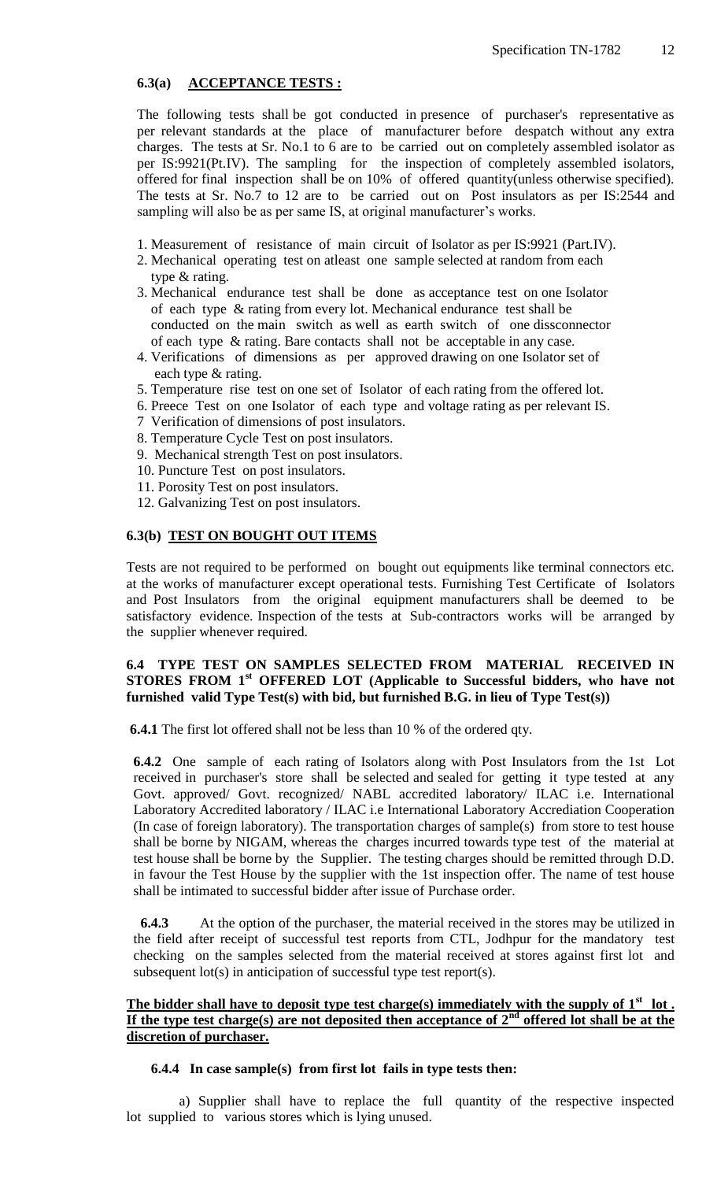#### 6.3(a) ACCEPTANCE TESTS :

The following tests shall be got conducted in presence of purchaser's representative as per relevant standards at the place of manufacturer before despatch without any extra charges. The tests at Sr. No.1 to 6 are to be carried out on completely assembled isolator as per IS:9921(Pt.IV). The sampling for the inspection of completely assembled isolators, offered for final inspection shall be on 10% of offered quantity(unless otherwise specified). The tests at Sr. No.7 to 12 are to be carried out on Post insulators as per IS:2544 and sampling will also be as per same IS, at original manufacturer's works.

1. Measurement of resistance of main circuit of Isolator as per IS:9921 (Part.IV).
2. Mechanical operating test on atleast one sample selected at random from each type & rating.
3. Mechanical endurance test shall be done as acceptance test on one Isolator of each type & rating from every lot. Mechanical endurance test shall be conducted on the main switch as well as earth switch of one dissconnector of each type & rating. Bare contacts shall not be acceptable in any case.
4. Verifications of dimensions as per approved drawing on one Isolator set of each type & rating.
5. Temperature rise test on one set of Isolator of each rating from the offered lot.
6. Preece Test on one Isolator of each type and voltage rating as per relevant IS.
7. Verification of dimensions of post insulators.
8. Temperature Cycle Test on post insulators.
9. Mechanical strength Test on post insulators.
10. Puncture Test on post insulators.
11. Porosity Test on post insulators.
12. Galvanizing Test on post insulators.

#### 6.3(b) TEST ON BOUGHT OUT ITEMS

Tests are not required to be performed on bought out equipments like terminal connectors etc. at the works of manufacturer except operational tests. Furnishing Test Certificate of Isolators and Post Insulators from the original equipment manufacturers shall be deemed to be satisfactory evidence. Inspection of the tests at Sub-contractors works will be arranged by the supplier whenever required.

### 6.4 TYPE TEST ON SAMPLES SELECTED FROM MATERIAL RECEIVED IN STORES FROM 1st OFFERED LOT (Applicable to Successful bidders, who have not furnished valid Type Test(s) with bid, but furnished B.G. in lieu of Type Test(s))

**6.4.1** The first lot offered shall not be less than 10 % of the ordered qty.

**6.4.2** One sample of each rating of Isolators along with Post Insulators from the 1st Lot received in purchaser's store shall be selected and sealed for getting it type tested at any Govt. approved/ Govt. recognized/ NABL accredited laboratory/ ILAC i.e. International Laboratory Accredited laboratory / ILAC i.e International Laboratory Accrediation Cooperation (In case of foreign laboratory). The transportation charges of sample(s) from store to test house shall be borne by NIGAM, whereas the charges incurred towards type test of the material at test house shall be borne by the Supplier. The testing charges should be remitted through D.D. in favour the Test House by the supplier with the 1st inspection offer. The name of test house shall be intimated to successful bidder after issue of Purchase order.

**6.4.3** At the option of the purchaser, the material received in the stores may be utilized in the field after receipt of successful test reports from CTL, Jodhpur for the mandatory test checking on the samples selected from the material received at stores against first lot and subsequent lot(s) in anticipation of successful type test report(s).

**The bidder shall have to deposit type test charge(s) immediately with the supply of 1st lot . If the type test charge(s) are not deposited then acceptance of 2nd offered lot shall be at the discretion of purchaser.**

**6.4.4 In case sample(s) from first lot fails in type tests then:**

a) Supplier shall have to replace the full quantity of the respective inspected lot supplied to various stores which is lying unused.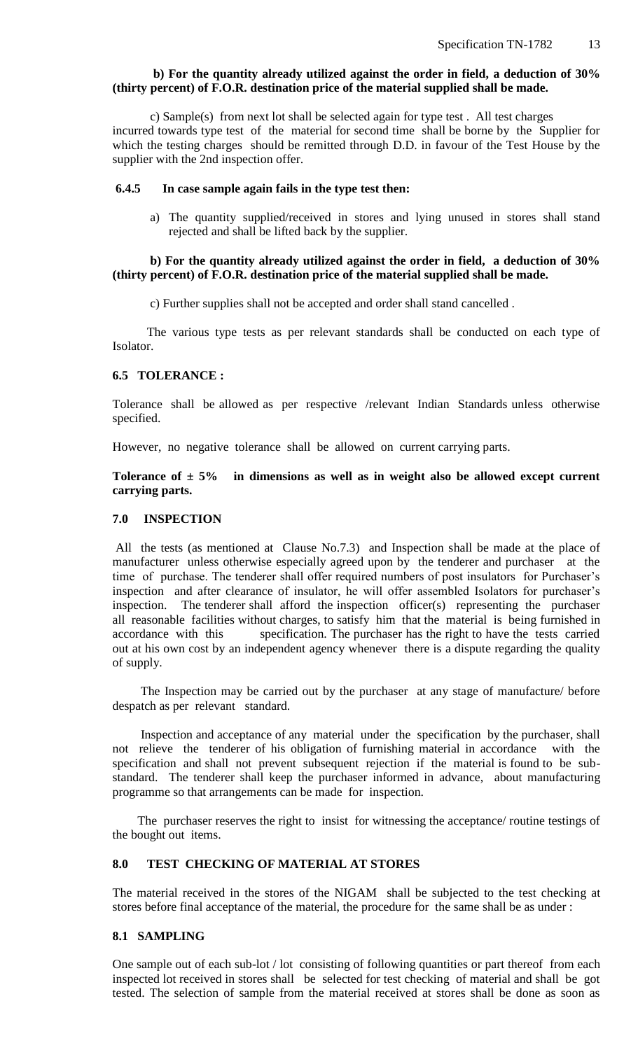**b) For the quantity already utilized against the order in field, a deduction of 30% (thirty percent) of F.O.R. destination price of the material supplied shall be made.**

c) Sample(s) from next lot shall be selected again for type test . All test charges incurred towards type test of the material for second time shall be borne by the Supplier for which the testing charges should be remitted through D.D. in favour of the Test House by the supplier with the 2nd inspection offer.

**6.4.5 In case sample again fails in the type test then:**

a) The quantity supplied/received in stores and lying unused in stores shall stand rejected and shall be lifted back by the supplier.

**b) For the quantity already utilized against the order in field, a deduction of 30% (thirty percent) of F.O.R. destination price of the material supplied shall be made.**

c) Further supplies shall not be accepted and order shall stand cancelled .

The various type tests as per relevant standards shall be conducted on each type of Isolator.

### 6.5 TOLERANCE :

Tolerance shall be allowed as per respective /relevant Indian Standards unless otherwise specified.

However, no negative tolerance shall be allowed on current carrying parts.

**Tolerance of ± 5% in dimensions as well as in weight also be allowed except current carrying parts.**

## 7.0 INSPECTION

All the tests (as mentioned at Clause No.7.3) and Inspection shall be made at the place of manufacturer unless otherwise especially agreed upon by the tenderer and purchaser at the time of purchase. The tenderer shall offer required numbers of post insulators for Purchaser's inspection and after clearance of insulator, he will offer assembled Isolators for purchaser's inspection. The tenderer shall afford the inspection officer(s) representing the purchaser all reasonable facilities without charges, to satisfy him that the material is being furnished in accordance with this specification. The purchaser has the right to have the tests carried out at his own cost by an independent agency whenever there is a dispute regarding the quality of supply.

The Inspection may be carried out by the purchaser at any stage of manufacture/ before despatch as per relevant standard.

Inspection and acceptance of any material under the specification by the purchaser, shall not relieve the tenderer of his obligation of furnishing material in accordance with the specification and shall not prevent subsequent rejection if the material is found to be sub-standard. The tenderer shall keep the purchaser informed in advance, about manufacturing programme so that arrangements can be made for inspection.

The purchaser reserves the right to insist for witnessing the acceptance/ routine testings of the bought out items.

## 8.0 TEST CHECKING OF MATERIAL AT STORES

The material received in the stores of the NIGAM shall be subjected to the test checking at stores before final acceptance of the material, the procedure for the same shall be as under :

### 8.1 SAMPLING

One sample out of each sub-lot / lot consisting of following quantities or part thereof from each inspected lot received in stores shall be selected for test checking of material and shall be got tested. The selection of sample from the material received at stores shall be done as soon as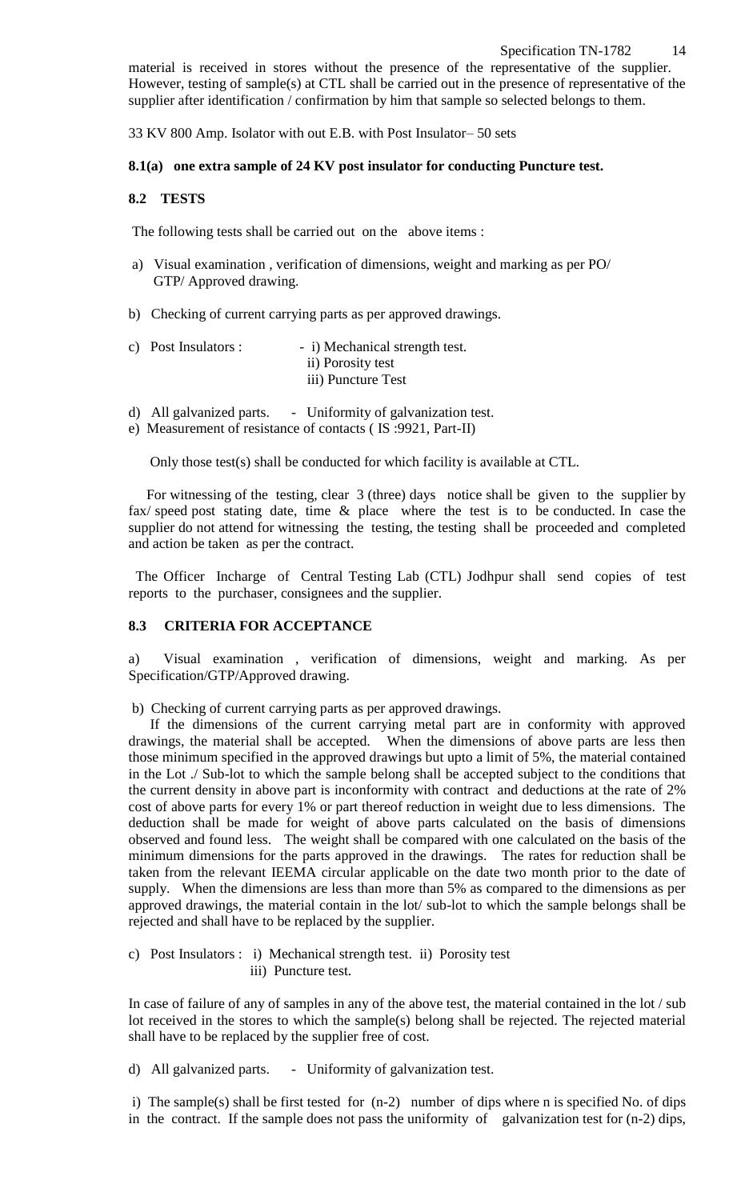material is received in stores without the presence of the representative of the supplier. However, testing of sample(s) at CTL shall be carried out in the presence of representative of the supplier after identification / confirmation by him that sample so selected belongs to them.

33 KV 800 Amp. Isolator with out E.B. with Post Insulator– 50 sets

**8.1(a) one extra sample of 24 KV post insulator for conducting Puncture test.**

## 8.2 TESTS

The following tests shall be carried out on the above items :

a) Visual examination , verification of dimensions, weight and marking as per PO/ GTP/ Approved drawing.

b) Checking of current carrying parts as per approved drawings.

c) Post Insulators : - i) Mechanical strength test.
ii) Porosity test
iii) Puncture Test

d) All galvanized parts. - Uniformity of galvanization test.

e) Measurement of resistance of contacts ( IS :9921, Part-II)

Only those test(s) shall be conducted for which facility is available at CTL.

For witnessing of the testing, clear 3 (three) days notice shall be given to the supplier by fax/ speed post stating date, time & place where the test is to be conducted. In case the supplier do not attend for witnessing the testing, the testing shall be proceeded and completed and action be taken as per the contract.

The Officer Incharge of Central Testing Lab (CTL) Jodhpur shall send copies of test reports to the purchaser, consignees and the supplier.

## 8.3 CRITERIA FOR ACCEPTANCE

a) Visual examination , verification of dimensions, weight and marking. As per Specification/GTP/Approved drawing.

b) Checking of current carrying parts as per approved drawings.

If the dimensions of the current carrying metal part are in conformity with approved drawings, the material shall be accepted. When the dimensions of above parts are less then those minimum specified in the approved drawings but upto a limit of 5%, the material contained in the Lot ./ Sub-lot to which the sample belong shall be accepted subject to the conditions that the current density in above part is inconformity with contract and deductions at the rate of 2% cost of above parts for every 1% or part thereof reduction in weight due to less dimensions. The deduction shall be made for weight of above parts calculated on the basis of dimensions observed and found less. The weight shall be compared with one calculated on the basis of the minimum dimensions for the parts approved in the drawings. The rates for reduction shall be taken from the relevant IEEMA circular applicable on the date two month prior to the date of supply. When the dimensions are less than more than 5% as compared to the dimensions as per approved drawings, the material contain in the lot/ sub-lot to which the sample belongs shall be rejected and shall have to be replaced by the supplier.

c) Post Insulators : i) Mechanical strength test. ii) Porosity test
iii) Puncture test.

In case of failure of any of samples in any of the above test, the material contained in the lot / sub lot received in the stores to which the sample(s) belong shall be rejected. The rejected material shall have to be replaced by the supplier free of cost.

d) All galvanized parts. - Uniformity of galvanization test.

i) The sample(s) shall be first tested for (n-2) number of dips where n is specified No. of dips in the contract. If the sample does not pass the uniformity of galvanization test for (n-2) dips,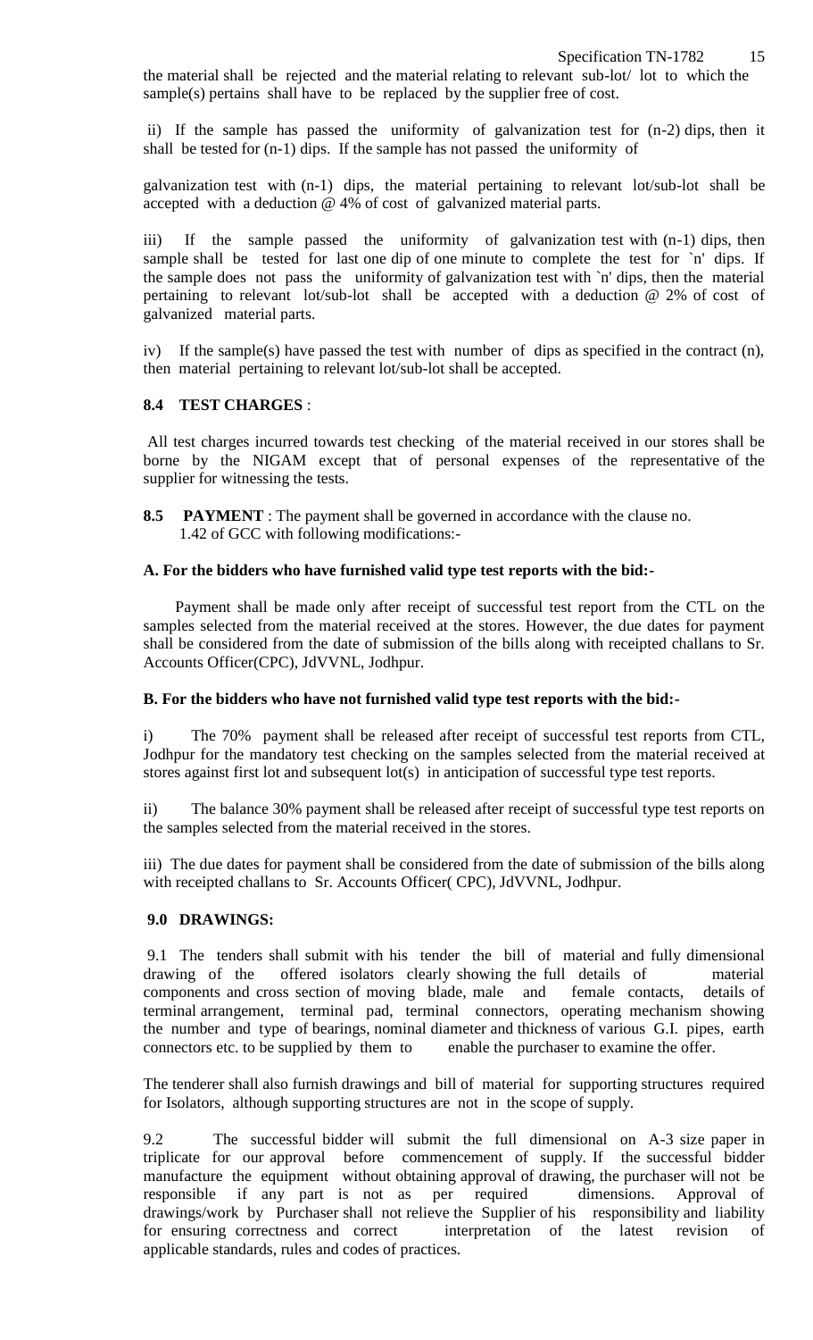the material shall be rejected and the material relating to relevant sub-lot/ lot to which the sample(s) pertains shall have to be replaced by the supplier free of cost.

ii) If the sample has passed the uniformity of galvanization test for (n-2) dips, then it shall be tested for (n-1) dips. If the sample has not passed the uniformity of galvanization test with (n-1) dips, the material pertaining to relevant lot/sub-lot shall be accepted with a deduction @ 4% of cost of galvanized material parts.

iii) If the sample passed the uniformity of galvanization test with (n-1) dips, then sample shall be tested for last one dip of one minute to complete the test for `n' dips. If the sample does not pass the uniformity of galvanization test with `n' dips, then the material pertaining to relevant lot/sub-lot shall be accepted with a deduction @ 2% of cost of galvanized material parts.

iv) If the sample(s) have passed the test with number of dips as specified in the contract (n), then material pertaining to relevant lot/sub-lot shall be accepted.

**8.4 TEST CHARGES** :

All test charges incurred towards test checking of the material received in our stores shall be borne by the NIGAM except that of personal expenses of the representative of the supplier for witnessing the tests.

**8.5 PAYMENT** : The payment shall be governed in accordance with the clause no. 1.42 of GCC with following modifications:-

**A. For the bidders who have furnished valid type test reports with the bid:-**

Payment shall be made only after receipt of successful test report from the CTL on the samples selected from the material received at the stores. However, the due dates for payment shall be considered from the date of submission of the bills along with receipted challans to Sr. Accounts Officer(CPC), JdVVNL, Jodhpur.

**B. For the bidders who have not furnished valid type test reports with the bid:-**

i) The 70% payment shall be released after receipt of successful test reports from CTL, Jodhpur for the mandatory test checking on the samples selected from the material received at stores against first lot and subsequent lot(s) in anticipation of successful type test reports.

ii) The balance 30% payment shall be released after receipt of successful type test reports on the samples selected from the material received in the stores.

iii) The due dates for payment shall be considered from the date of submission of the bills along with receipted challans to Sr. Accounts Officer( CPC), JdVVNL, Jodhpur.

**9.0 DRAWINGS:**

9.1 The tenders shall submit with his tender the bill of material and fully dimensional drawing of the offered isolators clearly showing the full details of material components and cross section of moving blade, male and female contacts, details of terminal arrangement, terminal pad, terminal connectors, operating mechanism showing the number and type of bearings, nominal diameter and thickness of various G.I. pipes, earth connectors etc. to be supplied by them to enable the purchaser to examine the offer.

The tenderer shall also furnish drawings and bill of material for supporting structures required for Isolators, although supporting structures are not in the scope of supply.

9.2 The successful bidder will submit the full dimensional on A-3 size paper in triplicate for our approval before commencement of supply. If the successful bidder manufacture the equipment without obtaining approval of drawing, the purchaser will not be responsible if any part is not as per required dimensions. Approval of drawings/work by Purchaser shall not relieve the Supplier of his responsibility and liability for ensuring correctness and correct interpretation of the latest revision of applicable standards, rules and codes of practices.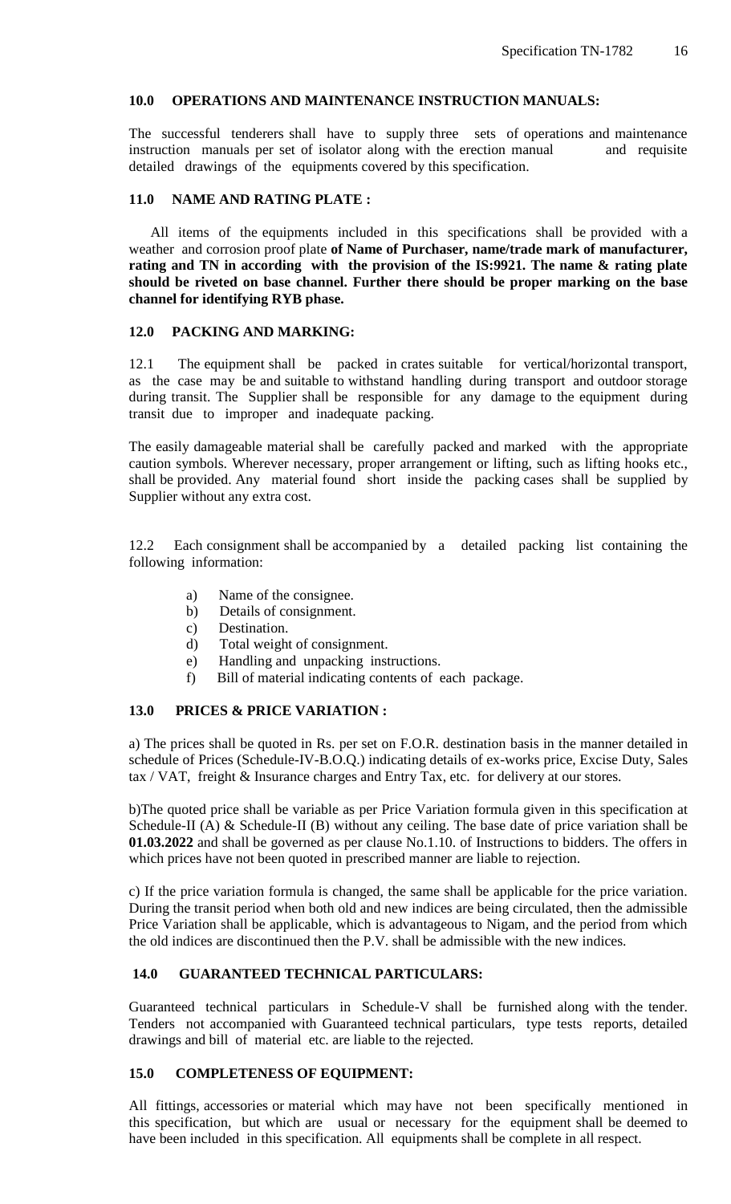#### 10.0 OPERATIONS AND MAINTENANCE INSTRUCTION MANUALS:

The successful tenderers shall have to supply three sets of operations and maintenance instruction manuals per set of isolator along with the erection manual and requisite detailed drawings of the equipments covered by this specification.

#### 11.0 NAME AND RATING PLATE :

All items of the equipments included in this specifications shall be provided with a weather and corrosion proof plate **of Name of Purchaser, name/trade mark of manufacturer, rating and TN in according with the provision of the IS:9921. The name & rating plate should be riveted on base channel. Further there should be proper marking on the base channel for identifying RYB phase.**

#### 12.0 PACKING AND MARKING:

12.1 The equipment shall be packed in crates suitable for vertical/horizontal transport, as the case may be and suitable to withstand handling during transport and outdoor storage during transit. The Supplier shall be responsible for any damage to the equipment during transit due to improper and inadequate packing.

The easily damageable material shall be carefully packed and marked with the appropriate caution symbols. Wherever necessary, proper arrangement or lifting, such as lifting hooks etc., shall be provided. Any material found short inside the packing cases shall be supplied by Supplier without any extra cost.

12.2 Each consignment shall be accompanied by a detailed packing list containing the following information:

- a) Name of the consignee.
- b) Details of consignment.
- c) Destination.
- d) Total weight of consignment.
- e) Handling and unpacking instructions.
- f) Bill of material indicating contents of each package.

#### 13.0 PRICES & PRICE VARIATION :

a) The prices shall be quoted in Rs. per set on F.O.R. destination basis in the manner detailed in schedule of Prices (Schedule-IV-B.O.Q.) indicating details of ex-works price, Excise Duty, Sales tax / VAT, freight & Insurance charges and Entry Tax, etc. for delivery at our stores.

b)The quoted price shall be variable as per Price Variation formula given in this specification at Schedule-II (A) & Schedule-II (B) without any ceiling. The base date of price variation shall be **01.03.2022** and shall be governed as per clause No.1.10. of Instructions to bidders. The offers in which prices have not been quoted in prescribed manner are liable to rejection.

c) If the price variation formula is changed, the same shall be applicable for the price variation. During the transit period when both old and new indices are being circulated, then the admissible Price Variation shall be applicable, which is advantageous to Nigam, and the period from which the old indices are discontinued then the P.V. shall be admissible with the new indices.

#### 14.0 GUARANTEED TECHNICAL PARTICULARS:

Guaranteed technical particulars in Schedule-V shall be furnished along with the tender. Tenders not accompanied with Guaranteed technical particulars, type tests reports, detailed drawings and bill of material etc. are liable to the rejected.

#### 15.0 COMPLETENESS OF EQUIPMENT:

All fittings, accessories or material which may have not been specifically mentioned in this specification, but which are usual or necessary for the equipment shall be deemed to have been included in this specification. All equipments shall be complete in all respect.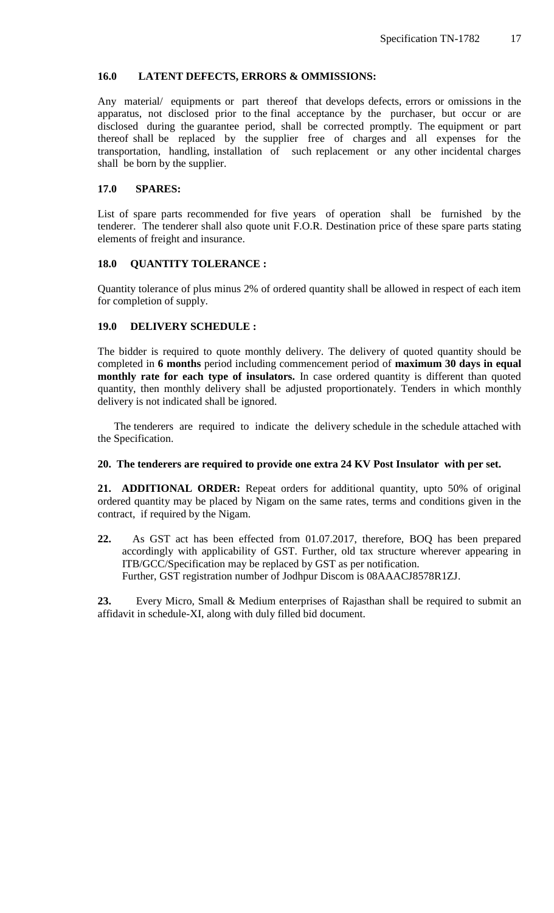**16.0 LATENT DEFECTS, ERRORS & OMMISSIONS:**

Any material/ equipments or part thereof that develops defects, errors or omissions in the apparatus, not disclosed prior to the final acceptance by the purchaser, but occur or are disclosed during the guarantee period, shall be corrected promptly. The equipment or part thereof shall be replaced by the supplier free of charges and all expenses for the transportation, handling, installation of such replacement or any other incidental charges shall be born by the supplier.

**17.0 SPARES:**

List of spare parts recommended for five years of operation shall be furnished by the tenderer. The tenderer shall also quote unit F.O.R. Destination price of these spare parts stating elements of freight and insurance.

**18.0 QUANTITY TOLERANCE :**

Quantity tolerance of plus minus 2% of ordered quantity shall be allowed in respect of each item for completion of supply.

**19.0 DELIVERY SCHEDULE :**

The bidder is required to quote monthly delivery. The delivery of quoted quantity should be completed in **6 months** period including commencement period of **maximum 30 days in equal monthly rate for each type of insulators.** In case ordered quantity is different than quoted quantity, then monthly delivery shall be adjusted proportionately. Tenders in which monthly delivery is not indicated shall be ignored.

The tenderers are required to indicate the delivery schedule in the schedule attached with the Specification.

**20. The tenderers are required to provide one extra 24 KV Post Insulator with per set.**

**21. ADDITIONAL ORDER:** Repeat orders for additional quantity, upto 50% of original ordered quantity may be placed by Nigam on the same rates, terms and conditions given in the contract, if required by the Nigam.

**22.** As GST act has been effected from 01.07.2017, therefore, BOQ has been prepared accordingly with applicability of GST. Further, old tax structure wherever appearing in ITB/GCC/Specification may be replaced by GST as per notification.
Further, GST registration number of Jodhpur Discom is 08AAACJ8578R1ZJ.

**23.** Every Micro, Small & Medium enterprises of Rajasthan shall be required to submit an affidavit in schedule-XI, along with duly filled bid document.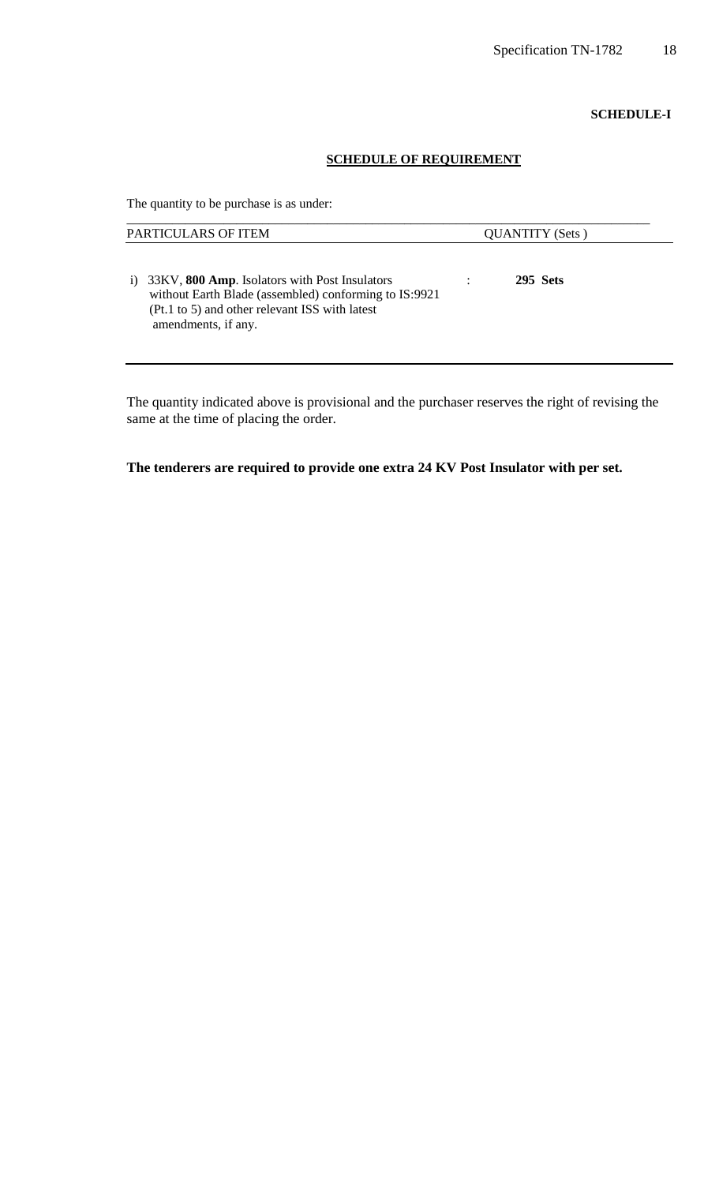**SCHEDULE-I**

## SCHEDULE OF REQUIREMENT

The quantity to be purchase is as under:

| PARTICULARS OF ITEM | | QUANTITY (Sets ) |
|---|---|---|
| i) 33KV, **800 Amp**. Isolators with Post Insulators without Earth Blade (assembled) conforming to IS:9921 (Pt.1 to 5) and other relevant ISS with latest amendments, if any. | : | **295 Sets** |

The quantity indicated above is provisional and the purchaser reserves the right of revising the same at the time of placing the order.

**The tenderers are required to provide one extra 24 KV Post Insulator with per set.**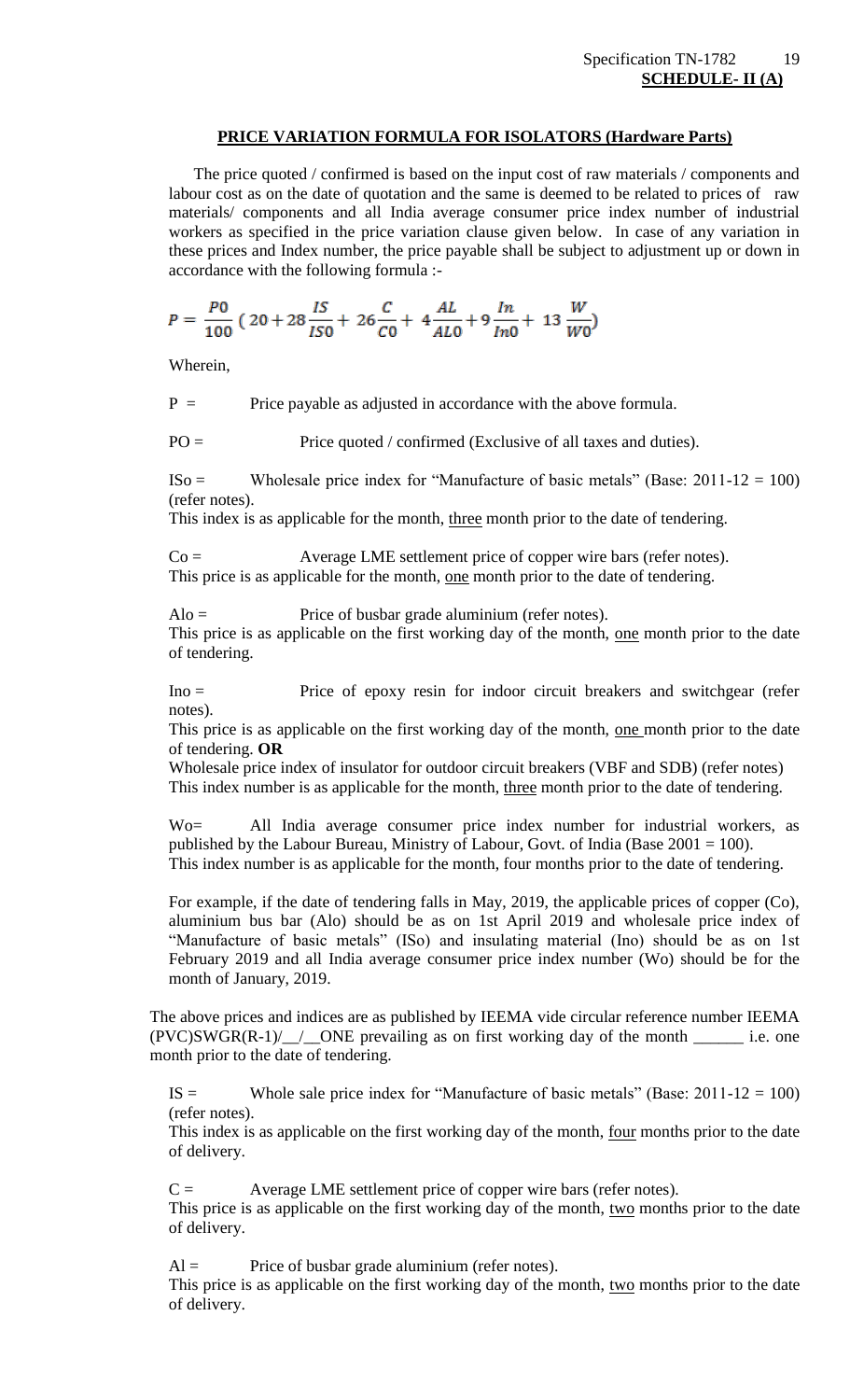**SCHEDULE- II (A)**

## PRICE VARIATION FORMULA FOR ISOLATORS (Hardware Parts)

The price quoted / confirmed is based on the input cost of raw materials / components and labour cost as on the date of quotation and the same is deemed to be related to prices of raw materials/ components and all India average consumer price index number of industrial workers as specified in the price variation clause given below. In case of any variation in these prices and Index number, the price payable shall be subject to adjustment up or down in accordance with the following formula :-

$$P = \frac{P0}{100}\left(20 + 28\frac{IS}{IS0} + 26\frac{C}{C0} + 4\frac{AL}{AL0} + 9\frac{In}{In0} + 13\frac{W}{W0}\right)$$

Wherein,

P = Price payable as adjusted in accordance with the above formula.

PO = Price quoted / confirmed (Exclusive of all taxes and duties).

ISo = Wholesale price index for "Manufacture of basic metals" (Base: 2011-12 = 100) (refer notes).
This index is as applicable for the month, <u>three</u> month prior to the date of tendering.

Co = Average LME settlement price of copper wire bars (refer notes).
This price is as applicable for the month, <u>one</u> month prior to the date of tendering.

Alo = Price of busbar grade aluminium (refer notes).
This price is as applicable on the first working day of the month, <u>one</u> month prior to the date of tendering.

Ino = Price of epoxy resin for indoor circuit breakers and switchgear (refer notes).
This price is as applicable on the first working day of the month, <u>one</u> month prior to the date of tendering. **OR**
Wholesale price index of insulator for outdoor circuit breakers (VBF and SDB) (refer notes)
This index number is as applicable for the month, <u>three</u> month prior to the date of tendering.

Wo= All India average consumer price index number for industrial workers, as published by the Labour Bureau, Ministry of Labour, Govt. of India (Base 2001 = 100).
This index number is as applicable for the month, four months prior to the date of tendering.

For example, if the date of tendering falls in May, 2019, the applicable prices of copper (Co), aluminium bus bar (Alo) should be as on 1st April 2019 and wholesale price index of "Manufacture of basic metals" (ISo) and insulating material (Ino) should be as on 1st February 2019 and all India average consumer price index number (Wo) should be for the month of January, 2019.

The above prices and indices are as published by IEEMA vide circular reference number IEEMA (PVC)SWGR(R-1)/\_\_/\_\_ONE prevailing as on first working day of the month \_\_\_\_\_\_ i.e. one month prior to the date of tendering.

IS = Whole sale price index for "Manufacture of basic metals" (Base: 2011-12 = 100) (refer notes).
This index is as applicable on the first working day of the month, <u>four</u> months prior to the date of delivery.

C = Average LME settlement price of copper wire bars (refer notes).
This price is as applicable on the first working day of the month, <u>two</u> months prior to the date of delivery.

Al = Price of busbar grade aluminium (refer notes).
This price is as applicable on the first working day of the month, <u>two</u> months prior to the date of delivery.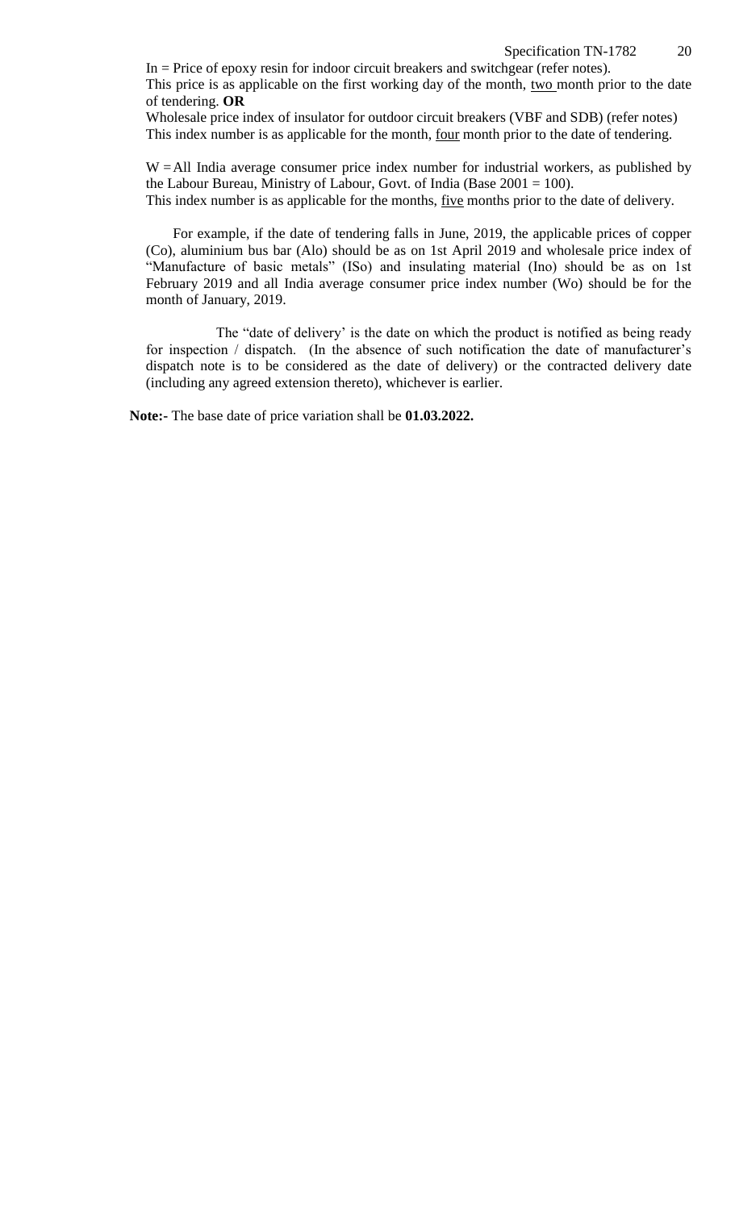In = Price of epoxy resin for indoor circuit breakers and switchgear (refer notes).
This price is as applicable on the first working day of the month, two month prior to the date of tendering. **OR**
Wholesale price index of insulator for outdoor circuit breakers (VBF and SDB) (refer notes)
This index number is as applicable for the month, four month prior to the date of tendering.

W = All India average consumer price index number for industrial workers, as published by the Labour Bureau, Ministry of Labour, Govt. of India (Base 2001 = 100).
This index number is as applicable for the months, five months prior to the date of delivery.

For example, if the date of tendering falls in June, 2019, the applicable prices of copper (Co), aluminium bus bar (Alo) should be as on 1st April 2019 and wholesale price index of "Manufacture of basic metals" (ISo) and insulating material (Ino) should be as on 1st February 2019 and all India average consumer price index number (Wo) should be for the month of January, 2019.

The "date of delivery' is the date on which the product is notified as being ready for inspection / dispatch. (In the absence of such notification the date of manufacturer's dispatch note is to be considered as the date of delivery) or the contracted delivery date (including any agreed extension thereto), whichever is earlier.

**Note:-** The base date of price variation shall be **01.03.2022.**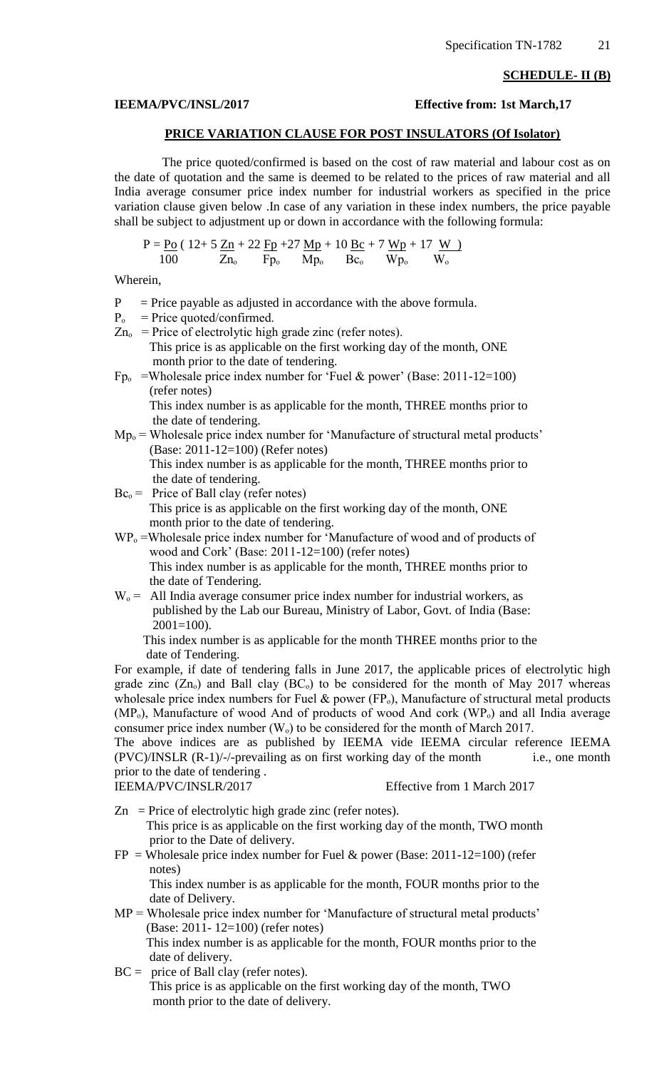**SCHEDULE- II (B)**

**IEEMA/PVC/INSL/2017** **Effective from: 1st March,17**

**PRICE VARIATION CLAUSE FOR POST INSULATORS (Of Isolator)**

The price quoted/confirmed is based on the cost of raw material and labour cost as on the date of quotation and the same is deemed to be related to the prices of raw material and all India average consumer price index number for industrial workers as specified in the price variation clause given below .In case of any variation in these index numbers, the price payable shall be subject to adjustment up or down in accordance with the following formula:

$$P = \frac{P_o}{100}\left(12 + 5\frac{Zn}{Zn_o} + 22\frac{Fp}{Fp_o} + 27\frac{Mp}{Mp_o} + 10\frac{Bc}{Bc_o} + 7\frac{Wp}{Wp_o} + 17\frac{W}{W_o}\right)$$

Wherein,

$P$ = Price payable as adjusted in accordance with the above formula.

$P_o$ = Price quoted/confirmed.

$Zn_o$ = Price of electrolytic high grade zinc (refer notes).
This price is as applicable on the first working day of the month, ONE month prior to the date of tendering.

$Fp_o$ =Wholesale price index number for 'Fuel & power' (Base: 2011-12=100) (refer notes)
This index number is as applicable for the month, THREE months prior to the date of tendering.

$Mp_o$ = Wholesale price index number for 'Manufacture of structural metal products' (Base: 2011-12=100) (Refer notes)
This index number is as applicable for the month, THREE months prior to the date of tendering.

$Bc_o$ = Price of Ball clay (refer notes)
This price is as applicable on the first working day of the month, ONE month prior to the date of tendering.

$WP_o$ =Wholesale price index number for 'Manufacture of wood and of products of wood and Cork' (Base: 2011-12=100) (refer notes)
This index number is as applicable for the month, THREE months prior to the date of Tendering.

$W_o$ = All India average consumer price index number for industrial workers, as published by the Lab our Bureau, Ministry of Labor, Govt. of India (Base: 2001=100).
This index number is as applicable for the month THREE months prior to the date of Tendering.

For example, if date of tendering falls in June 2017, the applicable prices of electrolytic high grade zinc ($Zn_o$) and Ball clay ($BC_o$) to be considered for the month of May 2017 whereas wholesale price index numbers for Fuel & power ($FP_o$), Manufacture of structural metal products ($MP_o$), Manufacture of wood And of products of wood And cork ($WP_o$) and all India average consumer price index number ($W_o$) to be considered for the month of March 2017.

The above indices are as published by IEEMA vide IEEMA circular reference IEEMA (PVC)/INSLR (R-1)/-/-prevailing as on first working day of the month i.e., one month prior to the date of tendering .

IEEMA/PVC/INSLR/2017 Effective from 1 March 2017

$Zn$ = Price of electrolytic high grade zinc (refer notes).
This price is as applicable on the first working day of the month, TWO month prior to the Date of delivery.

$FP$ = Wholesale price index number for Fuel & power (Base: 2011-12=100) (refer notes)
This index number is as applicable for the month, FOUR months prior to the date of Delivery.

$MP$ = Wholesale price index number for 'Manufacture of structural metal products' (Base: 2011- 12=100) (refer notes)
This index number is as applicable for the month, FOUR months prior to the date of delivery.

$BC$ = price of Ball clay (refer notes).
This price is as applicable on the first working day of the month, TWO month prior to the date of delivery.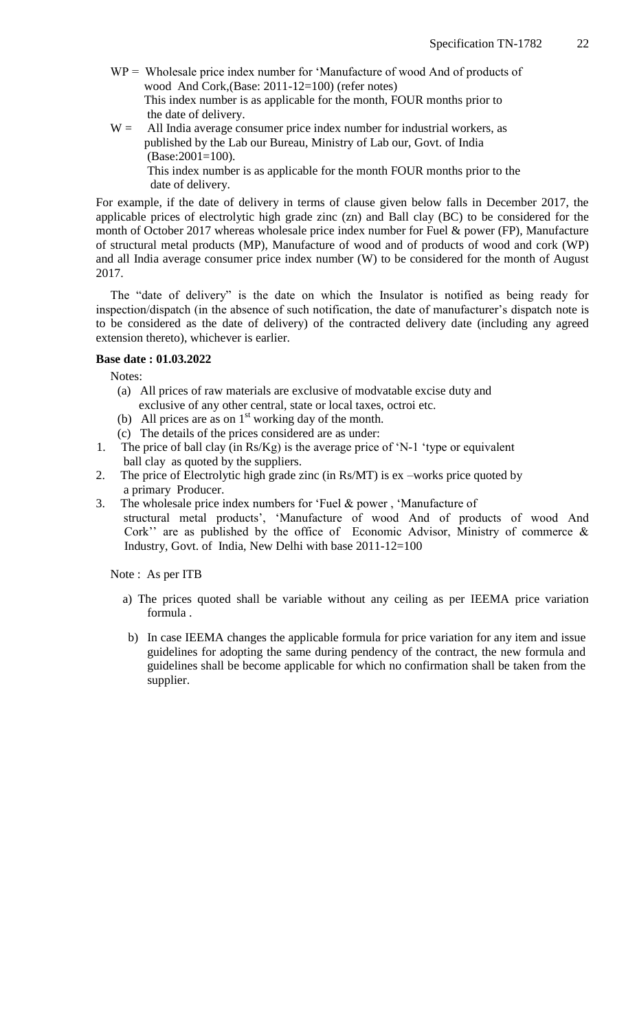WP = Wholesale price index number for 'Manufacture of wood And of products of wood And Cork,(Base: 2011-12=100) (refer notes)
This index number is as applicable for the month, FOUR months prior to the date of delivery.

W = All India average consumer price index number for industrial workers, as published by the Lab our Bureau, Ministry of Lab our, Govt. of India (Base:2001=100).
This index number is as applicable for the month FOUR months prior to the date of delivery.

For example, if the date of delivery in terms of clause given below falls in December 2017, the applicable prices of electrolytic high grade zinc (zn) and Ball clay (BC) to be considered for the month of October 2017 whereas wholesale price index number for Fuel & power (FP), Manufacture of structural metal products (MP), Manufacture of wood and of products of wood and cork (WP) and all India average consumer price index number (W) to be considered for the month of August 2017.

The "date of delivery" is the date on which the Insulator is notified as being ready for inspection/dispatch (in the absence of such notification, the date of manufacturer's dispatch note is to be considered as the date of delivery) of the contracted delivery date (including any agreed extension thereto), whichever is earlier.

**Base date : 01.03.2022**

Notes:

(a) All prices of raw materials are exclusive of modvatable excise duty and exclusive of any other central, state or local taxes, octroi etc.
(b) All prices are as on 1st working day of the month.
(c) The details of the prices considered are as under:

1. The price of ball clay (in Rs/Kg) is the average price of 'N-1 'type or equivalent ball clay as quoted by the suppliers.
2. The price of Electrolytic high grade zinc (in Rs/MT) is ex –works price quoted by a primary Producer.
3. The wholesale price index numbers for 'Fuel & power , 'Manufacture of structural metal products', 'Manufacture of wood And of products of wood And Cork'' are as published by the office of Economic Advisor, Ministry of commerce & Industry, Govt. of India, New Delhi with base 2011-12=100

Note : As per ITB

a) The prices quoted shall be variable without any ceiling as per IEEMA price variation formula .

b) In case IEEMA changes the applicable formula for price variation for any item and issue guidelines for adopting the same during pendency of the contract, the new formula and guidelines shall be become applicable for which no confirmation shall be taken from the supplier.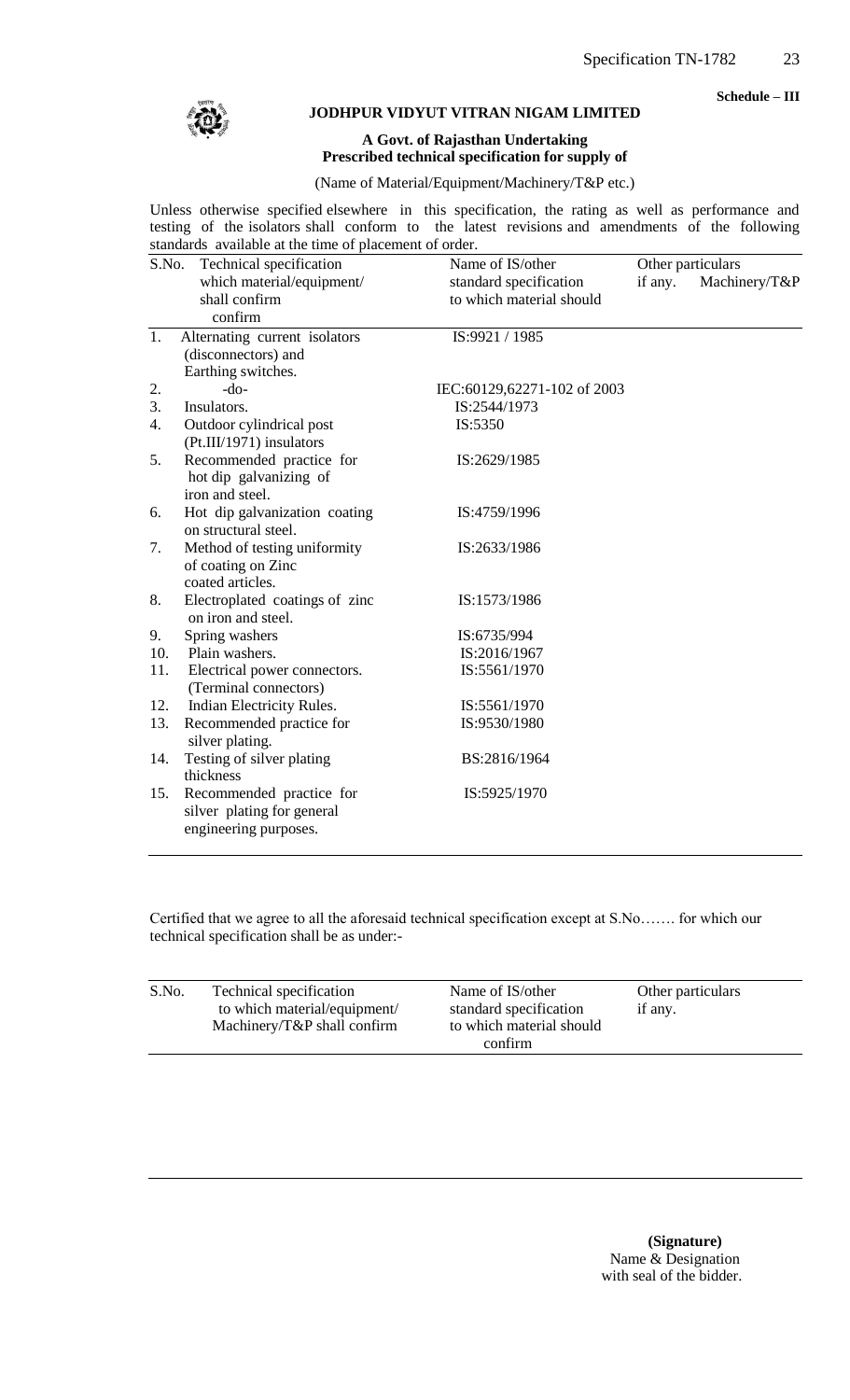**Schedule – III**

## JODHPUR VIDYUT VITRAN NIGAM LIMITED

**A Govt. of Rajasthan Undertaking**
**Prescribed technical specification for supply of**

(Name of Material/Equipment/Machinery/T&P etc.)

Unless otherwise specified elsewhere in this specification, the rating as well as performance and testing of the isolators shall conform to the latest revisions and amendments of the following standards available at the time of placement of order.

| S.No. | Technical specification which material/equipment/ shall confirm confirm | Name of IS/other standard specification to which material should | Other particulars if any. Machinery/T&P |
|---|---|---|---|
| 1. | Alternating current isolators (disconnectors) and Earthing switches. | IS:9921 / 1985 | |
| 2. | -do- | IEC:60129,62271-102 of 2003 | |
| 3. | Insulators. | IS:2544/1973 | |
| 4. | Outdoor cylindrical post (Pt.III/1971) insulators | IS:5350 | |
| 5. | Recommended practice for hot dip galvanizing of iron and steel. | IS:2629/1985 | |
| 6. | Hot dip galvanization coating on structural steel. | IS:4759/1996 | |
| 7. | Method of testing uniformity of coating on Zinc coated articles. | IS:2633/1986 | |
| 8. | Electroplated coatings of zinc on iron and steel. | IS:1573/1986 | |
| 9. | Spring washers | IS:6735/994 | |
| 10. | Plain washers. | IS:2016/1967 | |
| 11. | Electrical power connectors. (Terminal connectors) | IS:5561/1970 | |
| 12. | Indian Electricity Rules. | IS:5561/1970 | |
| 13. | Recommended practice for silver plating. | IS:9530/1980 | |
| 14. | Testing of silver plating thickness | BS:2816/1964 | |
| 15. | Recommended practice for silver plating for general engineering purposes. | IS:5925/1970 | |

Certified that we agree to all the aforesaid technical specification except at S.No……. for which our technical specification shall be as under:-

| S.No. | Technical specification to which material/equipment/ Machinery/T&P shall confirm | Name of IS/other standard specification to which material should confirm | Other particulars if any. |
|---|---|---|---|
| | | | |

**(Signature)**
Name & Designation
with seal of the bidder.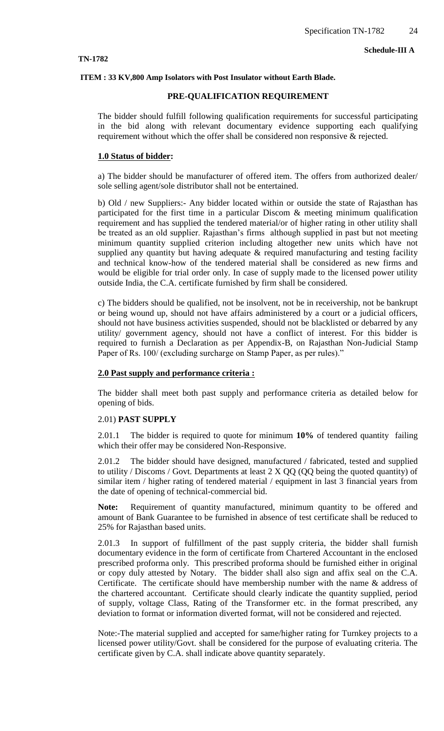**Schedule-III A**

**TN-1782**

**ITEM : 33 KV,800 Amp Isolators with Post Insulator without Earth Blade.**

**PRE-QUALIFICATION REQUIREMENT**

The bidder should fulfill following qualification requirements for successful participating in the bid along with relevant documentary evidence supporting each qualifying requirement without which the offer shall be considered non responsive & rejected.

**1.0 Status of bidder:**

a) The bidder should be manufacturer of offered item. The offers from authorized dealer/ sole selling agent/sole distributor shall not be entertained.

b) Old / new Suppliers:- Any bidder located within or outside the state of Rajasthan has participated for the first time in a particular Discom & meeting minimum qualification requirement and has supplied the tendered material/or of higher rating in other utility shall be treated as an old supplier. Rajasthan's firms although supplied in past but not meeting minimum quantity supplied criterion including altogether new units which have not supplied any quantity but having adequate & required manufacturing and testing facility and technical know-how of the tendered material shall be considered as new firms and would be eligible for trial order only. In case of supply made to the licensed power utility outside India, the C.A. certificate furnished by firm shall be considered.

c) The bidders should be qualified, not be insolvent, not be in receivership, not be bankrupt or being wound up, should not have affairs administered by a court or a judicial officers, should not have business activities suspended, should not be blacklisted or debarred by any utility/ government agency, should not have a conflict of interest. For this bidder is required to furnish a Declaration as per Appendix-B, on Rajasthan Non-Judicial Stamp Paper of Rs. 100/ (excluding surcharge on Stamp Paper, as per rules)."

**2.0 Past supply and performance criteria :**

The bidder shall meet both past supply and performance criteria as detailed below for opening of bids.

2.01) **PAST SUPPLY**

2.01.1 The bidder is required to quote for minimum **10%** of tendered quantity failing which their offer may be considered Non-Responsive.

2.01.2 The bidder should have designed, manufactured / fabricated, tested and supplied to utility / Discoms / Govt. Departments at least 2 X QQ (QQ being the quoted quantity) of similar item / higher rating of tendered material / equipment in last 3 financial years from the date of opening of technical-commercial bid.

**Note:** Requirement of quantity manufactured, minimum quantity to be offered and amount of Bank Guarantee to be furnished in absence of test certificate shall be reduced to 25% for Rajasthan based units.

2.01.3 In support of fulfillment of the past supply criteria, the bidder shall furnish documentary evidence in the form of certificate from Chartered Accountant in the enclosed prescribed proforma only. This prescribed proforma should be furnished either in original or copy duly attested by Notary. The bidder shall also sign and affix seal on the C.A. Certificate. The certificate should have membership number with the name & address of the chartered accountant. Certificate should clearly indicate the quantity supplied, period of supply, voltage Class, Rating of the Transformer etc. in the format prescribed, any deviation to format or information diverted format, will not be considered and rejected.

Note:-The material supplied and accepted for same/higher rating for Turnkey projects to a licensed power utility/Govt. shall be considered for the purpose of evaluating criteria. The certificate given by C.A. shall indicate above quantity separately.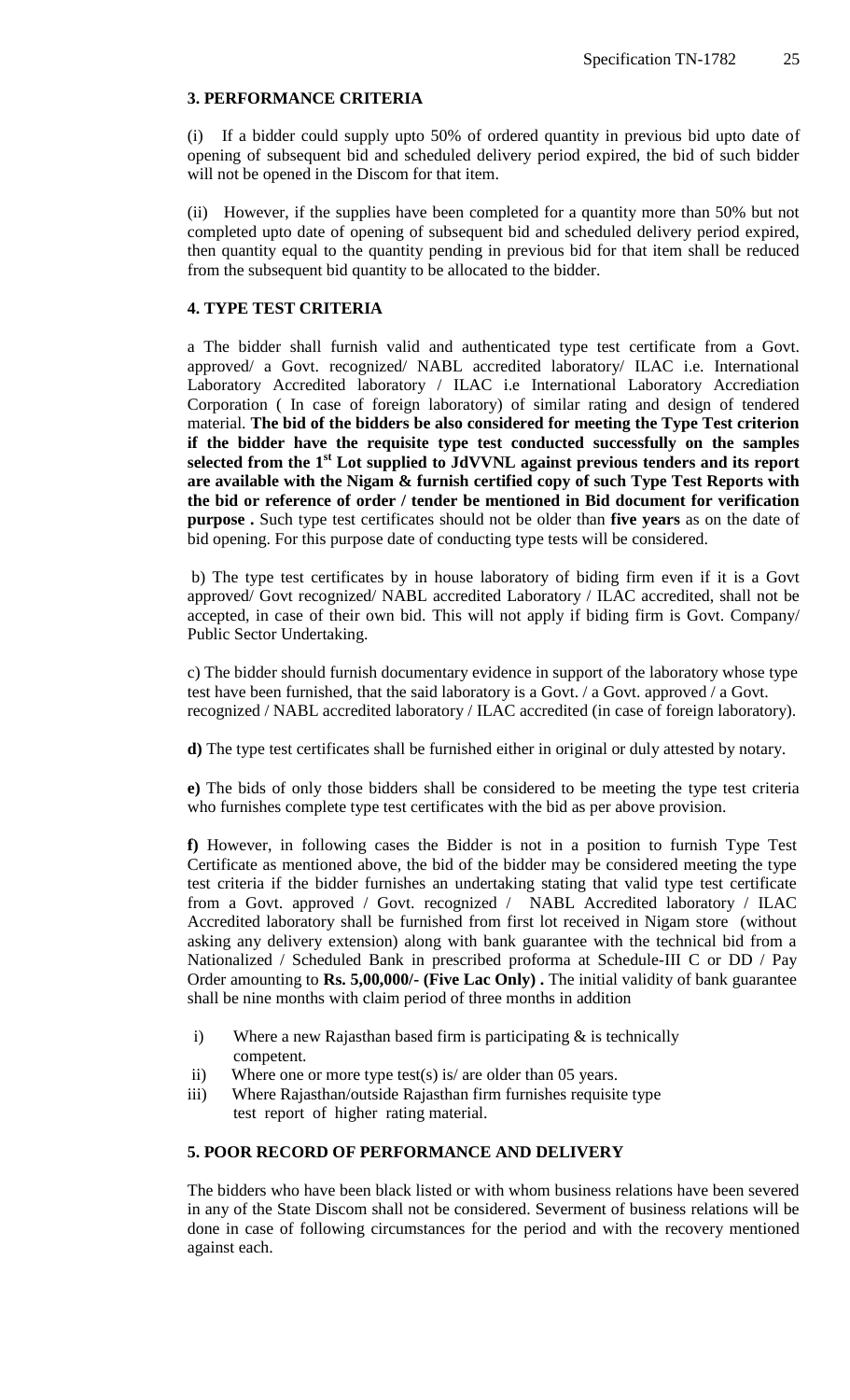## 3. PERFORMANCE CRITERIA

(i) If a bidder could supply upto 50% of ordered quantity in previous bid upto date of opening of subsequent bid and scheduled delivery period expired, the bid of such bidder will not be opened in the Discom for that item.

(ii) However, if the supplies have been completed for a quantity more than 50% but not completed upto date of opening of subsequent bid and scheduled delivery period expired, then quantity equal to the quantity pending in previous bid for that item shall be reduced from the subsequent bid quantity to be allocated to the bidder.

## 4. TYPE TEST CRITERIA

a The bidder shall furnish valid and authenticated type test certificate from a Govt. approved/ a Govt. recognized/ NABL accredited laboratory/ ILAC i.e. International Laboratory Accredited laboratory / ILAC i.e International Laboratory Accrediation Corporation ( In case of foreign laboratory) of similar rating and design of tendered material. **The bid of the bidders be also considered for meeting the Type Test criterion if the bidder have the requisite type test conducted successfully on the samples selected from the 1st Lot supplied to JdVVNL against previous tenders and its report are available with the Nigam & furnish certified copy of such Type Test Reports with the bid or reference of order / tender be mentioned in Bid document for verification purpose .** Such type test certificates should not be older than **five years** as on the date of bid opening. For this purpose date of conducting type tests will be considered.

b) The type test certificates by in house laboratory of biding firm even if it is a Govt approved/ Govt recognized/ NABL accredited Laboratory / ILAC accredited, shall not be accepted, in case of their own bid. This will not apply if biding firm is Govt. Company/ Public Sector Undertaking.

c) The bidder should furnish documentary evidence in support of the laboratory whose type test have been furnished, that the said laboratory is a Govt. / a Govt. approved / a Govt. recognized / NABL accredited laboratory / ILAC accredited (in case of foreign laboratory).

**d)** The type test certificates shall be furnished either in original or duly attested by notary.

**e)** The bids of only those bidders shall be considered to be meeting the type test criteria who furnishes complete type test certificates with the bid as per above provision.

**f)** However, in following cases the Bidder is not in a position to furnish Type Test Certificate as mentioned above, the bid of the bidder may be considered meeting the type test criteria if the bidder furnishes an undertaking stating that valid type test certificate from a Govt. approved / Govt. recognized / NABL Accredited laboratory / ILAC Accredited laboratory shall be furnished from first lot received in Nigam store (without asking any delivery extension) along with bank guarantee with the technical bid from a Nationalized / Scheduled Bank in prescribed proforma at Schedule-III C or DD / Pay Order amounting to **Rs. 5,00,000/- (Five Lac Only) .** The initial validity of bank guarantee shall be nine months with claim period of three months in addition

i) Where a new Rajasthan based firm is participating & is technically competent.
ii) Where one or more type test(s) is/ are older than 05 years.
iii) Where Rajasthan/outside Rajasthan firm furnishes requisite type test report of higher rating material.

## 5. POOR RECORD OF PERFORMANCE AND DELIVERY

The bidders who have been black listed or with whom business relations have been severed in any of the State Discom shall not be considered. Severment of business relations will be done in case of following circumstances for the period and with the recovery mentioned against each.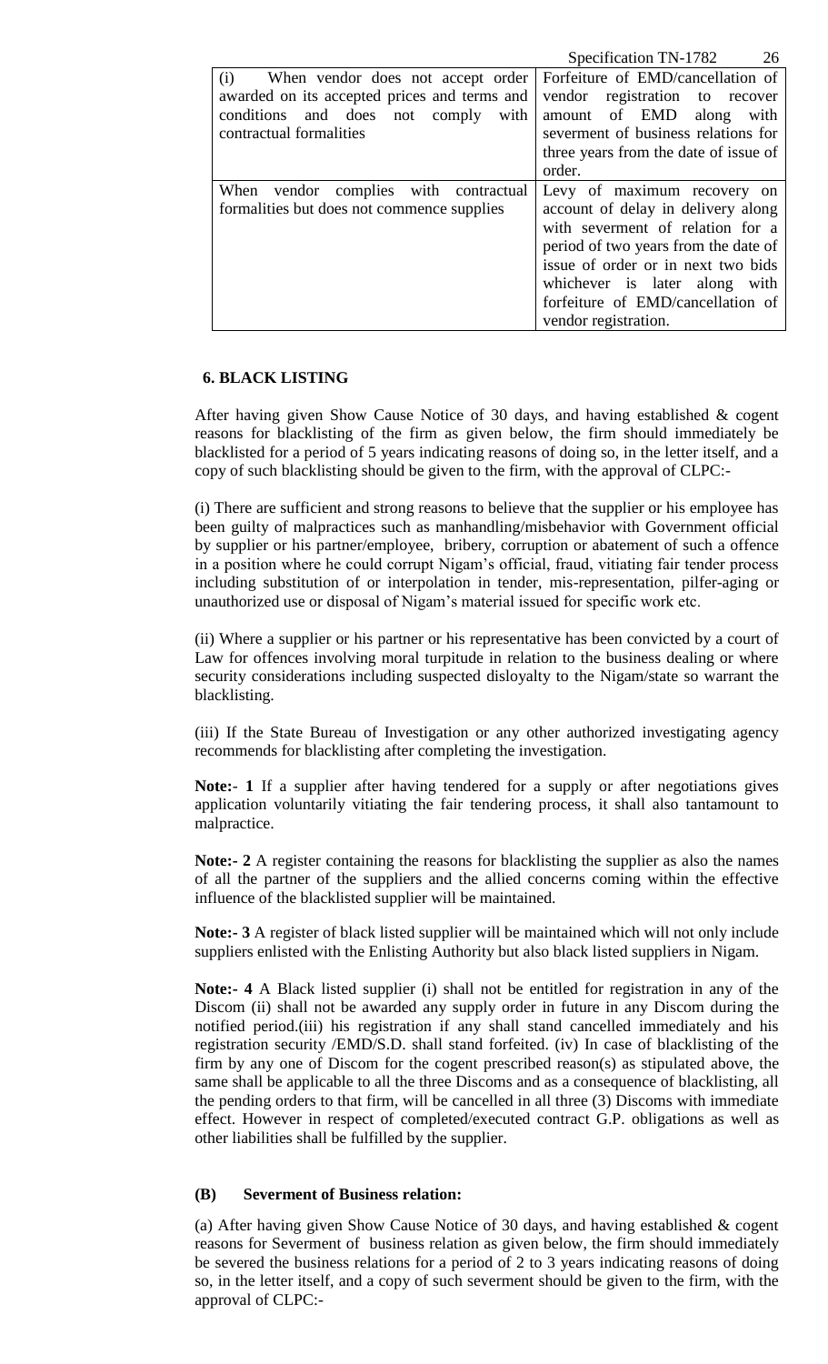| | |
|---|---|
| (i) When vendor does not accept order awarded on its accepted prices and terms and conditions and does not comply with contractual formalities | Forfeiture of EMD/cancellation of vendor registration to recover amount of EMD along with severment of business relations for three years from the date of issue of order. |
| When vendor complies with contractual formalities but does not commence supplies | Levy of maximum recovery on account of delay in delivery along with severment of relation for a period of two years from the date of issue of order or in next two bids whichever is later along with forfeiture of EMD/cancellation of vendor registration. |

**6. BLACK LISTING**

After having given Show Cause Notice of 30 days, and having established & cogent reasons for blacklisting of the firm as given below, the firm should immediately be blacklisted for a period of 5 years indicating reasons of doing so, in the letter itself, and a copy of such blacklisting should be given to the firm, with the approval of CLPC:-

(i) There are sufficient and strong reasons to believe that the supplier or his employee has been guilty of malpractices such as manhandling/misbehavior with Government official by supplier or his partner/employee, bribery, corruption or abatement of such a offence in a position where he could corrupt Nigam's official, fraud, vitiating fair tender process including substitution of or interpolation in tender, mis-representation, pilfer-aging or unauthorized use or disposal of Nigam's material issued for specific work etc.

(ii) Where a supplier or his partner or his representative has been convicted by a court of Law for offences involving moral turpitude in relation to the business dealing or where security considerations including suspected disloyalty to the Nigam/state so warrant the blacklisting.

(iii) If the State Bureau of Investigation or any other authorized investigating agency recommends for blacklisting after completing the investigation.

**Note:- 1** If a supplier after having tendered for a supply or after negotiations gives application voluntarily vitiating the fair tendering process, it shall also tantamount to malpractice.

**Note:- 2** A register containing the reasons for blacklisting the supplier as also the names of all the partner of the suppliers and the allied concerns coming within the effective influence of the blacklisted supplier will be maintained.

**Note:- 3** A register of black listed supplier will be maintained which will not only include suppliers enlisted with the Enlisting Authority but also black listed suppliers in Nigam.

**Note:- 4** A Black listed supplier (i) shall not be entitled for registration in any of the Discom (ii) shall not be awarded any supply order in future in any Discom during the notified period.(iii) his registration if any shall stand cancelled immediately and his registration security /EMD/S.D. shall stand forfeited. (iv) In case of blacklisting of the firm by any one of Discom for the cogent prescribed reason(s) as stipulated above, the same shall be applicable to all the three Discoms and as a consequence of blacklisting, all the pending orders to that firm, will be cancelled in all three (3) Discoms with immediate effect. However in respect of completed/executed contract G.P. obligations as well as other liabilities shall be fulfilled by the supplier.

**(B) Severment of Business relation:**

(a) After having given Show Cause Notice of 30 days, and having established & cogent reasons for Severment of business relation as given below, the firm should immediately be severed the business relations for a period of 2 to 3 years indicating reasons of doing so, in the letter itself, and a copy of such severment should be given to the firm, with the approval of CLPC:-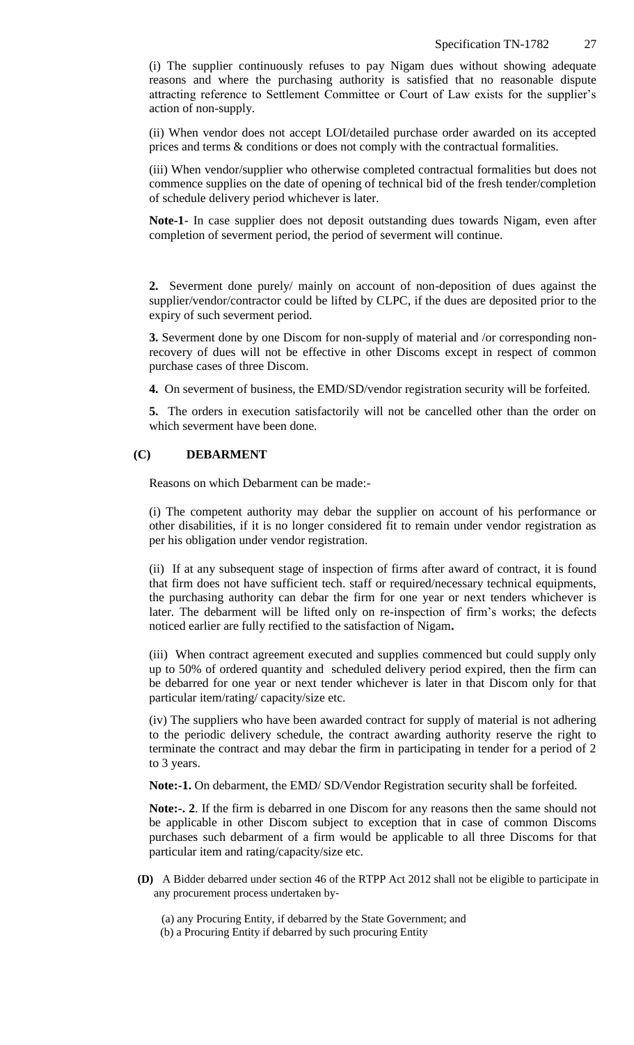(i) The supplier continuously refuses to pay Nigam dues without showing adequate reasons and where the purchasing authority is satisfied that no reasonable dispute attracting reference to Settlement Committee or Court of Law exists for the supplier's action of non-supply.

(ii) When vendor does not accept LOI/detailed purchase order awarded on its accepted prices and terms & conditions or does not comply with the contractual formalities.

(iii) When vendor/supplier who otherwise completed contractual formalities but does not commence supplies on the date of opening of technical bid of the fresh tender/completion of schedule delivery period whichever is later.

**Note-1**- In case supplier does not deposit outstanding dues towards Nigam, even after completion of severment period, the period of severment will continue.

**2.** Severment done purely/ mainly on account of non-deposition of dues against the supplier/vendor/contractor could be lifted by CLPC, if the dues are deposited prior to the expiry of such severment period.

**3.** Severment done by one Discom for non-supply of material and /or corresponding non-recovery of dues will not be effective in other Discoms except in respect of common purchase cases of three Discom.

**4.** On severment of business, the EMD/SD/vendor registration security will be forfeited.

**5.** The orders in execution satisfactorily will not be cancelled other than the order on which severment have been done.

**(C) DEBARMENT**

Reasons on which Debarment can be made:-

(i) The competent authority may debar the supplier on account of his performance or other disabilities, if it is no longer considered fit to remain under vendor registration as per his obligation under vendor registration.

(ii) If at any subsequent stage of inspection of firms after award of contract, it is found that firm does not have sufficient tech. staff or required/necessary technical equipments, the purchasing authority can debar the firm for one year or next tenders whichever is later. The debarment will be lifted only on re-inspection of firm's works; the defects noticed earlier are fully rectified to the satisfaction of Nigam**.**

(iii) When contract agreement executed and supplies commenced but could supply only up to 50% of ordered quantity and scheduled delivery period expired, then the firm can be debarred for one year or next tender whichever is later in that Discom only for that particular item/rating/ capacity/size etc.

(iv) The suppliers who have been awarded contract for supply of material is not adhering to the periodic delivery schedule, the contract awarding authority reserve the right to terminate the contract and may debar the firm in participating in tender for a period of 2 to 3 years.

**Note:-1.** On debarment, the EMD/ SD/Vendor Registration security shall be forfeited.

**Note:-. 2**. If the firm is debarred in one Discom for any reasons then the same should not be applicable in other Discom subject to exception that in case of common Discoms purchases such debarment of a firm would be applicable to all three Discoms for that particular item and rating/capacity/size etc.

**(D)** A Bidder debarred under section 46 of the RTPP Act 2012 shall not be eligible to participate in any procurement process undertaken by-

(a) any Procuring Entity, if debarred by the State Government; and
(b) a Procuring Entity if debarred by such procuring Entity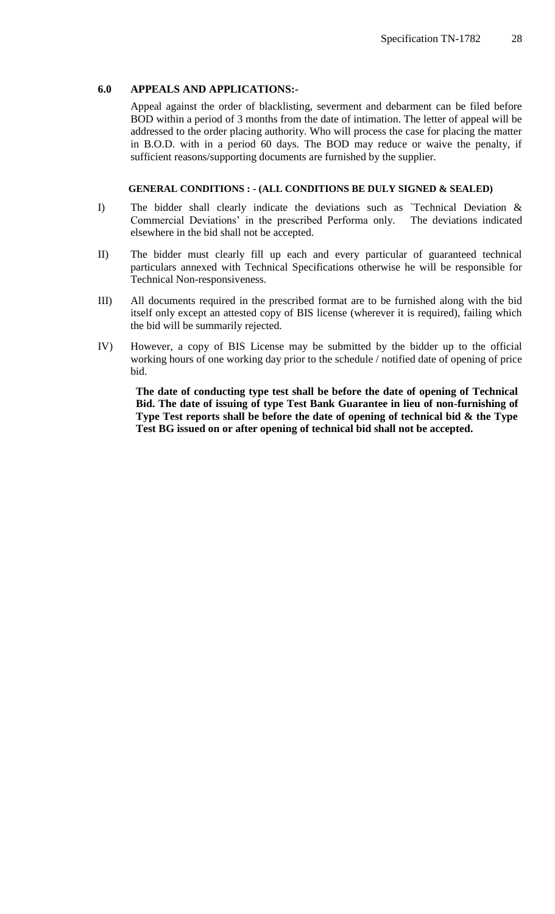## 6.0 APPEALS AND APPLICATIONS:-

Appeal against the order of blacklisting, severment and debarment can be filed before BOD within a period of 3 months from the date of intimation. The letter of appeal will be addressed to the order placing authority. Who will process the case for placing the matter in B.O.D. with in a period 60 days. The BOD may reduce or waive the penalty, if sufficient reasons/supporting documents are furnished by the supplier.

**GENERAL CONDITIONS : - (ALL CONDITIONS BE DULY SIGNED & SEALED)**

I) The bidder shall clearly indicate the deviations such as `Technical Deviation & Commercial Deviations' in the prescribed Performa only. The deviations indicated elsewhere in the bid shall not be accepted.

II) The bidder must clearly fill up each and every particular of guaranteed technical particulars annexed with Technical Specifications otherwise he will be responsible for Technical Non-responsiveness.

III) All documents required in the prescribed format are to be furnished along with the bid itself only except an attested copy of BIS license (wherever it is required), failing which the bid will be summarily rejected.

IV) However, a copy of BIS License may be submitted by the bidder up to the official working hours of one working day prior to the schedule / notified date of opening of price bid.

**The date of conducting type test shall be before the date of opening of Technical Bid. The date of issuing of type Test Bank Guarantee in lieu of non-furnishing of Type Test reports shall be before the date of opening of technical bid & the Type Test BG issued on or after opening of technical bid shall not be accepted.**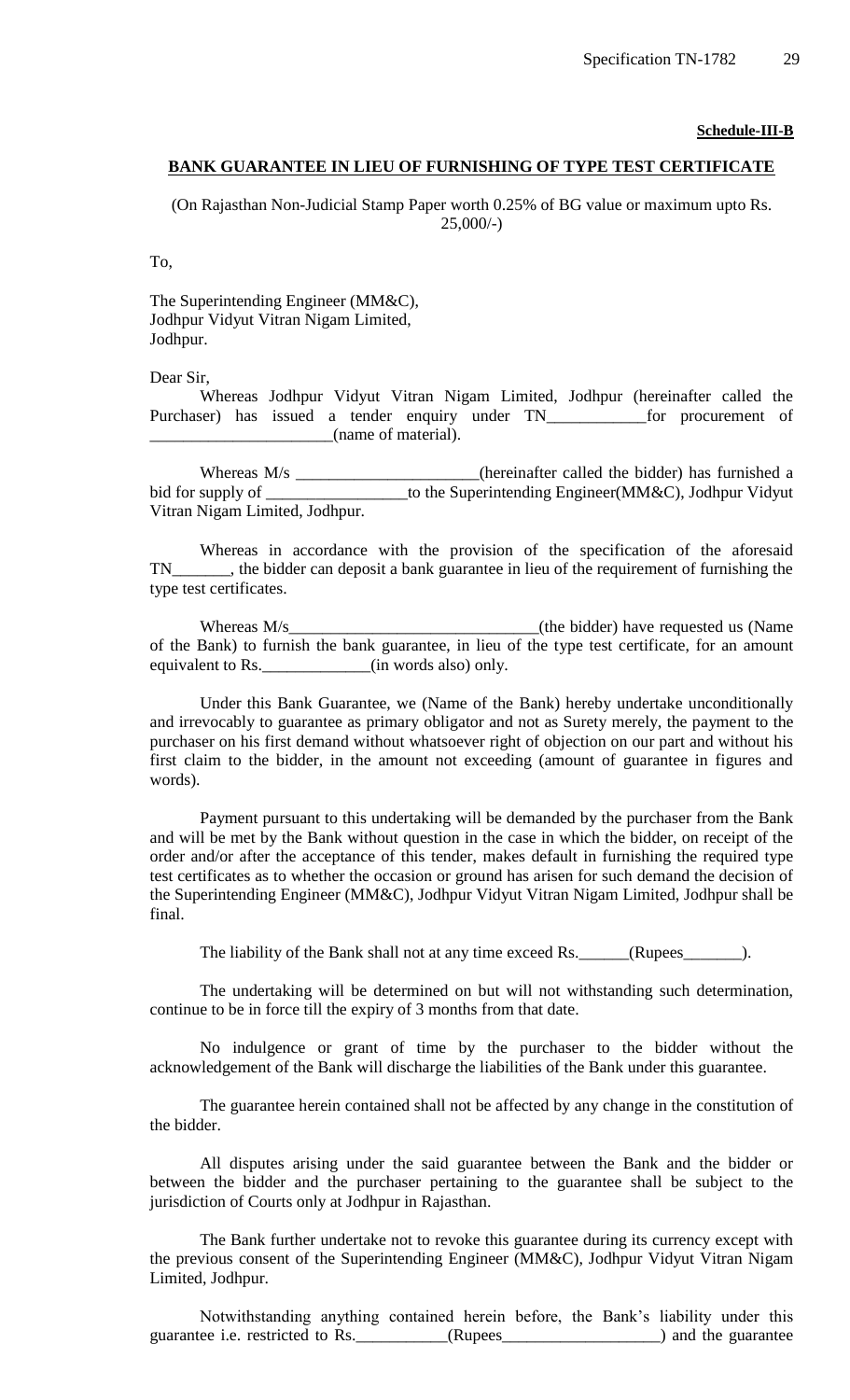**Schedule-III-B**

## BANK GUARANTEE IN LIEU OF FURNISHING OF TYPE TEST CERTIFICATE

(On Rajasthan Non-Judicial Stamp Paper worth 0.25% of BG value or maximum upto Rs. 25,000/-)

To,

The Superintending Engineer (MM&C),
Jodhpur Vidyut Vitran Nigam Limited,
Jodhpur.

Dear Sir,

Whereas Jodhpur Vidyut Vitran Nigam Limited, Jodhpur (hereinafter called the Purchaser) has issued a tender enquiry under TN____________for procurement of ______________________(name of material).

Whereas M/s ______________________(hereinafter called the bidder) has furnished a bid for supply of _________________to the Superintending Engineer(MM&C), Jodhpur Vidyut Vitran Nigam Limited, Jodhpur.

Whereas in accordance with the provision of the specification of the aforesaid TN_______, the bidder can deposit a bank guarantee in lieu of the requirement of furnishing the type test certificates.

Whereas M/s______________________________(the bidder) have requested us (Name of the Bank) to furnish the bank guarantee, in lieu of the type test certificate, for an amount equivalent to Rs._____________(in words also) only.

Under this Bank Guarantee, we (Name of the Bank) hereby undertake unconditionally and irrevocably to guarantee as primary obligator and not as Surety merely, the payment to the purchaser on his first demand without whatsoever right of objection on our part and without his first claim to the bidder, in the amount not exceeding (amount of guarantee in figures and words).

Payment pursuant to this undertaking will be demanded by the purchaser from the Bank and will be met by the Bank without question in the case in which the bidder, on receipt of the order and/or after the acceptance of this tender, makes default in furnishing the required type test certificates as to whether the occasion or ground has arisen for such demand the decision of the Superintending Engineer (MM&C), Jodhpur Vidyut Vitran Nigam Limited, Jodhpur shall be final.

The liability of the Bank shall not at any time exceed Rs.______(Rupees_______).

The undertaking will be determined on but will not withstanding such determination, continue to be in force till the expiry of 3 months from that date.

No indulgence or grant of time by the purchaser to the bidder without the acknowledgement of the Bank will discharge the liabilities of the Bank under this guarantee.

The guarantee herein contained shall not be affected by any change in the constitution of the bidder.

All disputes arising under the said guarantee between the Bank and the bidder or between the bidder and the purchaser pertaining to the guarantee shall be subject to the jurisdiction of Courts only at Jodhpur in Rajasthan.

The Bank further undertake not to revoke this guarantee during its currency except with the previous consent of the Superintending Engineer (MM&C), Jodhpur Vidyut Vitran Nigam Limited, Jodhpur.

Notwithstanding anything contained herein before, the Bank's liability under this guarantee i.e. restricted to Rs.___________(Rupees___________________) and the guarantee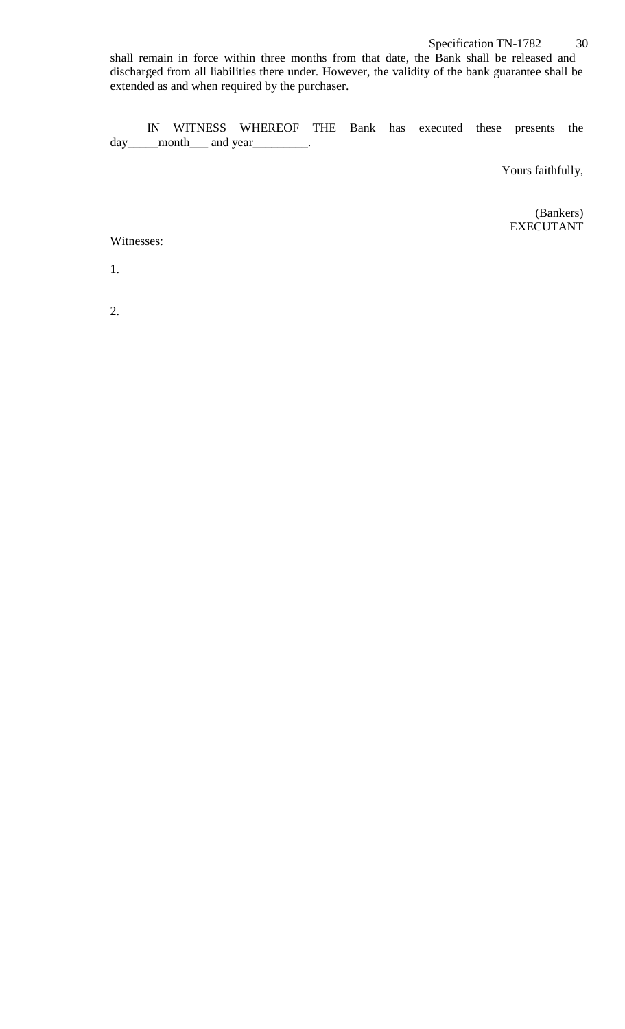shall remain in force within three months from that date, the Bank shall be released and discharged from all liabilities there under. However, the validity of the bank guarantee shall be extended as and when required by the purchaser.

IN WITNESS WHEREOF THE Bank has executed these presents the day_____month___ and year_________.

Yours faithfully,

(Bankers)
EXECUTANT

Witnesses:

1.

2.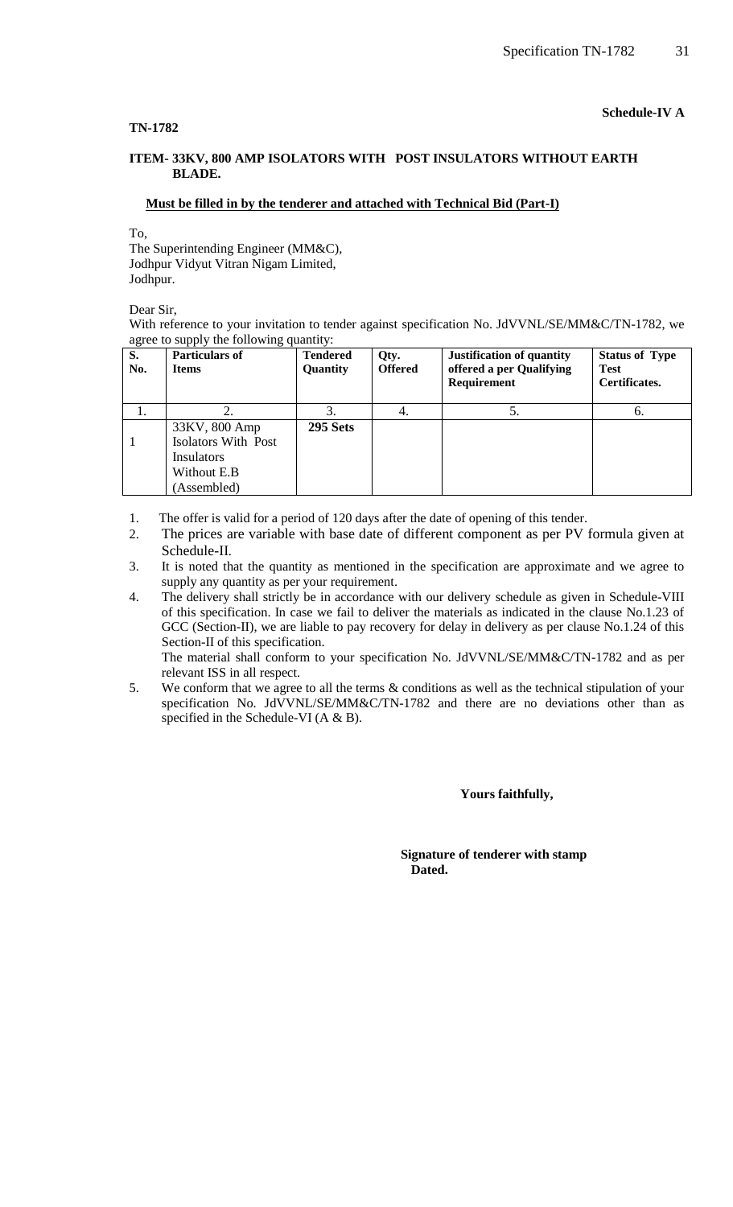**Schedule-IV A**

**TN-1782**

**ITEM- 33KV, 800 AMP ISOLATORS WITH POST INSULATORS WITHOUT EARTH BLADE.**

**Must be filled in by the tenderer and attached with Technical Bid (Part-I)**

To,
The Superintending Engineer (MM&C),
Jodhpur Vidyut Vitran Nigam Limited,
Jodhpur.

Dear Sir,

With reference to your invitation to tender against specification No. JdVVNL/SE/MM&C/TN-1782, we agree to supply the following quantity:

| S. No. | Particulars of Items | Tendered Quantity | Qty. Offered | Justification of quantity offered a per Qualifying Requirement | Status of Type Test Certificates. |
|---|---|---|---|---|---|
| 1. | 2. | 3. | 4. | 5. | 6. |
| 1 | 33KV, 800 Amp Isolators With Post Insulators Without E.B (Assembled) | **295 Sets** | | | |

1. The offer is valid for a period of 120 days after the date of opening of this tender.
2. The prices are variable with base date of different component as per PV formula given at Schedule-II.
3. It is noted that the quantity as mentioned in the specification are approximate and we agree to supply any quantity as per your requirement.
4. The delivery shall strictly be in accordance with our delivery schedule as given in Schedule-VIII of this specification. In case we fail to deliver the materials as indicated in the clause No.1.23 of GCC (Section-II), we are liable to pay recovery for delay in delivery as per clause No.1.24 of this Section-II of this specification.

   The material shall conform to your specification No. JdVVNL/SE/MM&C/TN-1782 and as per relevant ISS in all respect.
5. We conform that we agree to all the terms & conditions as well as the technical stipulation of your specification No. JdVVNL/SE/MM&C/TN-1782 and there are no deviations other than as specified in the Schedule-VI (A & B).

**Yours faithfully,**

**Signature of tenderer with stamp**
**Dated.**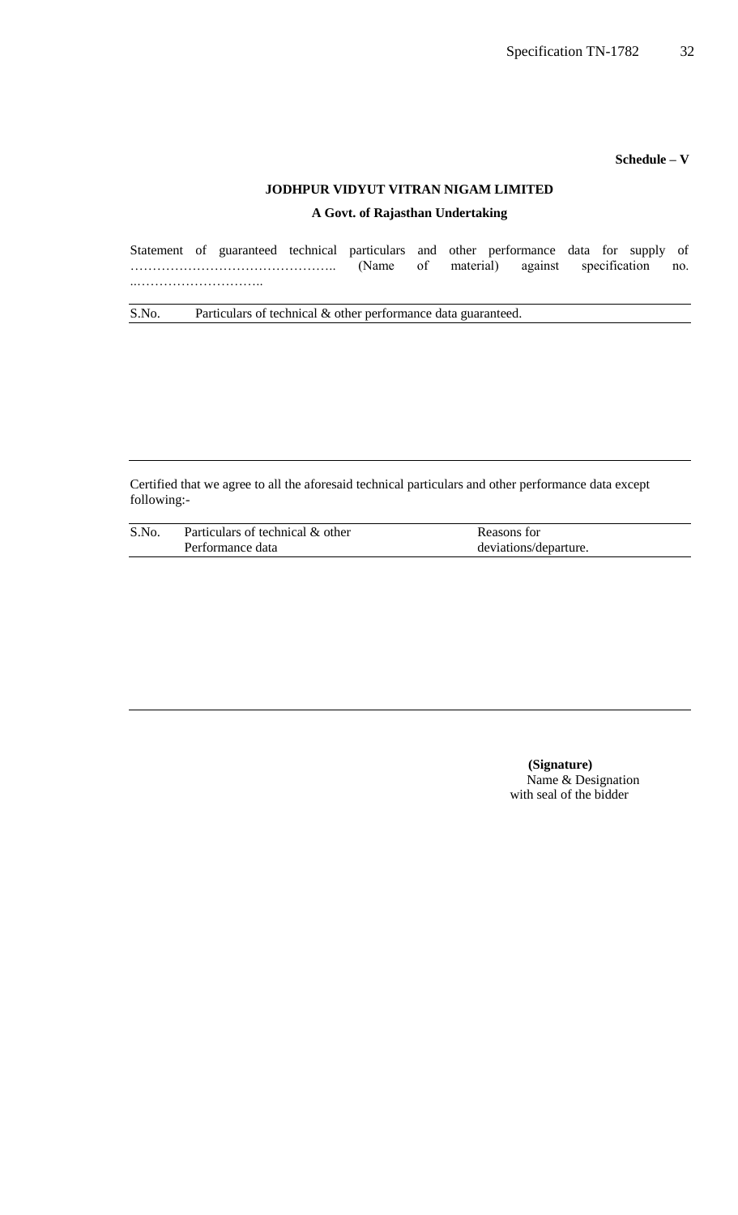**Schedule – V**

**JODHPUR VIDYUT VITRAN NIGAM LIMITED**

**A Govt. of Rajasthan Undertaking**

Statement of guaranteed technical particulars and other performance data for supply of ……………………………………….. (Name of material) against specification no. ..………………………..

| S.No. | Particulars of technical & other performance data guaranteed. |
|---|---|
| | |

Certified that we agree to all the aforesaid technical particulars and other performance data except following:-

| S.No. | Particulars of technical & other Performance data | Reasons for deviations/departure. |
|---|---|---|
| | | |

**(Signature)**
Name & Designation
with seal of the bidder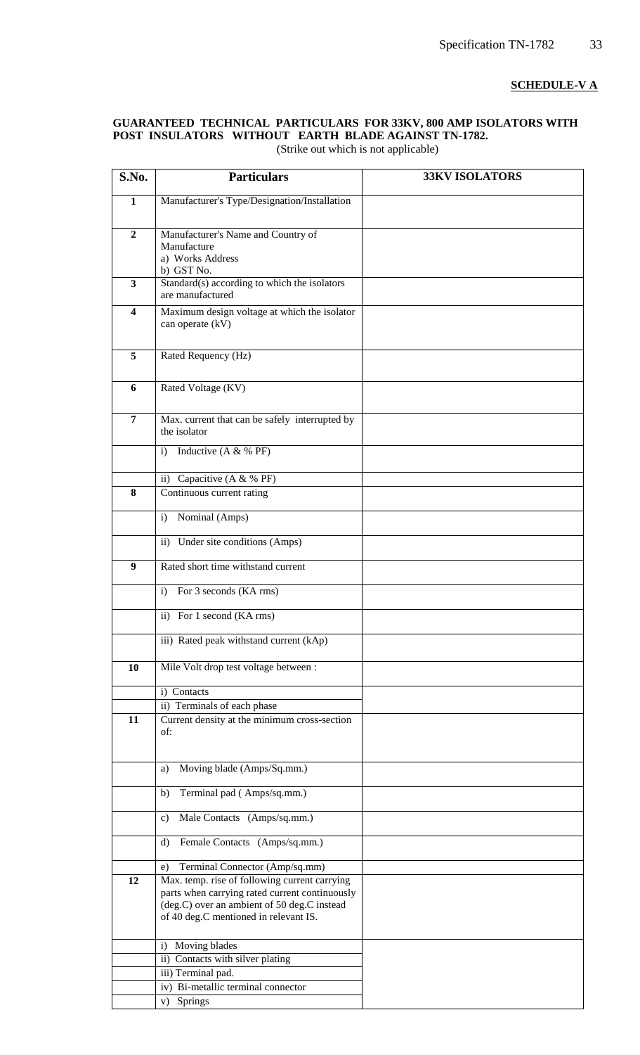**SCHEDULE-V A**

**GUARANTEED TECHNICAL PARTICULARS FOR 33KV, 800 AMP ISOLATORS WITH POST INSULATORS WITHOUT EARTH BLADE AGAINST TN-1782.**

(Strike out which is not applicable)

| S.No. | Particulars | 33KV ISOLATORS |
|---|---|---|
| 1 | Manufacturer's Type/Designation/Installation | |
| 2 | Manufacturer's Name and Country of Manufacture<br>a) Works Address<br>b) GST No. | |
| 3 | Standard(s) according to which the isolators are manufactured | |
| 4 | Maximum design voltage at which the isolator can operate (kV) | |
| 5 | Rated Requency (Hz) | |
| 6 | Rated Voltage (KV) | |
| 7 | Max. current that can be safely interrupted by the isolator | |
| | i) Inductive (A & % PF) | |
| | ii) Capacitive (A & % PF) | |
| 8 | Continuous current rating | |
| | i) Nominal (Amps) | |
| | ii) Under site conditions (Amps) | |
| 9 | Rated short time withstand current | |
| | i) For 3 seconds (KA rms) | |
| | ii) For 1 second (KA rms) | |
| | iii) Rated peak withstand current (kAp) | |
| 10 | Mile Volt drop test voltage between : | |
| | i) Contacts | |
| | ii) Terminals of each phase | |
| 11 | Current density at the minimum cross-section of: | |
| | a) Moving blade (Amps/Sq.mm.) | |
| | b) Terminal pad ( Amps/sq.mm.) | |
| | c) Male Contacts (Amps/sq.mm.) | |
| | d) Female Contacts (Amps/sq.mm.) | |
| | e) Terminal Connector (Amp/sq.mm) | |
| 12 | Max. temp. rise of following current carrying parts when carrying rated current continuously (deg.C) over an ambient of 50 deg.C instead of 40 deg.C mentioned in relevant IS. | |
| | i) Moving blades | |
| | ii) Contacts with silver plating | |
| | iii) Terminal pad. | |
| | iv) Bi-metallic terminal connector | |
| | v) Springs | |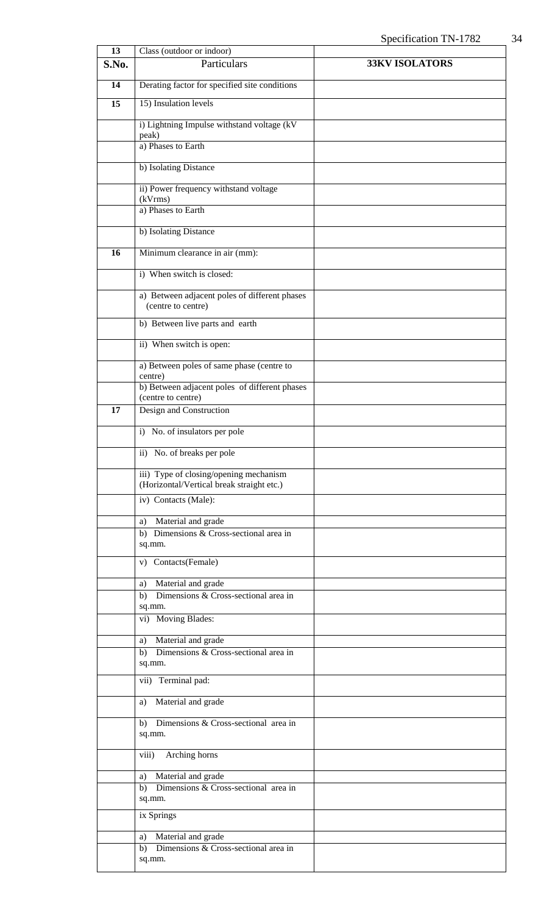| 13 | Class (outdoor or indoor) | |
|---|---|---|
| **S.No.** | Particulars | **33KV ISOLATORS** |
| **14** | Derating factor for specified site conditions | |
| **15** | 15) Insulation levels | |
| | i) Lightning Impulse withstand voltage (kV peak) | |
| | a) Phases to Earth | |
| | b) Isolating Distance | |
| | ii) Power frequency withstand voltage (kVrms) | |
| | a) Phases to Earth | |
| | b) Isolating Distance | |
| **16** | Minimum clearance in air (mm): | |
| | i) When switch is closed: | |
| | a) Between adjacent poles of different phases (centre to centre) | |
| | b) Between live parts and earth | |
| | ii) When switch is open: | |
| | a) Between poles of same phase (centre to centre) | |
| | b) Between adjacent poles of different phases (centre to centre) | |
| **17** | Design and Construction | |
| | i) No. of insulators per pole | |
| | ii) No. of breaks per pole | |
| | iii) Type of closing/opening mechanism (Horizontal/Vertical break straight etc.) | |
| | iv) Contacts (Male): | |
| | a) Material and grade | |
| | b) Dimensions & Cross-sectional area in sq.mm. | |
| | v) Contacts(Female) | |
| | a) Material and grade | |
| | b) Dimensions & Cross-sectional area in sq.mm. | |
| | vi) Moving Blades: | |
| | a) Material and grade | |
| | b) Dimensions & Cross-sectional area in sq.mm. | |
| | vii) Terminal pad: | |
| | a) Material and grade | |
| | b) Dimensions & Cross-sectional area in sq.mm. | |
| | viii) Arching horns | |
| | a) Material and grade | |
| | b) Dimensions & Cross-sectional area in sq.mm. | |
| | ix Springs | |
| | a) Material and grade | |
| | b) Dimensions & Cross-sectional area in sq.mm. | |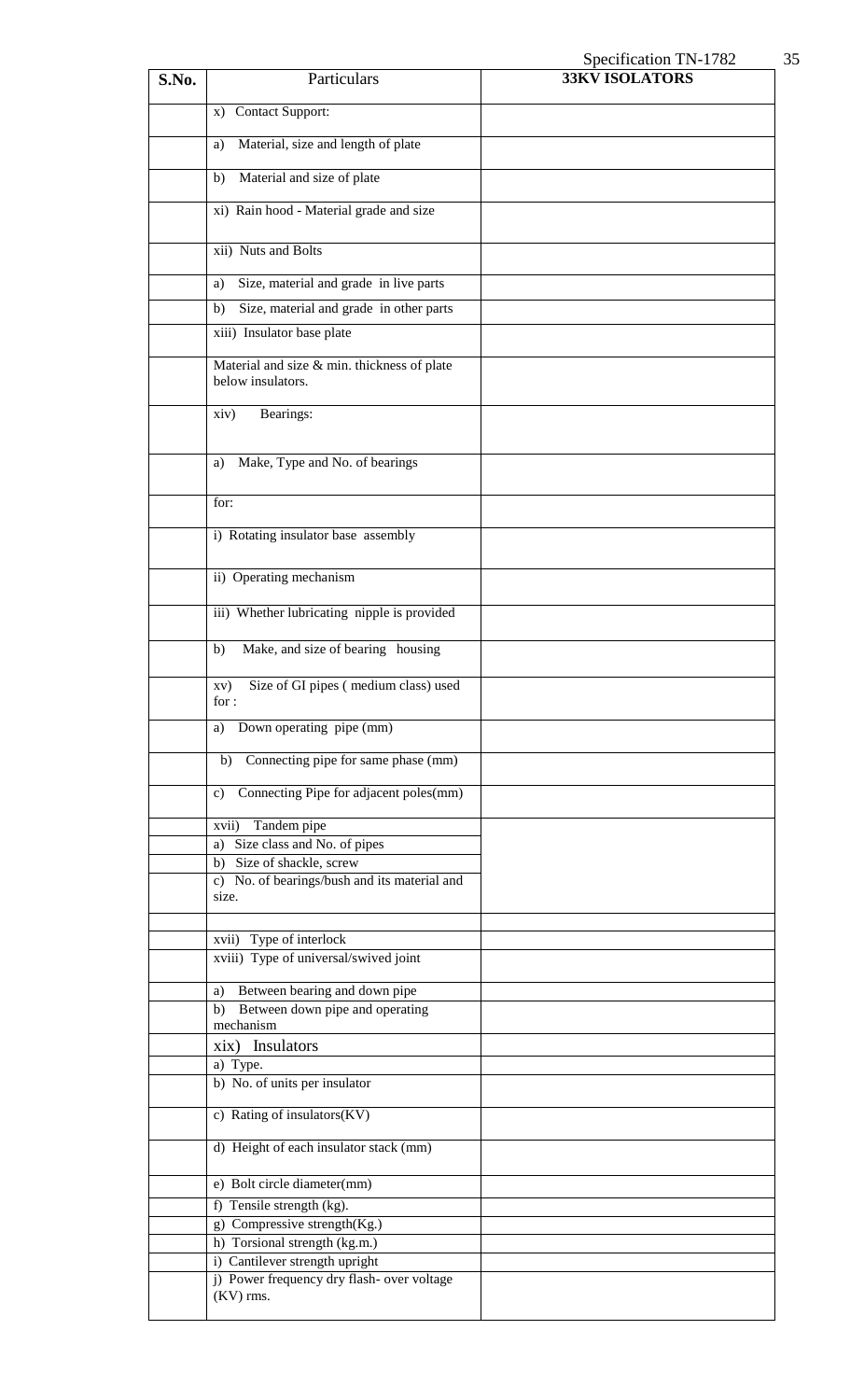| S.No. | Particulars | 33KV ISOLATORS |
|---|---|---|
| | x) Contact Support: | |
| | a) Material, size and length of plate | |
| | b) Material and size of plate | |
| | xi) Rain hood - Material grade and size | |
| | xii) Nuts and Bolts | |
| | a) Size, material and grade in live parts | |
| | b) Size, material and grade in other parts | |
| | xiii) Insulator base plate | |
| | Material and size & min. thickness of plate below insulators. | |
| | xiv) Bearings: | |
| | a) Make, Type and No. of bearings | |
| | for: | |
| | i) Rotating insulator base assembly | |
| | ii) Operating mechanism | |
| | iii) Whether lubricating nipple is provided | |
| | b) Make, and size of bearing housing | |
| | xv) Size of GI pipes ( medium class) used for : | |
| | a) Down operating pipe (mm) | |
| | b) Connecting pipe for same phase (mm) | |
| | c) Connecting Pipe for adjacent poles(mm) | |
| | xvii) Tandem pipe | |
| | a) Size class and No. of pipes | |
| | b) Size of shackle, screw | |
| | c) No. of bearings/bush and its material and size. | |
| | | |
| | xvii) Type of interlock | |
| | xviii) Type of universal/swived joint | |
| | a) Between bearing and down pipe | |
| | b) Between down pipe and operating mechanism | |
| | xix) Insulators | |
| | a) Type. | |
| | b) No. of units per insulator | |
| | c) Rating of insulators(KV) | |
| | d) Height of each insulator stack (mm) | |
| | e) Bolt circle diameter(mm) | |
| | f) Tensile strength (kg). | |
| | g) Compressive strength(Kg.) | |
| | h) Torsional strength (kg.m.) | |
| | i) Cantilever strength upright | |
| | j) Power frequency dry flash- over voltage (KV) rms. | |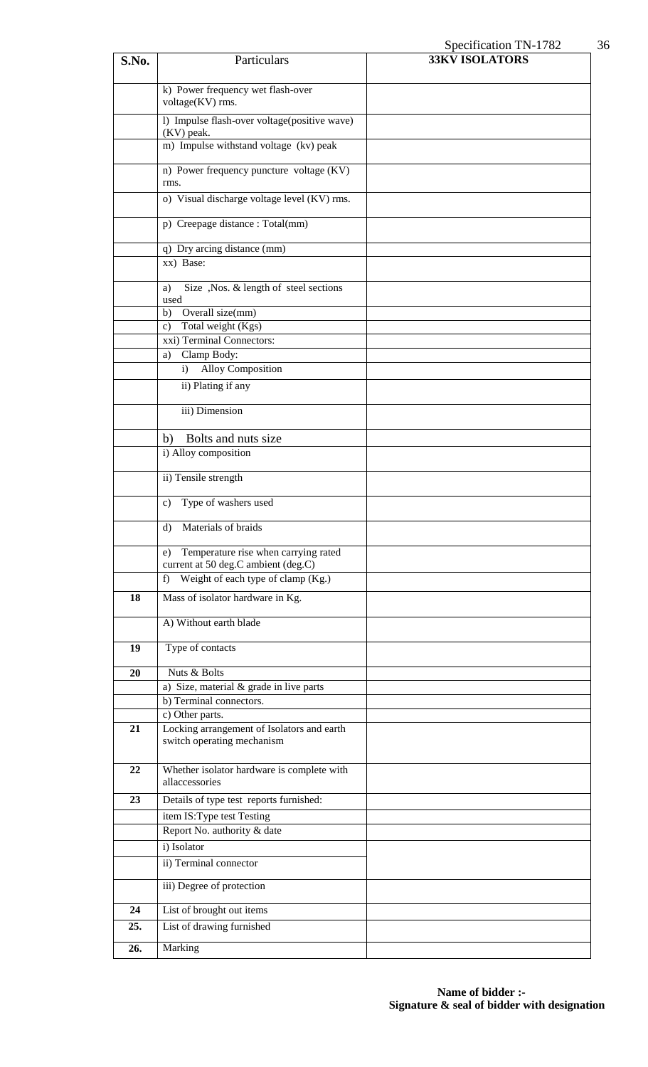| S.No. | Particulars | 33KV ISOLATORS |
|---|---|---|
| | k) Power frequency wet flash-over voltage(KV) rms. | |
| | l) Impulse flash-over voltage(positive wave) (KV) peak. | |
| | m) Impulse withstand voltage (kv) peak | |
| | n) Power frequency puncture voltage (KV) rms. | |
| | o) Visual discharge voltage level (KV) rms. | |
| | p) Creepage distance : Total(mm) | |
| | q) Dry arcing distance (mm) | |
| | xx) Base: | |
| | a) Size ,Nos. & length of steel sections used | |
| | b) Overall size(mm) | |
| | c) Total weight (Kgs) | |
| | xxi) Terminal Connectors: | |
| | a) Clamp Body: | |
| | i) Alloy Composition | |
| | ii) Plating if any | |
| | iii) Dimension | |
| | b) Bolts and nuts size | |
| | i) Alloy composition | |
| | ii) Tensile strength | |
| | c) Type of washers used | |
| | d) Materials of braids | |
| | e) Temperature rise when carrying rated current at 50 deg.C ambient (deg.C) | |
| | f) Weight of each type of clamp (Kg.) | |
| **18** | Mass of isolator hardware in Kg. | |
| | A) Without earth blade | |
| **19** | Type of contacts | |
| **20** | Nuts & Bolts | |
| | a) Size, material & grade in live parts | |
| | b) Terminal connectors. | |
| | c) Other parts. | |
| **21** | Locking arrangement of Isolators and earth switch operating mechanism | |
| **22** | Whether isolator hardware is complete with allaccessories | |
| **23** | Details of type test reports furnished: | |
| | item IS:Type test Testing | |
| | Report No. authority & date | |
| | i) Isolator | |
| | ii) Terminal connector | |
| | iii) Degree of protection | |
| **24** | List of brought out items | |
| **25.** | List of drawing furnished | |
| **26.** | Marking | |

**Name of bidder :-**
**Signature & seal of bidder with designation**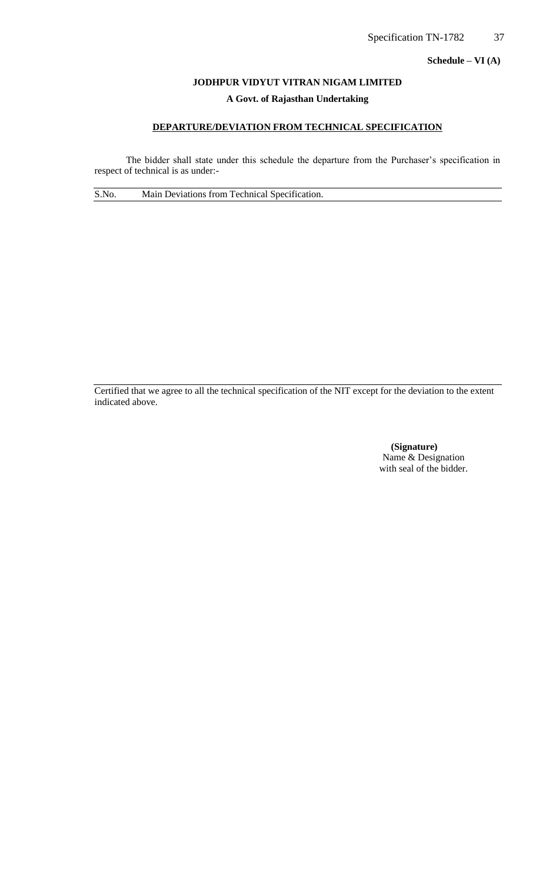**Schedule – VI (A)**

**JODHPUR VIDYUT VITRAN NIGAM LIMITED**

**A Govt. of Rajasthan Undertaking**

**<u>DEPARTURE/DEVIATION FROM TECHNICAL SPECIFICATION</u>**

The bidder shall state under this schedule the departure from the Purchaser's specification in respect of technical is as under:-

| S.No. | Main Deviations from Technical Specification. |
|---|---|
| | |

Certified that we agree to all the technical specification of the NIT except for the deviation to the extent indicated above.

**(Signature)**
Name & Designation
with seal of the bidder.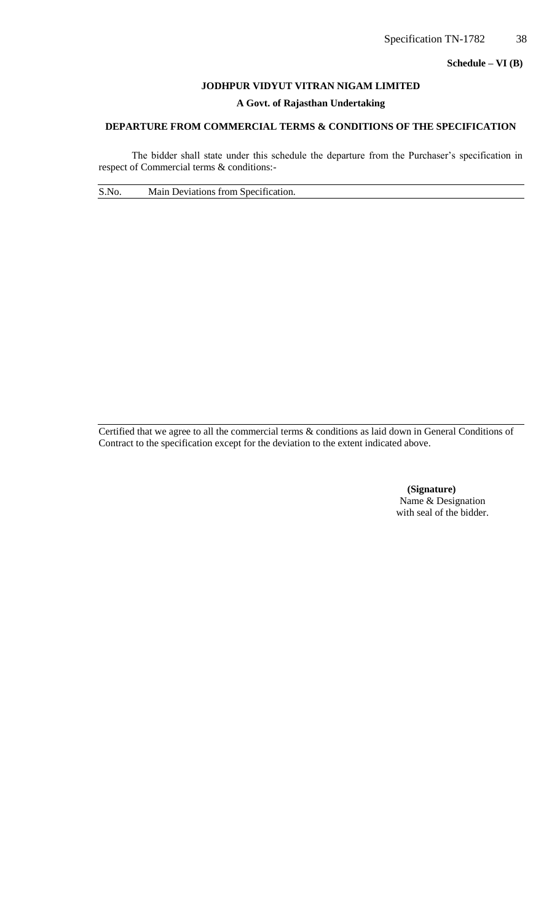**Schedule – VI (B)**

**JODHPUR VIDYUT VITRAN NIGAM LIMITED**

**A Govt. of Rajasthan Undertaking**

**DEPARTURE FROM COMMERCIAL TERMS & CONDITIONS OF THE SPECIFICATION**

The bidder shall state under this schedule the departure from the Purchaser's specification in respect of Commercial terms & conditions:-

| S.No. | Main Deviations from Specification. |
|---|---|
| | |

Certified that we agree to all the commercial terms & conditions as laid down in General Conditions of Contract to the specification except for the deviation to the extent indicated above.

**(Signature)**
Name & Designation
with seal of the bidder.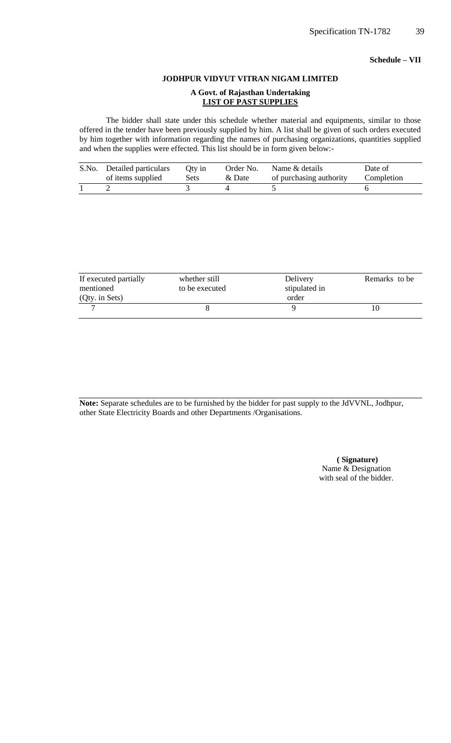**Schedule – VII**

**JODHPUR VIDYUT VITRAN NIGAM LIMITED**

**A Govt. of Rajasthan Undertaking**
**LIST OF PAST SUPPLIES**

The bidder shall state under this schedule whether material and equipments, similar to those offered in the tender have been previously supplied by him. A list shall be given of such orders executed by him together with information regarding the names of purchasing organizations, quantities supplied and when the supplies were effected. This list should be in form given below:-

| S.No. | Detailed particulars of items supplied | Qty in Sets | Order No. & Date | Name & details of purchasing authority | Date of Completion |
|---|---|---|---|---|---|
| 1 | 2 | 3 | 4 | 5 | 6 |

| If executed partially mentioned (Qty. in Sets) | whether still to be executed | Delivery stipulated in order | Remarks to be |
|---|---|---|---|
| 7 | 8 | 9 | 10 |

**Note:** Separate schedules are to be furnished by the bidder for past supply to the JdVVNL, Jodhpur, other State Electricity Boards and other Departments /Organisations.

**( Signature)**
Name & Designation
with seal of the bidder.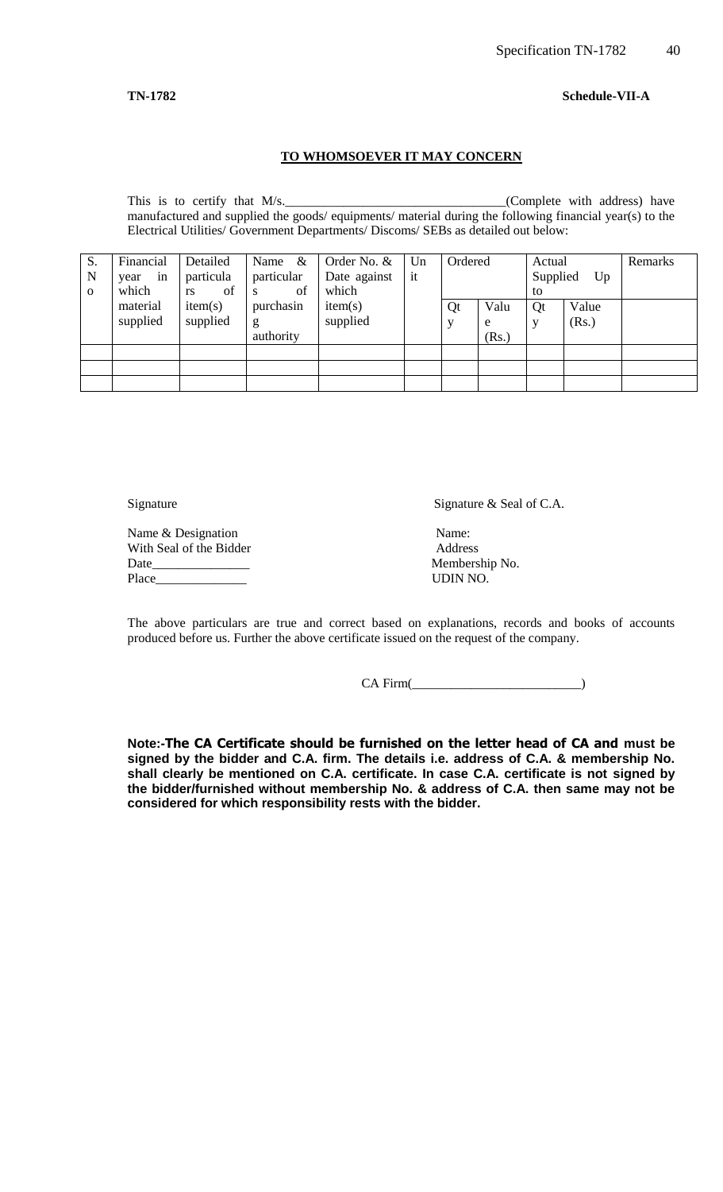**TN-1782** **Schedule-VII-A**

**TO WHOMSOEVER IT MAY CONCERN**

This is to certify that M/s.__________________________________(Complete with address) have manufactured and supplied the goods/ equipments/ material during the following financial year(s) to the Electrical Utilities/ Government Departments/ Discoms/ SEBs as detailed out below:

| S. No | Financial year in which material supplied | Detailed particulars of item(s) supplied | Name & particulars of purchasing authority | Order No. & Date against which item(s) supplied | Unit | Ordered | | Actual Supplied Up to | | Remarks |
|---|---|---|---|---|---|---|---|---|---|---|
| | | | | | | Qty | Value (Rs.) | Qty | Value (Rs.) | |
| | | | | | | | | | | |
| | | | | | | | | | | |
| | | | | | | | | | | |

Signature

Name & Designation
With Seal of the Bidder
Date_______________
Place______________

Signature & Seal of C.A.

Name:
Address
Membership No.
UDIN NO.

The above particulars are true and correct based on explanations, records and books of accounts produced before us. Further the above certificate issued on the request of the company.

CA Firm(__________________________)

**Note:-The CA Certificate should be furnished on the letter head of CA and must be signed by the bidder and C.A. firm. The details i.e. address of C.A. & membership No. shall clearly be mentioned on C.A. certificate. In case C.A. certificate is not signed by the bidder/furnished without membership No. & address of C.A. then same may not be considered for which responsibility rests with the bidder.**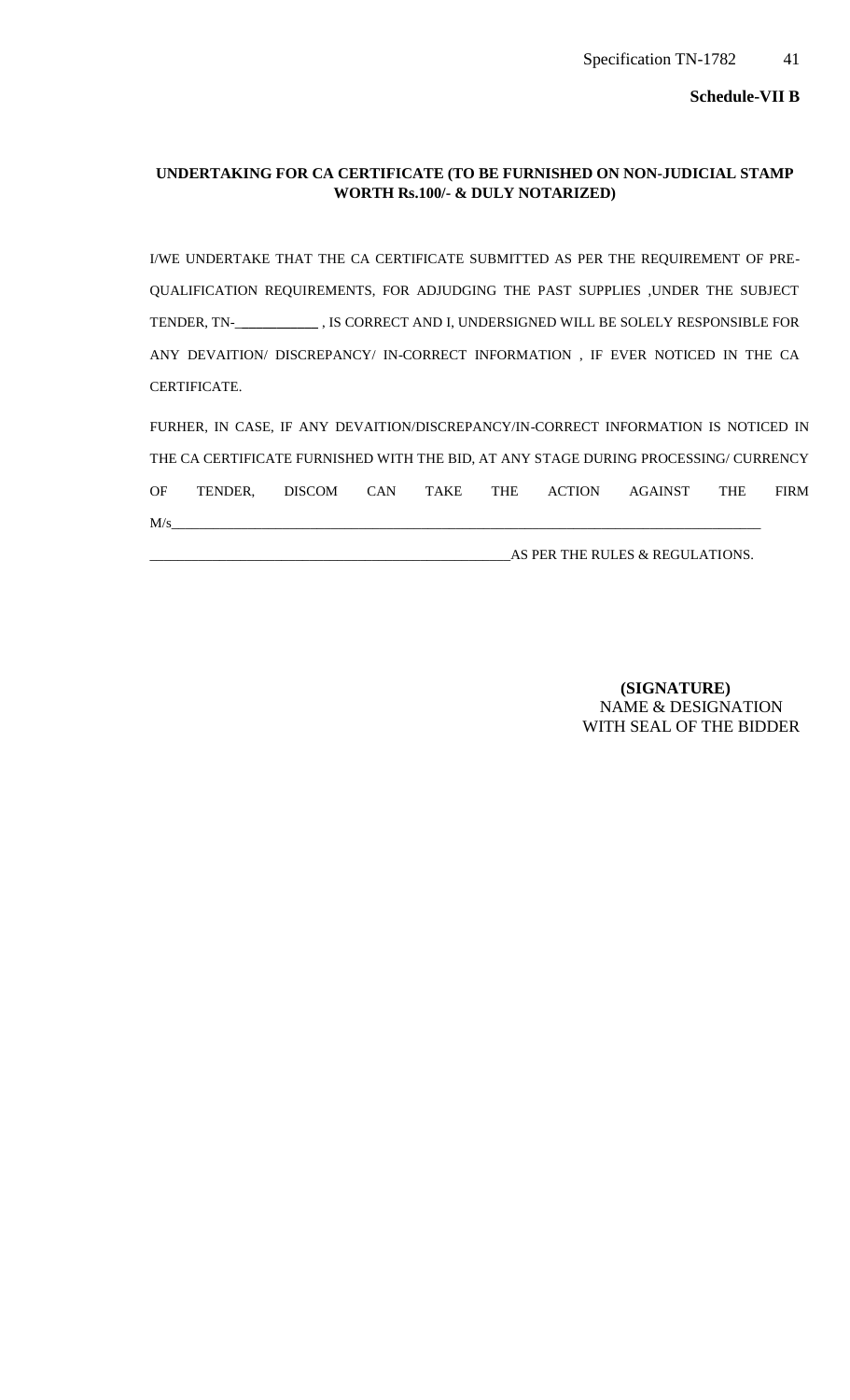**Schedule-VII B**

**UNDERTAKING FOR CA CERTIFICATE (TO BE FURNISHED ON NON-JUDICIAL STAMP WORTH Rs.100/- & DULY NOTARIZED)**

I/WE UNDERTAKE THAT THE CA CERTIFICATE SUBMITTED AS PER THE REQUIREMENT OF PRE-QUALIFICATION REQUIREMENTS, FOR ADJUDGING THE PAST SUPPLIES ,UNDER THE SUBJECT TENDER, TN-___________ , IS CORRECT AND I, UNDERSIGNED WILL BE SOLELY RESPONSIBLE FOR ANY DEVAITION/ DISCREPANCY/ IN-CORRECT INFORMATION , IF EVER NOTICED IN THE CA CERTIFICATE.

FURHER, IN CASE, IF ANY DEVAITION/DISCREPANCY/IN-CORRECT INFORMATION IS NOTICED IN THE CA CERTIFICATE FURNISHED WITH THE BID, AT ANY STAGE DURING PROCESSING/ CURRENCY OF TENDER, DISCOM CAN TAKE THE ACTION AGAINST THE FIRM M/s_______________________________________________________________________________

_____________________________________________________AS PER THE RULES & REGULATIONS.

**(SIGNATURE)**
NAME & DESIGNATION
WITH SEAL OF THE BIDDER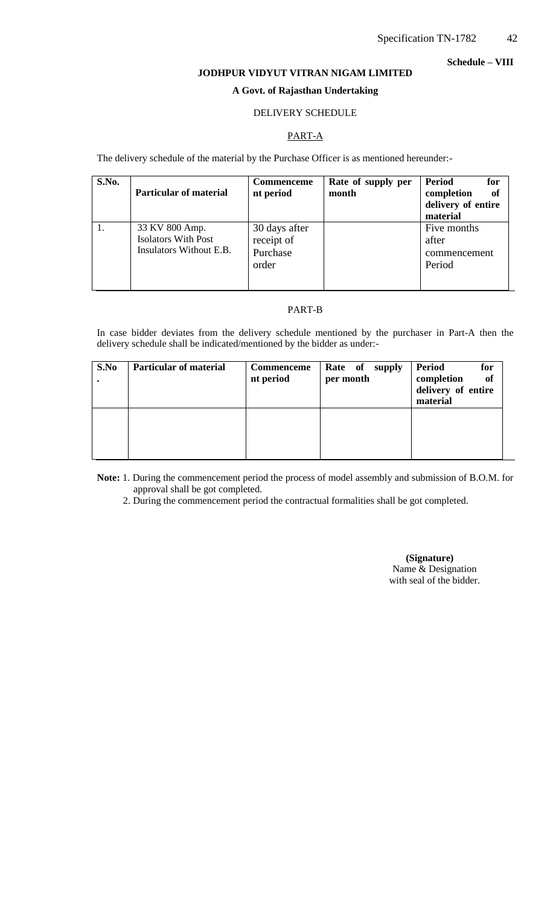**Schedule – VIII**

**JODHPUR VIDYUT VITRAN NIGAM LIMITED**

**A Govt. of Rajasthan Undertaking**

DELIVERY SCHEDULE

PART-A

The delivery schedule of the material by the Purchase Officer is as mentioned hereunder:-

| **S.No.** | **Particular of material** | **Commencement period** | **Rate of supply per month** | **Period for completion of delivery of entire material** |
|---|---|---|---|---|
| 1. | 33 KV 800 Amp. Isolators With Post Insulators Without E.B. | 30 days after receipt of Purchase order | | Five months after commencement Period |

PART-B

In case bidder deviates from the delivery schedule mentioned by the purchaser in Part-A then the delivery schedule shall be indicated/mentioned by the bidder as under:-

| **S.No.** | **Particular of material** | **Commencement period** | **Rate of supply per month** | **Period for completion of delivery of entire material** |
|---|---|---|---|---|
| | | | | |

**Note:** 1. During the commencement period the process of model assembly and submission of B.O.M. for approval shall be got completed.

2. During the commencement period the contractual formalities shall be got completed.

**(Signature)**
Name & Designation
with seal of the bidder.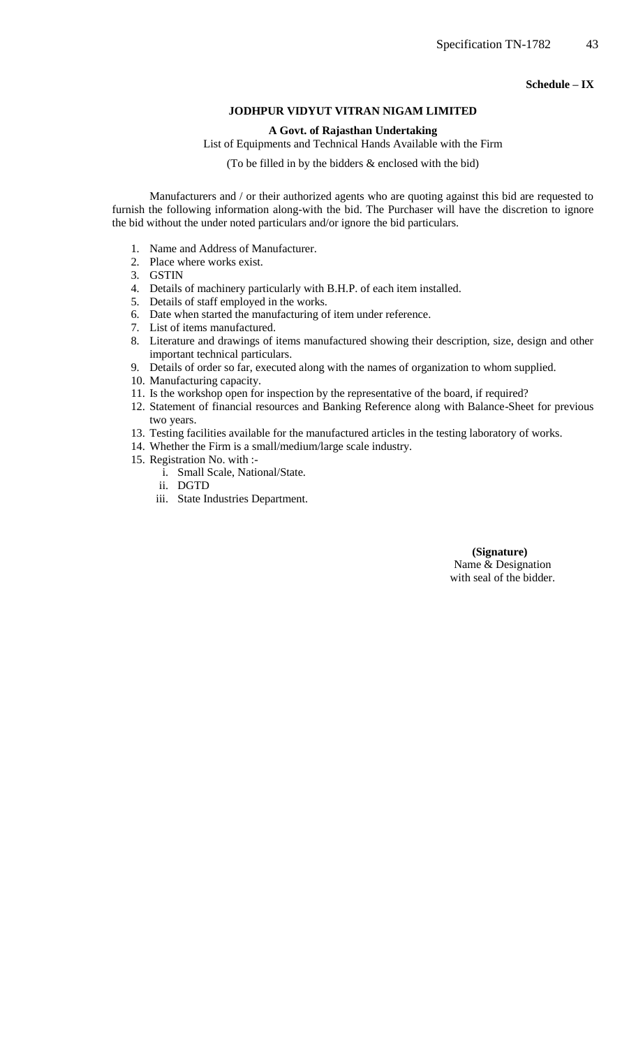**Schedule – IX**

**JODHPUR VIDYUT VITRAN NIGAM LIMITED**

**A Govt. of Rajasthan Undertaking**

List of Equipments and Technical Hands Available with the Firm

(To be filled in by the bidders & enclosed with the bid)

Manufacturers and / or their authorized agents who are quoting against this bid are requested to furnish the following information along-with the bid. The Purchaser will have the discretion to ignore the bid without the under noted particulars and/or ignore the bid particulars.

1. Name and Address of Manufacturer.
2. Place where works exist.
3. GSTIN
4. Details of machinery particularly with B.H.P. of each item installed.
5. Details of staff employed in the works.
6. Date when started the manufacturing of item under reference.
7. List of items manufactured.
8. Literature and drawings of items manufactured showing their description, size, design and other important technical particulars.
9. Details of order so far, executed along with the names of organization to whom supplied.
10. Manufacturing capacity.
11. Is the workshop open for inspection by the representative of the board, if required?
12. Statement of financial resources and Banking Reference along with Balance-Sheet for previous two years.
13. Testing facilities available for the manufactured articles in the testing laboratory of works.
14. Whether the Firm is a small/medium/large scale industry.
15. Registration No. with :-
    1. Small Scale, National/State.
    2. DGTD
    3. State Industries Department.

**(Signature)**
Name & Designation
with seal of the bidder.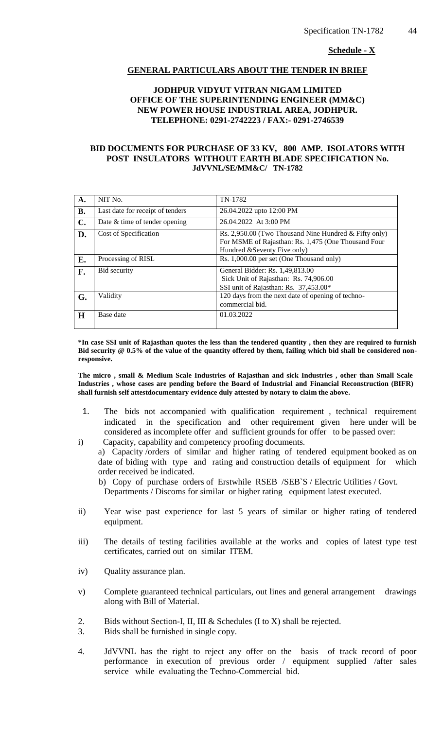**Schedule - X**

**GENERAL PARTICULARS ABOUT THE TENDER IN BRIEF**

**JODHPUR VIDYUT VITRAN NIGAM LIMITED**
**OFFICE OF THE SUPERINTENDING ENGINEER (MM&C)**
**NEW POWER HOUSE INDUSTRIAL AREA, JODHPUR.**
**TELEPHONE: 0291-2742223 / FAX:- 0291-2746539**

**BID DOCUMENTS FOR PURCHASE OF 33 KV, 800 AMP. ISOLATORS WITH POST INSULATORS WITHOUT EARTH BLADE SPECIFICATION No. JdVVNL/SE/MM&C/ TN-1782**

| A. | NIT No. | TN-1782 |
|---|---|---|
| B. | Last date for receipt of tenders | 26.04.2022 upto 12:00 PM |
| C. | Date & time of tender opening | 26.04.2022 At 3:00 PM |
| D. | Cost of Specification | Rs. 2,950.00 (Two Thousand Nine Hundred & Fifty only) For MSME of Rajasthan: Rs. 1,475 (One Thousand Four Hundred &Seventy Five only) |
| E. | Processing of RISL | Rs. 1,000.00 per set (One Thousand only) |
| F. | Bid security | General Bidder: Rs. 1,49,813.00<br>Sick Unit of Rajasthan: Rs. 74,906.00<br>SSI unit of Rajasthan: Rs. 37,453.00* |
| G. | Validity | 120 days from the next date of opening of techno-commercial bid. |
| H | Base date | 01.03.2022 |

**\*In case SSI unit of Rajasthan quotes the less than the tendered quantity , then they are required to furnish Bid security @ 0.5% of the value of the quantity offered by them, failing which bid shall be considered non-responsive.**

**The micro , small & Medium Scale Industries of Rajasthan and sick Industries , other than Small Scale Industries , whose cases are pending before the Board of Industrial and Financial Reconstruction (BIFR) shall furnish self attestdocumentary evidence duly attested by notary to claim the above.**

1. The bids not accompanied with qualification requirement , technical requirement indicated in the specification and other requirement given here under will be considered as incomplete offer and sufficient grounds for offer to be passed over:

i) Capacity, capability and competency proofing documents.
   a) Capacity /orders of similar and higher rating of tendered equipment booked as on date of biding with type and rating and construction details of equipment for which order received be indicated.
   b) Copy of purchase orders of Erstwhile RSEB /SEB`S / Electric Utilities / Govt. Departments / Discoms for similar or higher rating equipment latest executed.

ii) Year wise past experience for last 5 years of similar or higher rating of tendered equipment.

iii) The details of testing facilities available at the works and copies of latest type test certificates, carried out on similar ITEM.

iv) Quality assurance plan.

v) Complete guaranteed technical particulars, out lines and general arrangement drawings along with Bill of Material.

2. Bids without Section-I, II, III & Schedules (I to X) shall be rejected.
3. Bids shall be furnished in single copy.
4. JdVVNL has the right to reject any offer on the basis of track record of poor performance in execution of previous order / equipment supplied /after sales service while evaluating the Techno-Commercial bid.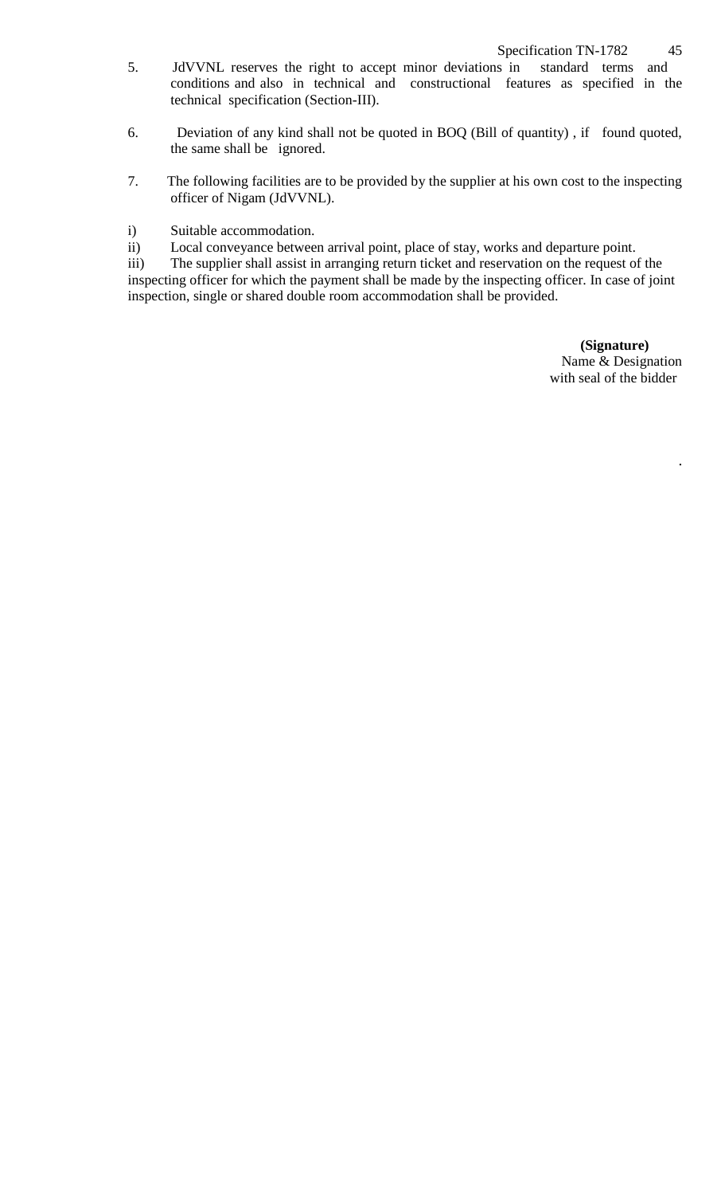5. JdVVNL reserves the right to accept minor deviations in standard terms and conditions and also in technical and constructional features as specified in the technical specification (Section-III).

6. Deviation of any kind shall not be quoted in BOQ (Bill of quantity) , if found quoted, the same shall be ignored.

7. The following facilities are to be provided by the supplier at his own cost to the inspecting officer of Nigam (JdVVNL).

i) Suitable accommodation.

ii) Local conveyance between arrival point, place of stay, works and departure point.

iii) The supplier shall assist in arranging return ticket and reservation on the request of the inspecting officer for which the payment shall be made by the inspecting officer. In case of joint inspection, single or shared double room accommodation shall be provided.

**(Signature)**
Name & Designation
with seal of the bidder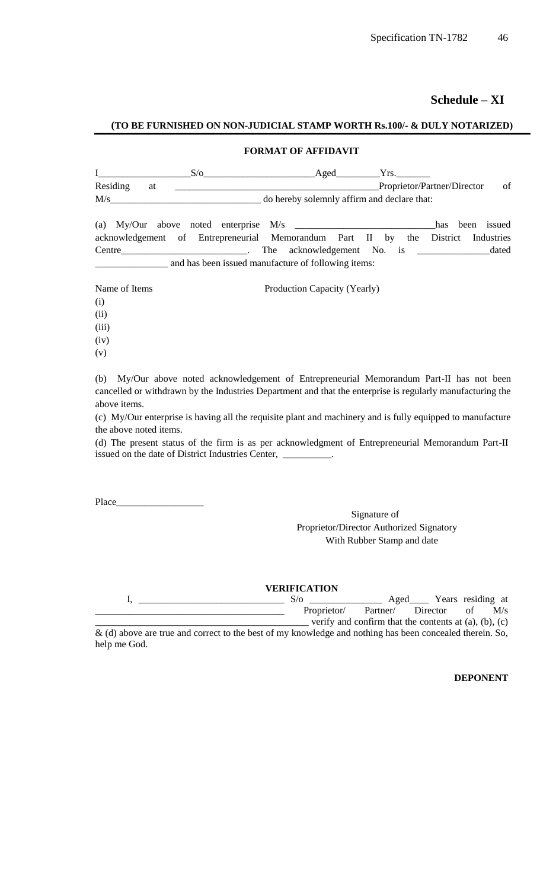## Schedule – XI

**(TO BE FURNISHED ON NON-JUDICIAL STAMP WORTH Rs.100/- & DULY NOTARIZED)**

**FORMAT OF AFFIDAVIT**

I__________________S/o______________________Aged________Yrs._______ Residing at ________________________________________Proprietor/Partner/Director of M/s______________________________ do hereby solemnly affirm and declare that:

(a) My/Our above noted enterprise M/s ____________________________has been issued acknowledgement of Entrepreneurial Memorandum Part II by the District Industries Centre_________________________. The acknowledgement No. is ______________dated ______________ and has been issued manufacture of following items:

| Name of Items | Production Capacity (Yearly) |
|---|---|
| (i) | |
| (ii) | |
| (iii) | |
| (iv) | |
| (v) | |

(b) My/Our above noted acknowledgement of Entrepreneurial Memorandum Part-II has not been cancelled or withdrawn by the Industries Department and that the enterprise is regularly manufacturing the above items.

(c) My/Our enterprise is having all the requisite plant and machinery and is fully equipped to manufacture the above noted items.

(d) The present status of the firm is as per acknowledgment of Entrepreneurial Memorandum Part-II issued on the date of District Industries Center, __________.

Place_________________

Signature of
Proprietor/Director Authorized Signatory
With Rubber Stamp and date

**VERIFICATION**

I, _____________________________ S/o ______________ Aged____ Years residing at ____________________________________ Proprietor/ Partner/ Director of M/s ____________________________________________ verify and confirm that the contents at (a), (b), (c) & (d) above are true and correct to the best of my knowledge and nothing has been concealed therein. So, help me God.

**DEPONENT**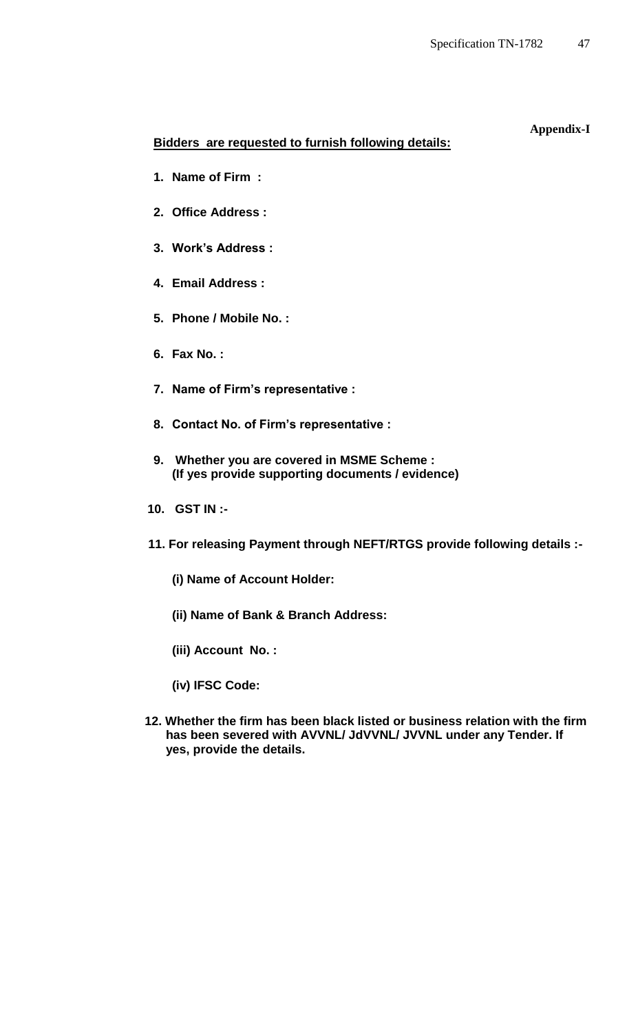**Appendix-I**

**<u>Bidders are requested to furnish following details:</u>**

1. **Name of Firm :**
2. **Office Address :**
3. **Work's Address :**
4. **Email Address :**
5. **Phone / Mobile No. :**
6. **Fax No. :**
7. **Name of Firm's representative :**
8. **Contact No. of Firm's representative :**
9. **Whether you are covered in MSME Scheme :**
   **(If yes provide supporting documents / evidence)**
10. **GST IN :-**
11. **For releasing Payment through NEFT/RTGS provide following details :-**

    **(i) Name of Account Holder:**

    **(ii) Name of Bank & Branch Address:**

    **(iii) Account No. :**

    **(iv) IFSC Code:**

12. **Whether the firm has been black listed or business relation with the firm has been severed with AVVNL/ JdVVNL/ JVVNL under any Tender. If yes, provide the details.**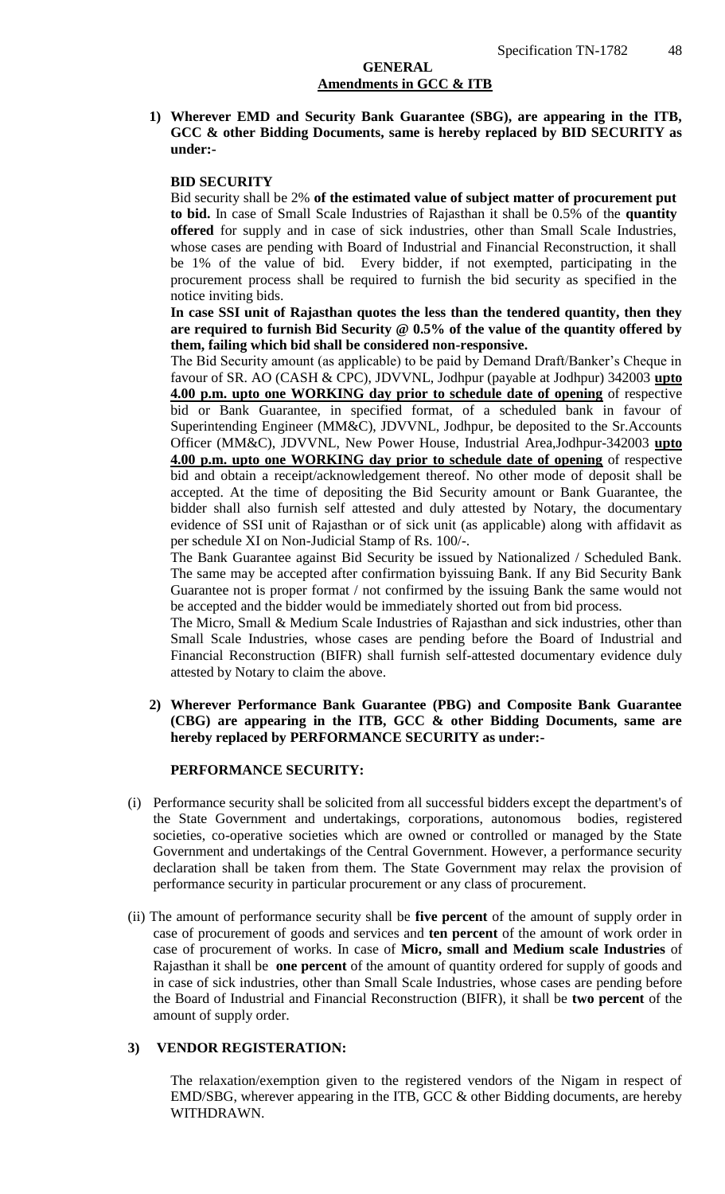## GENERAL
### Amendments in GCC & ITB

**1) Wherever EMD and Security Bank Guarantee (SBG), are appearing in the ITB, GCC & other Bidding Documents, same is hereby replaced by BID SECURITY as under:-**

**BID SECURITY**

Bid security shall be 2% **of the estimated value of subject matter of procurement put to bid.** In case of Small Scale Industries of Rajasthan it shall be 0.5% of the **quantity offered** for supply and in case of sick industries, other than Small Scale Industries, whose cases are pending with Board of Industrial and Financial Reconstruction, it shall be 1% of the value of bid. Every bidder, if not exempted, participating in the procurement process shall be required to furnish the bid security as specified in the notice inviting bids.

**In case SSI unit of Rajasthan quotes the less than the tendered quantity, then they are required to furnish Bid Security @ 0.5% of the value of the quantity offered by them, failing which bid shall be considered non-responsive.**

The Bid Security amount (as applicable) to be paid by Demand Draft/Banker's Cheque in favour of SR. AO (CASH & CPC), JDVVNL, Jodhpur (payable at Jodhpur) 342003 **upto 4.00 p.m. upto one WORKING day prior to schedule date of opening** of respective bid or Bank Guarantee, in specified format, of a scheduled bank in favour of Superintending Engineer (MM&C), JDVVNL, Jodhpur, be deposited to the Sr.Accounts Officer (MM&C), JDVVNL, New Power House, Industrial Area,Jodhpur-342003 **upto 4.00 p.m. upto one WORKING day prior to schedule date of opening** of respective bid and obtain a receipt/acknowledgement thereof. No other mode of deposit shall be accepted. At the time of depositing the Bid Security amount or Bank Guarantee, the bidder shall also furnish self attested and duly attested by Notary, the documentary evidence of SSI unit of Rajasthan or of sick unit (as applicable) along with affidavit as per schedule XI on Non-Judicial Stamp of Rs. 100/-.

The Bank Guarantee against Bid Security be issued by Nationalized / Scheduled Bank. The same may be accepted after confirmation byissuing Bank. If any Bid Security Bank Guarantee not is proper format / not confirmed by the issuing Bank the same would not be accepted and the bidder would be immediately shorted out from bid process.

The Micro, Small & Medium Scale Industries of Rajasthan and sick industries, other than Small Scale Industries, whose cases are pending before the Board of Industrial and Financial Reconstruction (BIFR) shall furnish self-attested documentary evidence duly attested by Notary to claim the above.

**2) Wherever Performance Bank Guarantee (PBG) and Composite Bank Guarantee (CBG) are appearing in the ITB, GCC & other Bidding Documents, same are hereby replaced by PERFORMANCE SECURITY as under:-**

**PERFORMANCE SECURITY:**

(i) Performance security shall be solicited from all successful bidders except the department's of the State Government and undertakings, corporations, autonomous bodies, registered societies, co-operative societies which are owned or controlled or managed by the State Government and undertakings of the Central Government. However, a performance security declaration shall be taken from them. The State Government may relax the provision of performance security in particular procurement or any class of procurement.

(ii) The amount of performance security shall be **five percent** of the amount of supply order in case of procurement of goods and services and **ten percent** of the amount of work order in case of procurement of works. In case of **Micro, small and Medium scale Industries** of Rajasthan it shall be **one percent** of the amount of quantity ordered for supply of goods and in case of sick industries, other than Small Scale Industries, whose cases are pending before the Board of Industrial and Financial Reconstruction (BIFR), it shall be **two percent** of the amount of supply order.

**3) VENDOR REGISTERATION:**

The relaxation/exemption given to the registered vendors of the Nigam in respect of EMD/SBG, wherever appearing in the ITB, GCC & other Bidding documents, are hereby WITHDRAWN.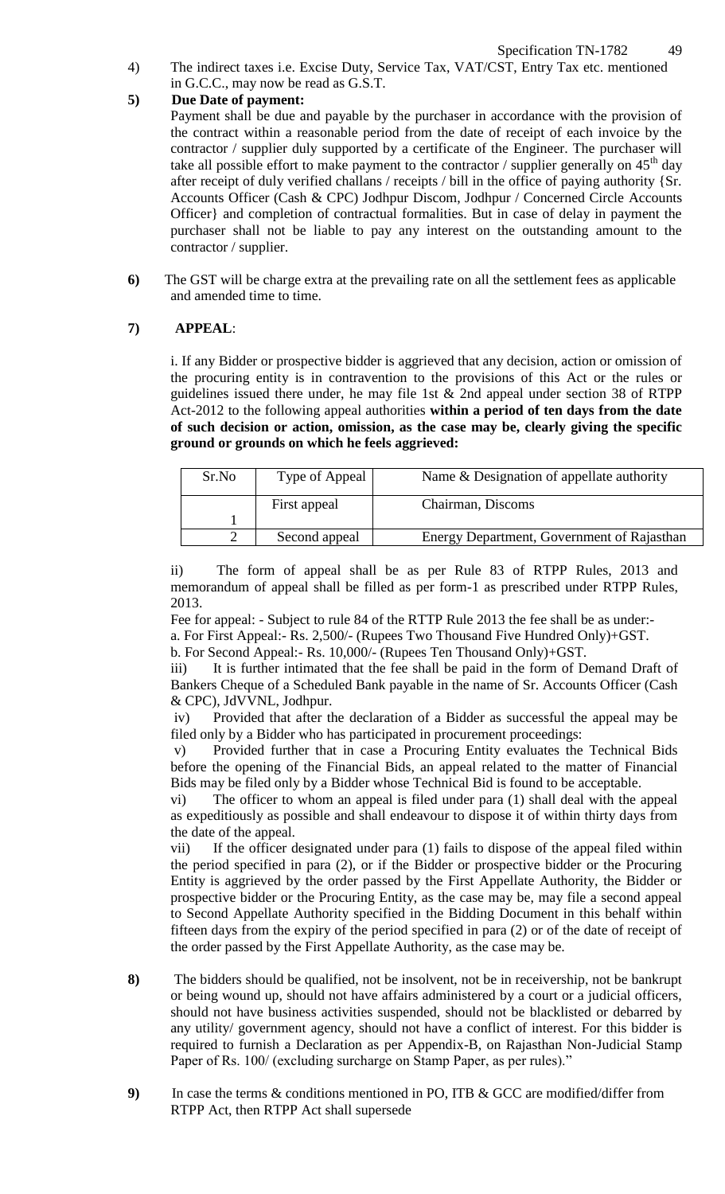4) The indirect taxes i.e. Excise Duty, Service Tax, VAT/CST, Entry Tax etc. mentioned in G.C.C., may now be read as G.S.T.

**5) Due Date of payment:**

Payment shall be due and payable by the purchaser in accordance with the provision of the contract within a reasonable period from the date of receipt of each invoice by the contractor / supplier duly supported by a certificate of the Engineer. The purchaser will take all possible effort to make payment to the contractor / supplier generally on 45th day after receipt of duly verified challans / receipts / bill in the office of paying authority {Sr. Accounts Officer (Cash & CPC) Jodhpur Discom, Jodhpur / Concerned Circle Accounts Officer} and completion of contractual formalities. But in case of delay in payment the purchaser shall not be liable to pay any interest on the outstanding amount to the contractor / supplier.

**6)** The GST will be charge extra at the prevailing rate on all the settlement fees as applicable and amended time to time.

**7) APPEAL**:

i. If any Bidder or prospective bidder is aggrieved that any decision, action or omission of the procuring entity is in contravention to the provisions of this Act or the rules or guidelines issued there under, he may file 1st & 2nd appeal under section 38 of RTPP Act-2012 to the following appeal authorities **within a period of ten days from the date of such decision or action, omission, as the case may be, clearly giving the specific ground or grounds on which he feels aggrieved:**

| Sr.No | Type of Appeal | Name & Designation of appellate authority |
|---|---|---|
| 1 | First appeal | Chairman, Discoms |
| 2 | Second appeal | Energy Department, Government of Rajasthan |

ii) The form of appeal shall be as per Rule 83 of RTPP Rules, 2013 and memorandum of appeal shall be filled as per form-1 as prescribed under RTPP Rules, 2013.

Fee for appeal: - Subject to rule 84 of the RTTP Rule 2013 the fee shall be as under:-

a. For First Appeal:- Rs. 2,500/- (Rupees Two Thousand Five Hundred Only)+GST.

b. For Second Appeal:- Rs. 10,000/- (Rupees Ten Thousand Only)+GST.

iii) It is further intimated that the fee shall be paid in the form of Demand Draft of Bankers Cheque of a Scheduled Bank payable in the name of Sr. Accounts Officer (Cash & CPC), JdVVNL, Jodhpur.

iv) Provided that after the declaration of a Bidder as successful the appeal may be filed only by a Bidder who has participated in procurement proceedings:

v) Provided further that in case a Procuring Entity evaluates the Technical Bids before the opening of the Financial Bids, an appeal related to the matter of Financial Bids may be filed only by a Bidder whose Technical Bid is found to be acceptable.

vi) The officer to whom an appeal is filed under para (1) shall deal with the appeal as expeditiously as possible and shall endeavour to dispose it of within thirty days from the date of the appeal.

vii) If the officer designated under para (1) fails to dispose of the appeal filed within the period specified in para (2), or if the Bidder or prospective bidder or the Procuring Entity is aggrieved by the order passed by the First Appellate Authority, the Bidder or prospective bidder or the Procuring Entity, as the case may be, may file a second appeal to Second Appellate Authority specified in the Bidding Document in this behalf within fifteen days from the expiry of the period specified in para (2) or of the date of receipt of the order passed by the First Appellate Authority, as the case may be.

**8)** The bidders should be qualified, not be insolvent, not be in receivership, not be bankrupt or being wound up, should not have affairs administered by a court or a judicial officers, should not have business activities suspended, should not be blacklisted or debarred by any utility/ government agency, should not have a conflict of interest. For this bidder is required to furnish a Declaration as per Appendix-B, on Rajasthan Non-Judicial Stamp Paper of Rs. 100/ (excluding surcharge on Stamp Paper, as per rules)."

**9)** In case the terms & conditions mentioned in PO, ITB & GCC are modified/differ from RTPP Act, then RTPP Act shall supersede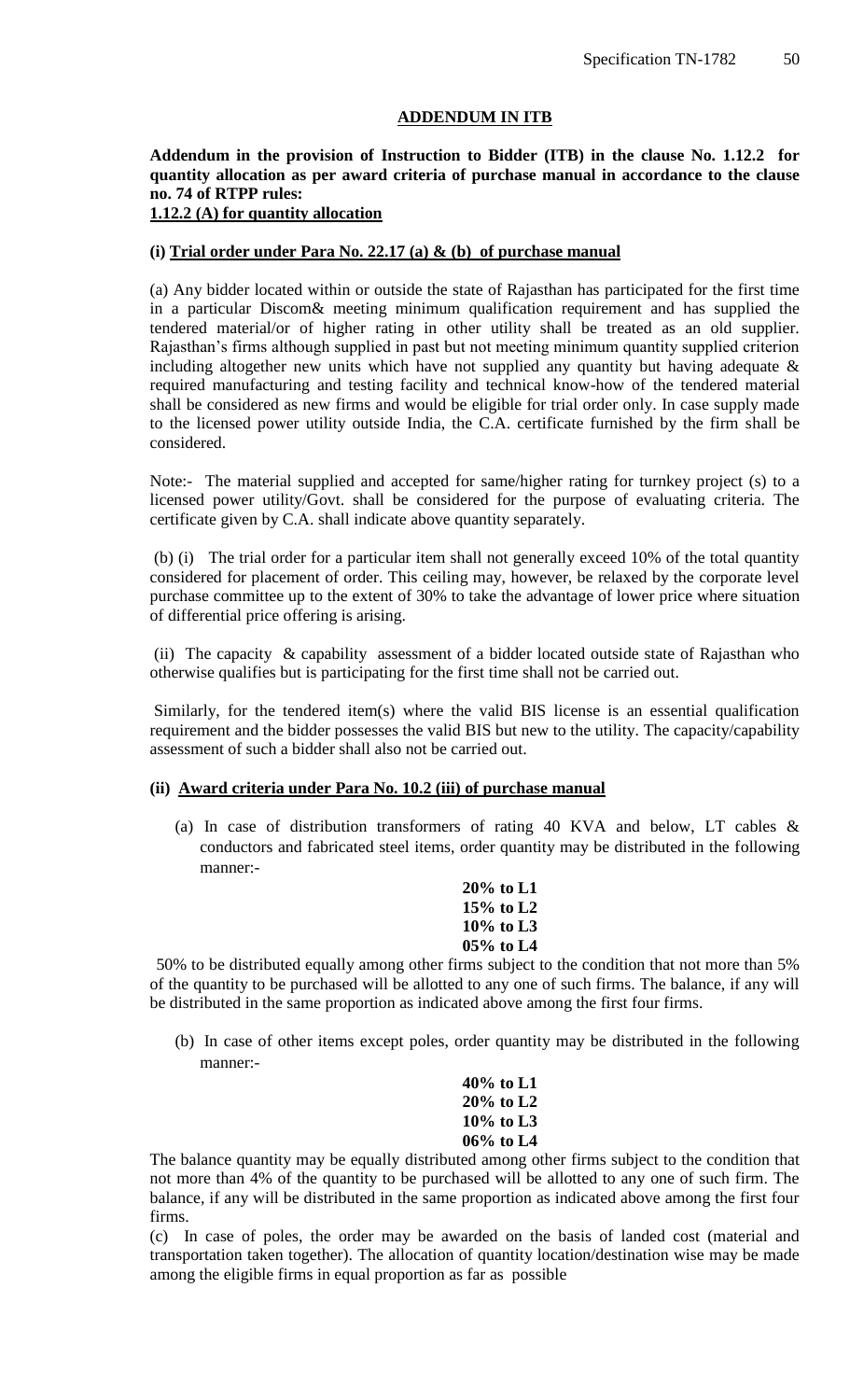## ADDENDUM IN ITB

**Addendum in the provision of Instruction to Bidder (ITB) in the clause No. 1.12.2 for quantity allocation as per award criteria of purchase manual in accordance to the clause no. 74 of RTPP rules:**

**<u>1.12.2 (A) for quantity allocation</u>**

**(i) <u>Trial order under Para No. 22.17 (a) & (b) of purchase manual</u>**

(a) Any bidder located within or outside the state of Rajasthan has participated for the first time in a particular Discom& meeting minimum qualification requirement and has supplied the tendered material/or of higher rating in other utility shall be treated as an old supplier. Rajasthan's firms although supplied in past but not meeting minimum quantity supplied criterion including altogether new units which have not supplied any quantity but having adequate & required manufacturing and testing facility and technical know-how of the tendered material shall be considered as new firms and would be eligible for trial order only. In case supply made to the licensed power utility outside India, the C.A. certificate furnished by the firm shall be considered.

Note:- The material supplied and accepted for same/higher rating for turnkey project (s) to a licensed power utility/Govt. shall be considered for the purpose of evaluating criteria. The certificate given by C.A. shall indicate above quantity separately.

(b) (i) The trial order for a particular item shall not generally exceed 10% of the total quantity considered for placement of order. This ceiling may, however, be relaxed by the corporate level purchase committee up to the extent of 30% to take the advantage of lower price where situation of differential price offering is arising.

(ii) The capacity & capability assessment of a bidder located outside state of Rajasthan who otherwise qualifies but is participating for the first time shall not be carried out.

Similarly, for the tendered item(s) where the valid BIS license is an essential qualification requirement and the bidder possesses the valid BIS but new to the utility. The capacity/capability assessment of such a bidder shall also not be carried out.

**(ii) <u>Award criteria under Para No. 10.2 (iii) of purchase manual</u>**

(a) In case of distribution transformers of rating 40 KVA and below, LT cables & conductors and fabricated steel items, order quantity may be distributed in the following manner:-

**20% to L1**
**15% to L2**
**10% to L3**
**05% to L4**

50% to be distributed equally among other firms subject to the condition that not more than 5% of the quantity to be purchased will be allotted to any one of such firms. The balance, if any will be distributed in the same proportion as indicated above among the first four firms.

(b) In case of other items except poles, order quantity may be distributed in the following manner:-

**40% to L1**
**20% to L2**
**10% to L3**
**06% to L4**

The balance quantity may be equally distributed among other firms subject to the condition that not more than 4% of the quantity to be purchased will be allotted to any one of such firm. The balance, if any will be distributed in the same proportion as indicated above among the first four firms.

(c) In case of poles, the order may be awarded on the basis of landed cost (material and transportation taken together). The allocation of quantity location/destination wise may be made among the eligible firms in equal proportion as far as possible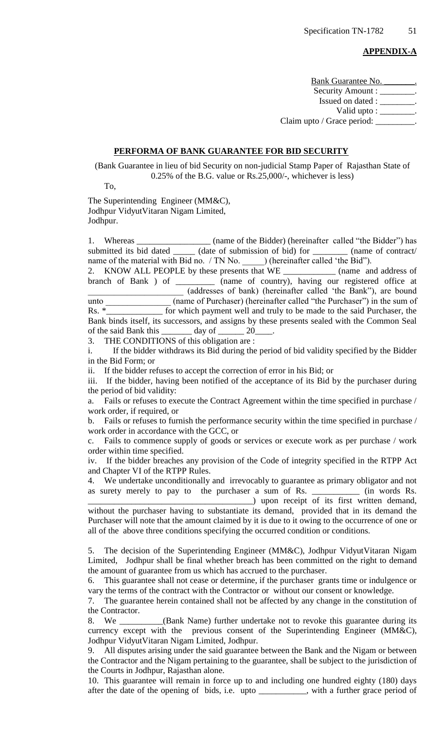**APPENDIX-A**

Bank Guarantee No. ________.
Security Amount : ________.
Issued on dated : ________.
Valid upto : ________.
Claim upto / Grace period: _________.

**PERFORMA OF BANK GUARANTEE FOR BID SECURITY**

(Bank Guarantee in lieu of bid Security on non-judicial Stamp Paper of Rajasthan State of 0.25% of the B.G. value or Rs.25,000/-, whichever is less)

To,

The Superintending Engineer (MM&C),
Jodhpur VidyutVitaran Nigam Limited,
Jodhpur.

1. Whereas _________________ (name of the Bidder) (hereinafter called "the Bidder") has submitted its bid dated _____ (date of submission of bid) for ________ (name of contract/ name of the material with Bid no. / TN No. _____) (hereinafter called 'the Bid").

2. KNOW ALL PEOPLE by these presents that WE ____________ (name and address of branch of Bank ) of _________ (name of country), having our registered office at ______________________ (addresses of bank) (hereinafter called 'the Bank"), are bound unto _______________ (name of Purchaser) (hereinafter called "the Purchaser") in the sum of Rs. *_____________ for which payment well and truly to be made to the said Purchaser, the Bank binds itself, its successors, and assigns by these presents sealed with the Common Seal of the said Bank this _______ day of ______ 20____.

3. THE CONDITIONS of this obligation are :

i. If the bidder withdraws its Bid during the period of bid validity specified by the Bidder in the Bid Form; or

ii. If the bidder refuses to accept the correction of error in his Bid; or

iii. If the bidder, having been notified of the acceptance of its Bid by the purchaser during the period of bid validity:

a. Fails or refuses to execute the Contract Agreement within the time specified in purchase / work order, if required, or

b. Fails or refuses to furnish the performance security within the time specified in purchase / work order in accordance with the GCC, or

c. Fails to commence supply of goods or services or execute work as per purchase / work order within time specified.

iv. If the bidder breaches any provision of the Code of integrity specified in the RTPP Act and Chapter VI of the RTPP Rules.

4. We undertake unconditionally and irrevocably to guarantee as primary obligator and not as surety merely to pay to the purchaser a sum of Rs. ___________ (in words Rs. ______________________________________) upon receipt of its first written demand, without the purchaser having to substantiate its demand, provided that in its demand the Purchaser will note that the amount claimed by it is due to it owing to the occurrence of one or all of the above three conditions specifying the occurred condition or conditions.

5. The decision of the Superintending Engineer (MM&C), Jodhpur VidyutVitaran Nigam Limited, Jodhpur shall be final whether breach has been committed on the right to demand the amount of guarantee from us which has accrued to the purchaser.

6. This guarantee shall not cease or determine, if the purchaser grants time or indulgence or vary the terms of the contract with the Contractor or without our consent or knowledge.

7. The guarantee herein contained shall not be affected by any change in the constitution of the Contractor.

8. We __________(Bank Name) further undertake not to revoke this guarantee during its currency except with the previous consent of the Superintending Engineer (MM&C), Jodhpur VidyutVitaran Nigam Limited, Jodhpur.

9. All disputes arising under the said guarantee between the Bank and the Nigam or between the Contractor and the Nigam pertaining to the guarantee, shall be subject to the jurisdiction of the Courts in Jodhpur, Rajasthan alone.

10. This guarantee will remain in force up to and including one hundred eighty (180) days after the date of the opening of bids, i.e. upto ___________, with a further grace period of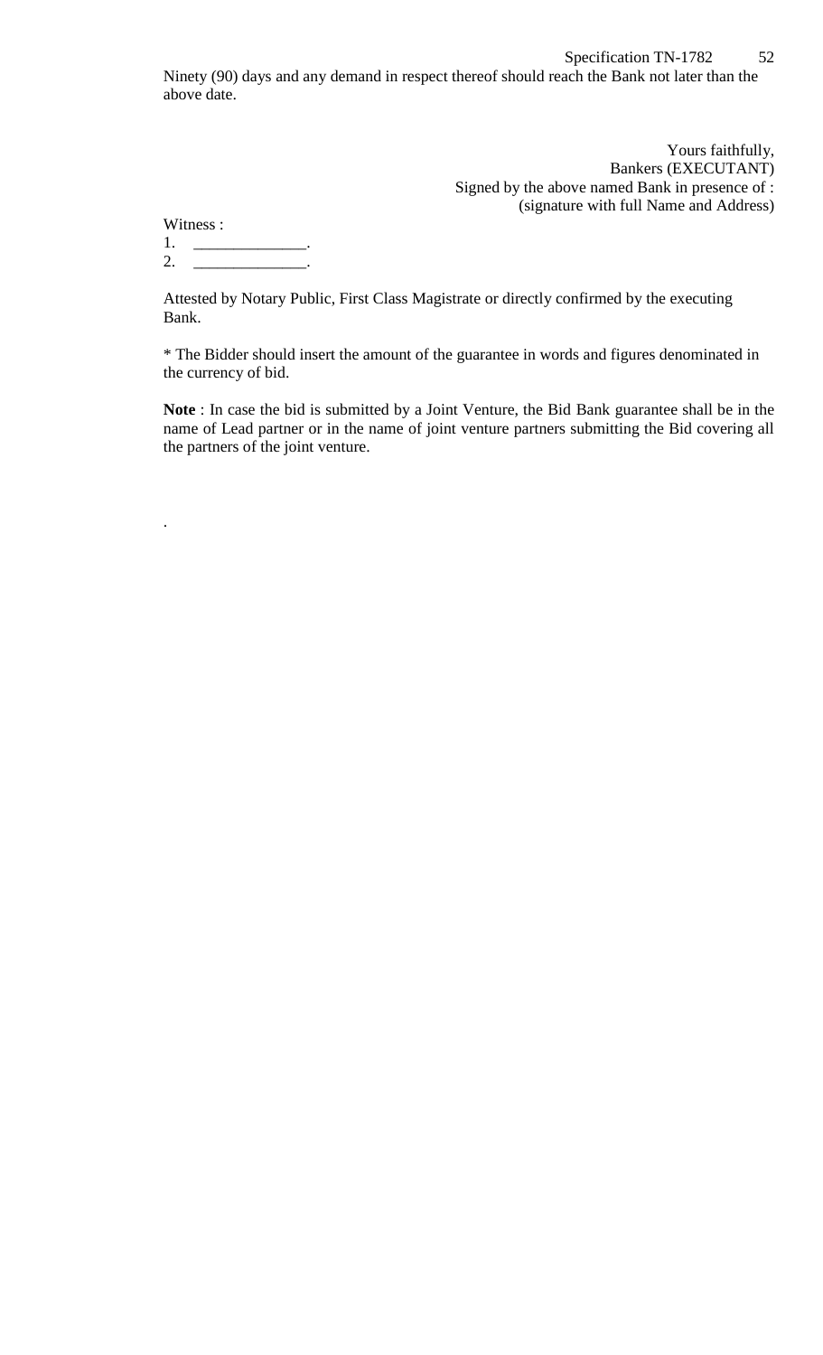Ninety (90) days and any demand in respect thereof should reach the Bank not later than the above date.

Yours faithfully,
Bankers (EXECUTANT)
Signed by the above named Bank in presence of :
(signature with full Name and Address)

Witness :

1. ______________.
2. ______________.

Attested by Notary Public, First Class Magistrate or directly confirmed by the executing Bank.

* The Bidder should insert the amount of the guarantee in words and figures denominated in the currency of bid.

**Note** : In case the bid is submitted by a Joint Venture, the Bid Bank guarantee shall be in the name of Lead partner or in the name of joint venture partners submitting the Bid covering all the partners of the joint venture.

.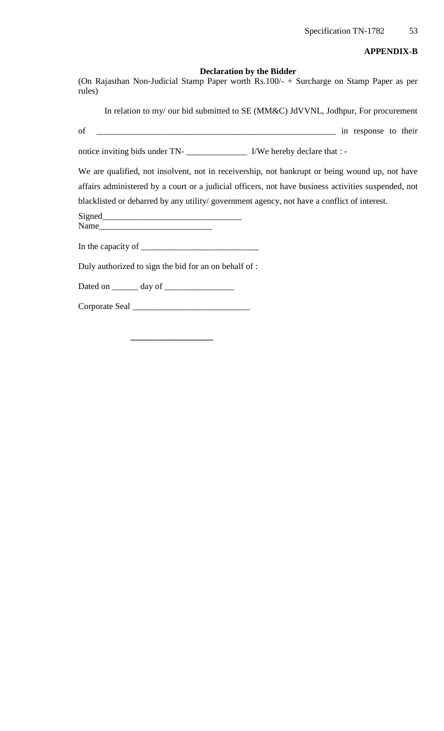**APPENDIX-B**

**Declaration by the Bidder**

(On Rajasthan Non-Judicial Stamp Paper worth Rs.100/- + Surcharge on Stamp Paper as per rules)

In relation to my/ our bid submitted to SE (MM&C) JdVVNL, Jodhpur, For procurement of ________________________________________________________ in response to their notice inviting bids under TN- ______________ I/We hereby declare that : -

We are qualified, not insolvent, not in receivership, not bankrupt or being wound up, not have affairs administered by a court or a judicial officers, not have business activities suspended, not blacklisted or debarred by any utility/ government agency, not have a conflict of interest.

Signed________________________________

Name__________________________

In the capacity of ___________________________

Duly authorized to sign the bid for an on behalf of :

Dated on ______ day of ________________

Corporate Seal ___________________________

___________________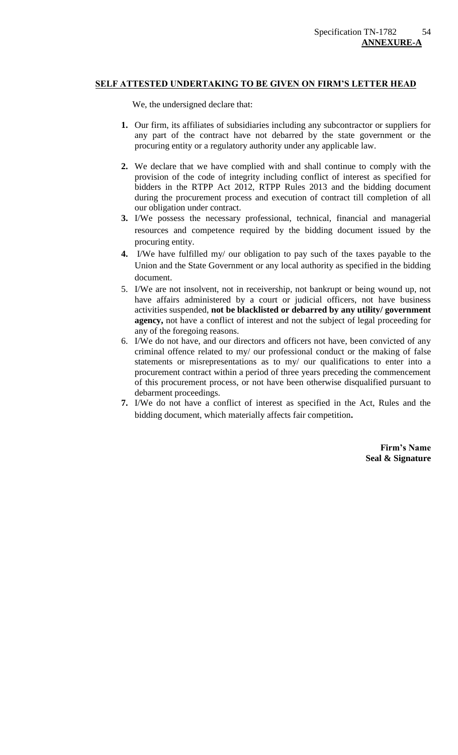**ANNEXURE-A**

**SELF ATTESTED UNDERTAKING TO BE GIVEN ON FIRM'S LETTER HEAD**

We, the undersigned declare that:

1. Our firm, its affiliates of subsidiaries including any subcontractor or suppliers for any part of the contract have not debarred by the state government or the procuring entity or a regulatory authority under any applicable law.
2. We declare that we have complied with and shall continue to comply with the provision of the code of integrity including conflict of interest as specified for bidders in the RTPP Act 2012, RTPP Rules 2013 and the bidding document during the procurement process and execution of contract till completion of all our obligation under contract.
3. I/We possess the necessary professional, technical, financial and managerial resources and competence required by the bidding document issued by the procuring entity.
4. I/We have fulfilled my/ our obligation to pay such of the taxes payable to the Union and the State Government or any local authority as specified in the bidding document.
5. I/We are not insolvent, not in receivership, not bankrupt or being wound up, not have affairs administered by a court or judicial officers, not have business activities suspended, **not be blacklisted or debarred by any utility/ government agency,** not have a conflict of interest and not the subject of legal proceeding for any of the foregoing reasons.
6. I/We do not have, and our directors and officers not have, been convicted of any criminal offence related to my/ our professional conduct or the making of false statements or misrepresentations as to my/ our qualifications to enter into a procurement contract within a period of three years preceding the commencement of this procurement process, or not have been otherwise disqualified pursuant to debarment proceedings.
7. I/We do not have a conflict of interest as specified in the Act, Rules and the bidding document, which materially affects fair competition**.**

**Firm's Name**
**Seal & Signature**